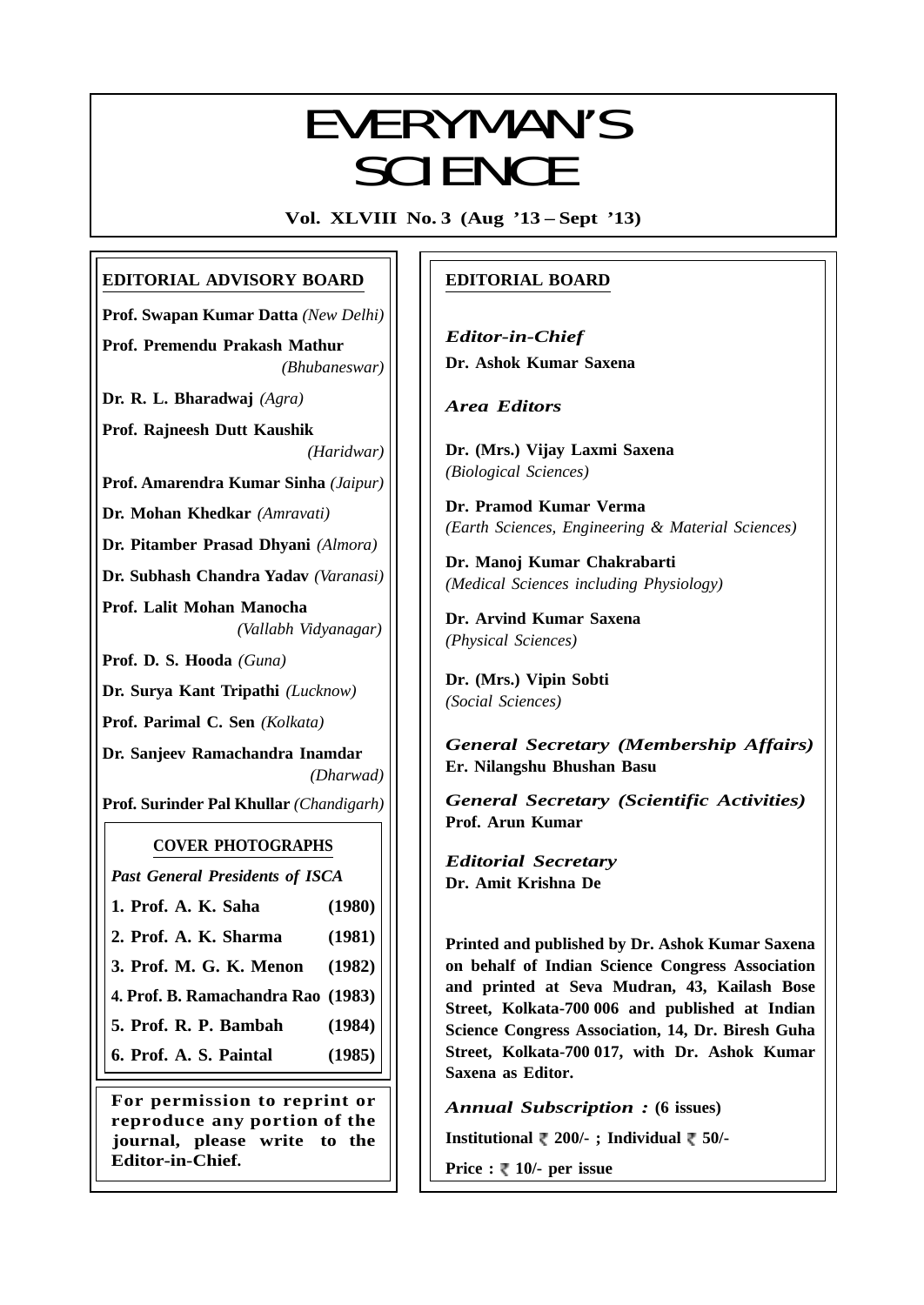# EVERYMAN'S SCIENCE

**Vol. XLVIII No. 3 (Aug '13 – Sept '13)**

## EDITORIAL ADVISORY BOARD

**Prof. Swapan Kumar Datta** *(New Delhi)*

**Prof. Premendu Prakash Mathur** *(Bhubaneswar)*

**Dr. R. L. Bharadwaj** *(Agra)*

**Prof. Rajneesh Dutt Kaushik** *(Haridwar)*

**Prof. Amarendra Kumar Sinha** *(Jaipur)*

**Dr. Mohan Khedkar** *(Amravati)*

**Dr. Pitamber Prasad Dhyani** *(Almora)*

**Dr. Subhash Chandra Yadav** *(Varanasi)*

**Prof. Lalit Mohan Manocha** *(Vallabh Vidyanagar)*

**Prof. D. S. Hooda** *(Guna)*

**Dr. Surya Kant Tripathi** *(Lucknow)*

**Prof. Parimal C. Sen** *(Kolkata)*

**Dr. Sanjeev Ramachandra Inamdar** *(Dharwad)*

**Prof. Surinder Pal Khullar** *(Chandigarh)*

### COVER PHOTOGRAPHS

*Past General Presidents of ISCA*

| | |
|---|---|
| **1. Prof. A. K. Saha** | **(1980)** |
| **2. Prof. A. K. Sharma** | **(1981)** |
| **3. Prof. M. G. K. Menon** | **(1982)** |
| **4. Prof. B. Ramachandra Rao** | **(1983)** |
| **5. Prof. R. P. Bambah** | **(1984)** |
| **6. Prof. A. S. Paintal** | **(1985)** |

**For permission to reprint or reproduce any portion of the journal, please write to the Editor-in-Chief.**

## EDITORIAL BOARD

*Editor-in-Chief*
**Dr. Ashok Kumar Saxena**

*Area Editors*

**Dr. (Mrs.) Vijay Laxmi Saxena**
*(Biological Sciences)*

**Dr. Pramod Kumar Verma**
*(Earth Sciences, Engineering & Material Sciences)*

**Dr. Manoj Kumar Chakrabarti**
*(Medical Sciences including Physiology)*

**Dr. Arvind Kumar Saxena**
*(Physical Sciences)*

**Dr. (Mrs.) Vipin Sobti**
*(Social Sciences)*

*General Secretary (Membership Affairs)*
**Er. Nilangshu Bhushan Basu**

*General Secretary (Scientific Activities)*
**Prof. Arun Kumar**

*Editorial Secretary*
**Dr. Amit Krishna De**

**Printed and published by Dr. Ashok Kumar Saxena on behalf of Indian Science Congress Association and printed at Seva Mudran, 43, Kailash Bose Street, Kolkata-700 006 and published at Indian Science Congress Association, 14, Dr. Biresh Guha Street, Kolkata-700 017, with Dr. Ashok Kumar Saxena as Editor.**

*Annual Subscription :* **(6 issues)**

**Institutional ₹ 200/- ; Individual ₹ 50/-**

**Price : ₹ 10/- per issue**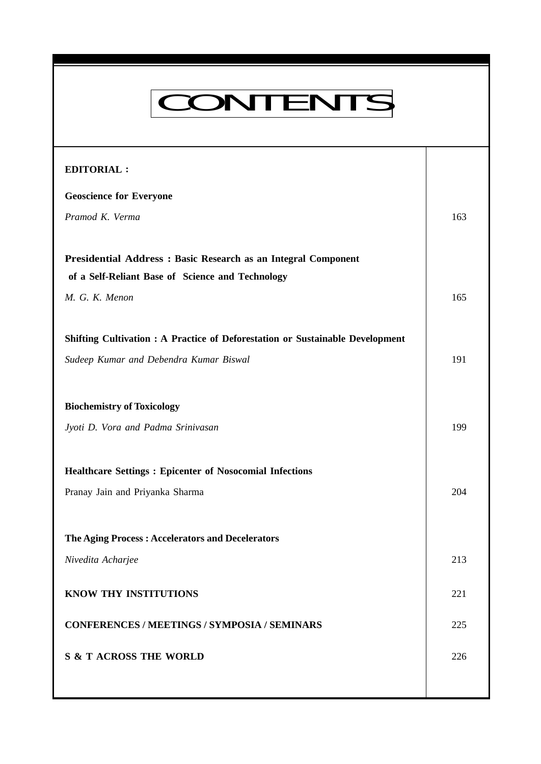# CONTENTS

| | |
|---|---|
| **EDITORIAL :** | |
| **Geoscience for Everyone** | |
| *Pramod K. Verma* | 163 |
| **Presidential Address : Basic Research as an Integral Component of a Self-Reliant Base of Science and Technology** | |
| *M. G. K. Menon* | 165 |
| **Shifting Cultivation : A Practice of Deforestation or Sustainable Development** | |
| *Sudeep Kumar and Debendra Kumar Biswal* | 191 |
| **Biochemistry of Toxicology** | |
| *Jyoti D. Vora and Padma Srinivasan* | 199 |
| **Healthcare Settings : Epicenter of Nosocomial Infections** | |
| Pranay Jain and Priyanka Sharma | 204 |
| **The Aging Process : Accelerators and Decelerators** | |
| *Nivedita Acharjee* | 213 |
| **KNOW THY INSTITUTIONS** | 221 |
| **CONFERENCES / MEETINGS / SYMPOSIA / SEMINARS** | 225 |
| **S & T ACROSS THE WORLD** | 226 |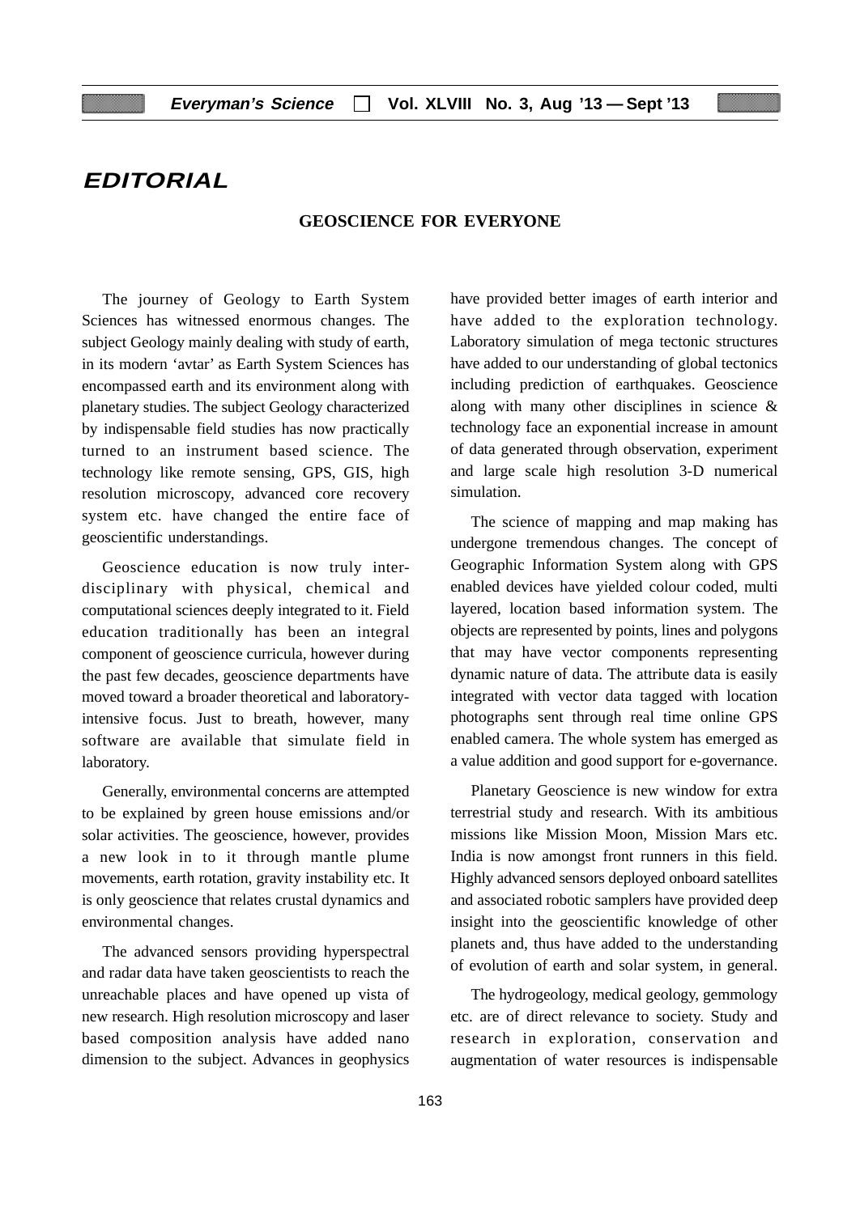# EDITORIAL

## GEOSCIENCE FOR EVERYONE

The journey of Geology to Earth System Sciences has witnessed enormous changes. The subject Geology mainly dealing with study of earth, in its modern 'avtar' as Earth System Sciences has encompassed earth and its environment along with planetary studies. The subject Geology characterized by indispensable field studies has now practically turned to an instrument based science. The technology like remote sensing, GPS, GIS, high resolution microscopy, advanced core recovery system etc. have changed the entire face of geoscientific understandings.

Geoscience education is now truly inter-disciplinary with physical, chemical and computational sciences deeply integrated to it. Field education traditionally has been an integral component of geoscience curricula, however during the past few decades, geoscience departments have moved toward a broader theoretical and laboratory-intensive focus. Just to breath, however, many software are available that simulate field in laboratory.

Generally, environmental concerns are attempted to be explained by green house emissions and/or solar activities. The geoscience, however, provides a new look in to it through mantle plume movements, earth rotation, gravity instability etc. It is only geoscience that relates crustal dynamics and environmental changes.

The advanced sensors providing hyperspectral and radar data have taken geoscientists to reach the unreachable places and have opened up vista of new research. High resolution microscopy and laser based composition analysis have added nano dimension to the subject. Advances in geophysics have provided better images of earth interior and have added to the exploration technology. Laboratory simulation of mega tectonic structures have added to our understanding of global tectonics including prediction of earthquakes. Geoscience along with many other disciplines in science & technology face an exponential increase in amount of data generated through observation, experiment and large scale high resolution 3-D numerical simulation.

The science of mapping and map making has undergone tremendous changes. The concept of Geographic Information System along with GPS enabled devices have yielded colour coded, multi layered, location based information system. The objects are represented by points, lines and polygons that may have vector components representing dynamic nature of data. The attribute data is easily integrated with vector data tagged with location photographs sent through real time online GPS enabled camera. The whole system has emerged as a value addition and good support for e-governance.

Planetary Geoscience is new window for extra terrestrial study and research. With its ambitious missions like Mission Moon, Mission Mars etc. India is now amongst front runners in this field. Highly advanced sensors deployed onboard satellites and associated robotic samplers have provided deep insight into the geoscientific knowledge of other planets and, thus have added to the understanding of evolution of earth and solar system, in general.

The hydrogeology, medical geology, gemmology etc. are of direct relevance to society. Study and research in exploration, conservation and augmentation of water resources is indispensable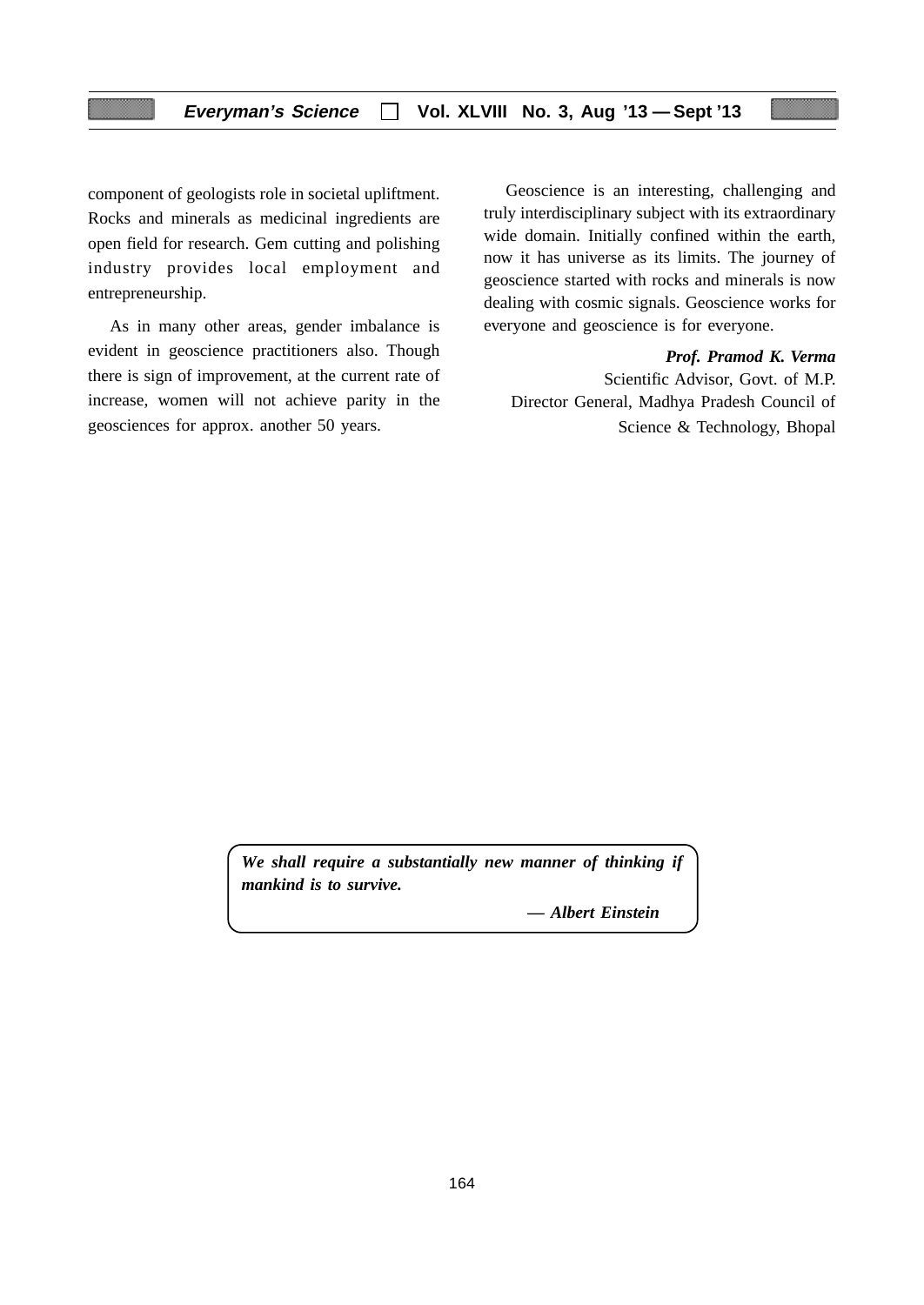component of geologists role in societal upliftment. Rocks and minerals as medicinal ingredients are open field for research. Gem cutting and polishing industry provides local employment and entrepreneurship.

As in many other areas, gender imbalance is evident in geoscience practitioners also. Though there is sign of improvement, at the current rate of increase, women will not achieve parity in the geosciences for approx. another 50 years.

Geoscience is an interesting, challenging and truly interdisciplinary subject with its extraordinary wide domain. Initially confined within the earth, now it has universe as its limits. The journey of geoscience started with rocks and minerals is now dealing with cosmic signals. Geoscience works for everyone and geoscience is for everyone.

***Prof. Pramod K. Verma***
Scientific Advisor, Govt. of M.P.
Director General, Madhya Pradesh Council of Science & Technology, Bhopal

> ***We shall require a substantially new manner of thinking if mankind is to survive.***
>
> ***— Albert Einstein***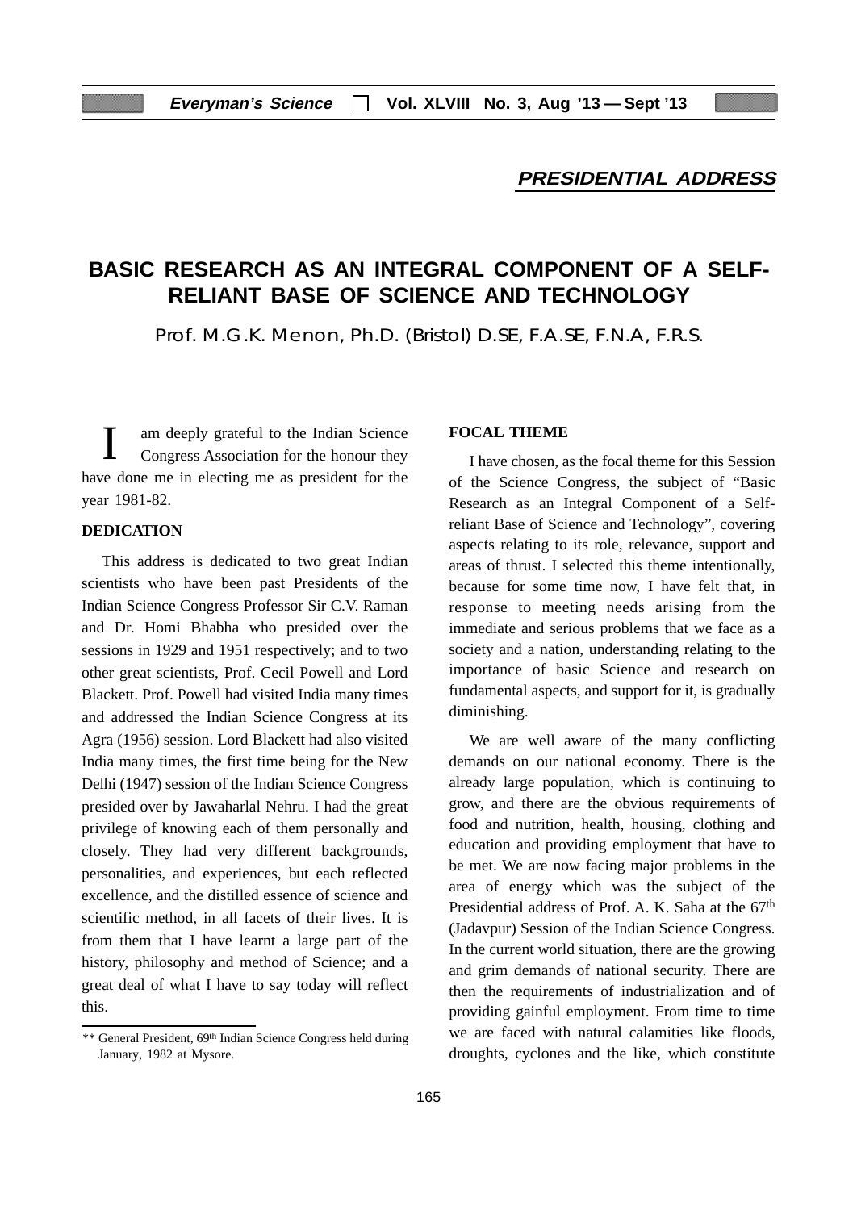## PRESIDENTIAL ADDRESS

# BASIC RESEARCH AS AN INTEGRAL COMPONENT OF A SELF-RELIANT BASE OF SCIENCE AND TECHNOLOGY

Prof. M.G.K. Menon, Ph.D. (Bristol) D.SE, F.A.SE, F.N.A, F.R.S.

I am deeply grateful to the Indian Science Congress Association for the honour they have done me in electing me as president for the year 1981-82.

### DEDICATION

This address is dedicated to two great Indian scientists who have been past Presidents of the Indian Science Congress Professor Sir C.V. Raman and Dr. Homi Bhabha who presided over the sessions in 1929 and 1951 respectively; and to two other great scientists, Prof. Cecil Powell and Lord Blackett. Prof. Powell had visited India many times and addressed the Indian Science Congress at its Agra (1956) session. Lord Blackett had also visited India many times, the first time being for the New Delhi (1947) session of the Indian Science Congress presided over by Jawaharlal Nehru. I had the great privilege of knowing each of them personally and closely. They had very different backgrounds, personalities, and experiences, but each reflected excellence, and the distilled essence of science and scientific method, in all facets of their lives. It is from them that I have learnt a large part of the history, philosophy and method of Science; and a great deal of what I have to say today will reflect this.

** General President, 69th Indian Science Congress held during January, 1982 at Mysore.

### FOCAL THEME

I have chosen, as the focal theme for this Session of the Science Congress, the subject of "Basic Research as an Integral Component of a Self-reliant Base of Science and Technology", covering aspects relating to its role, relevance, support and areas of thrust. I selected this theme intentionally, because for some time now, I have felt that, in response to meeting needs arising from the immediate and serious problems that we face as a society and a nation, understanding relating to the importance of basic Science and research on fundamental aspects, and support for it, is gradually diminishing.

We are well aware of the many conflicting demands on our national economy. There is the already large population, which is continuing to grow, and there are the obvious requirements of food and nutrition, health, housing, clothing and education and providing employment that have to be met. We are now facing major problems in the area of energy which was the subject of the Presidential address of Prof. A. K. Saha at the 67th (Jadavpur) Session of the Indian Science Congress. In the current world situation, there are the growing and grim demands of national security. There are then the requirements of industrialization and of providing gainful employment. From time to time we are faced with natural calamities like floods, droughts, cyclones and the like, which constitute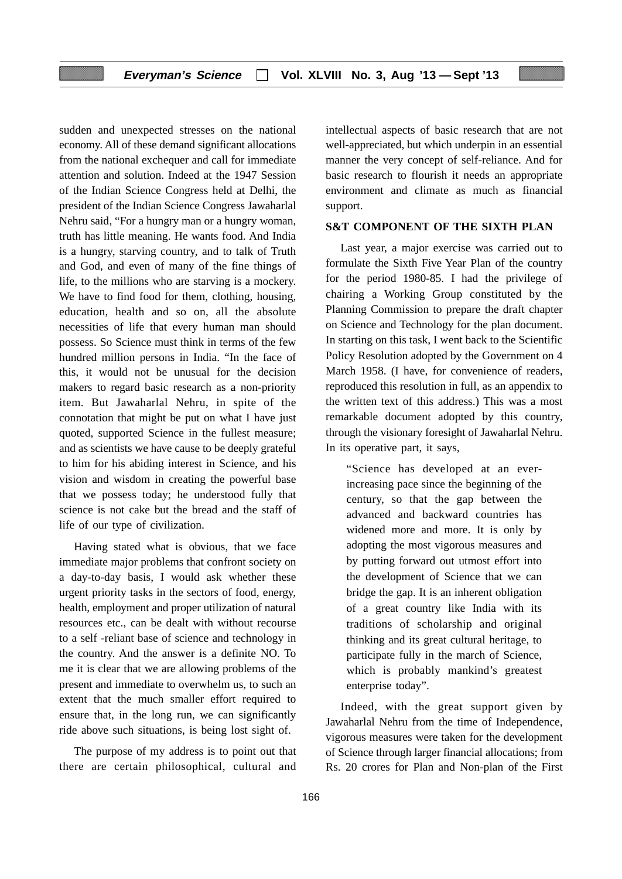sudden and unexpected stresses on the national economy. All of these demand significant allocations from the national exchequer and call for immediate attention and solution. Indeed at the 1947 Session of the Indian Science Congress held at Delhi, the president of the Indian Science Congress Jawaharlal Nehru said, "For a hungry man or a hungry woman, truth has little meaning. He wants food. And India is a hungry, starving country, and to talk of Truth and God, and even of many of the fine things of life, to the millions who are starving is a mockery. We have to find food for them, clothing, housing, education, health and so on, all the absolute necessities of life that every human man should possess. So Science must think in terms of the few hundred million persons in India. "In the face of this, it would not be unusual for the decision makers to regard basic research as a non-priority item. But Jawaharlal Nehru, in spite of the connotation that might be put on what I have just quoted, supported Science in the fullest measure; and as scientists we have cause to be deeply grateful to him for his abiding interest in Science, and his vision and wisdom in creating the powerful base that we possess today; he understood fully that science is not cake but the bread and the staff of life of our type of civilization.

Having stated what is obvious, that we face immediate major problems that confront society on a day-to-day basis, I would ask whether these urgent priority tasks in the sectors of food, energy, health, employment and proper utilization of natural resources etc., can be dealt with without recourse to a self -reliant base of science and technology in the country. And the answer is a definite NO. To me it is clear that we are allowing problems of the present and immediate to overwhelm us, to such an extent that the much smaller effort required to ensure that, in the long run, we can significantly ride above such situations, is being lost sight of.

The purpose of my address is to point out that there are certain philosophical, cultural and intellectual aspects of basic research that are not well-appreciated, but which underpin in an essential manner the very concept of self-reliance. And for basic research to flourish it needs an appropriate environment and climate as much as financial support.

## S&T COMPONENT OF THE SIXTH PLAN

Last year, a major exercise was carried out to formulate the Sixth Five Year Plan of the country for the period 1980-85. I had the privilege of chairing a Working Group constituted by the Planning Commission to prepare the draft chapter on Science and Technology for the plan document. In starting on this task, I went back to the Scientific Policy Resolution adopted by the Government on 4 March 1958. (I have, for convenience of readers, reproduced this resolution in full, as an appendix to the written text of this address.) This was a most remarkable document adopted by this country, through the visionary foresight of Jawaharlal Nehru. In its operative part, it says,

> "Science has developed at an ever-increasing pace since the beginning of the century, so that the gap between the advanced and backward countries has widened more and more. It is only by adopting the most vigorous measures and by putting forward out utmost effort into the development of Science that we can bridge the gap. It is an inherent obligation of a great country like India with its traditions of scholarship and original thinking and its great cultural heritage, to participate fully in the march of Science, which is probably mankind's greatest enterprise today".

Indeed, with the great support given by Jawaharlal Nehru from the time of Independence, vigorous measures were taken for the development of Science through larger financial allocations; from Rs. 20 crores for Plan and Non-plan of the First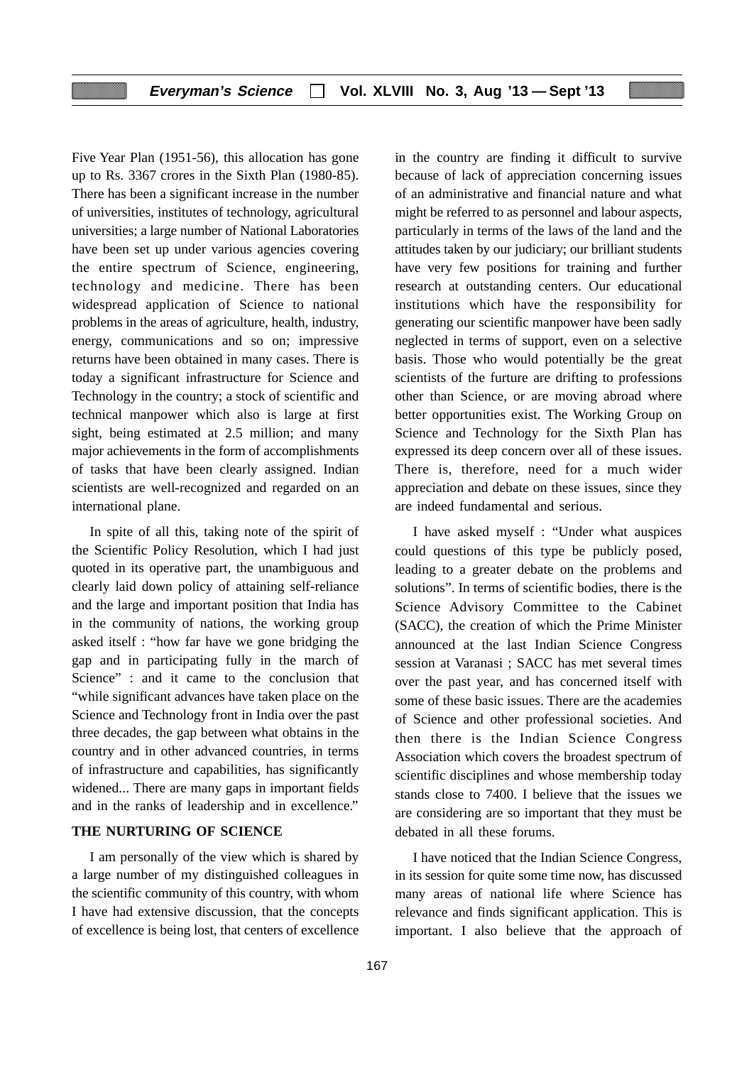Five Year Plan (1951-56), this allocation has gone up to Rs. 3367 crores in the Sixth Plan (1980-85). There has been a significant increase in the number of universities, institutes of technology, agricultural universities; a large number of National Laboratories have been set up under various agencies covering the entire spectrum of Science, engineering, technology and medicine. There has been widespread application of Science to national problems in the areas of agriculture, health, industry, energy, communications and so on; impressive returns have been obtained in many cases. There is today a significant infrastructure for Science and Technology in the country; a stock of scientific and technical manpower which also is large at first sight, being estimated at 2.5 million; and many major achievements in the form of accomplishments of tasks that have been clearly assigned. Indian scientists are well-recognized and regarded on an international plane.

In spite of all this, taking note of the spirit of the Scientific Policy Resolution, which I had just quoted in its operative part, the unambiguous and clearly laid down policy of attaining self-reliance and the large and important position that India has in the community of nations, the working group asked itself : "how far have we gone bridging the gap and in participating fully in the march of Science" : and it came to the conclusion that "while significant advances have taken place on the Science and Technology front in India over the past three decades, the gap between what obtains in the country and in other advanced countries, in terms of infrastructure and capabilities, has significantly widened... There are many gaps in important fields and in the ranks of leadership and in excellence."

**THE NURTURING OF SCIENCE**

I am personally of the view which is shared by a large number of my distinguished colleagues in the scientific community of this country, with whom I have had extensive discussion, that the concepts of excellence is being lost, that centers of excellence in the country are finding it difficult to survive because of lack of appreciation concerning issues of an administrative and financial nature and what might be referred to as personnel and labour aspects, particularly in terms of the laws of the land and the attitudes taken by our judiciary; our brilliant students have very few positions for training and further research at outstanding centers. Our educational institutions which have the responsibility for generating our scientific manpower have been sadly neglected in terms of support, even on a selective basis. Those who would potentially be the great scientists of the furture are drifting to professions other than Science, or are moving abroad where better opportunities exist. The Working Group on Science and Technology for the Sixth Plan has expressed its deep concern over all of these issues. There is, therefore, need for a much wider appreciation and debate on these issues, since they are indeed fundamental and serious.

I have asked myself : "Under what auspices could questions of this type be publicly posed, leading to a greater debate on the problems and solutions". In terms of scientific bodies, there is the Science Advisory Committee to the Cabinet (SACC), the creation of which the Prime Minister announced at the last Indian Science Congress session at Varanasi ; SACC has met several times over the past year, and has concerned itself with some of these basic issues. There are the academies of Science and other professional societies. And then there is the Indian Science Congress Association which covers the broadest spectrum of scientific disciplines and whose membership today stands close to 7400. I believe that the issues we are considering are so important that they must be debated in all these forums.

I have noticed that the Indian Science Congress, in its session for quite some time now, has discussed many areas of national life where Science has relevance and finds significant application. This is important. I also believe that the approach of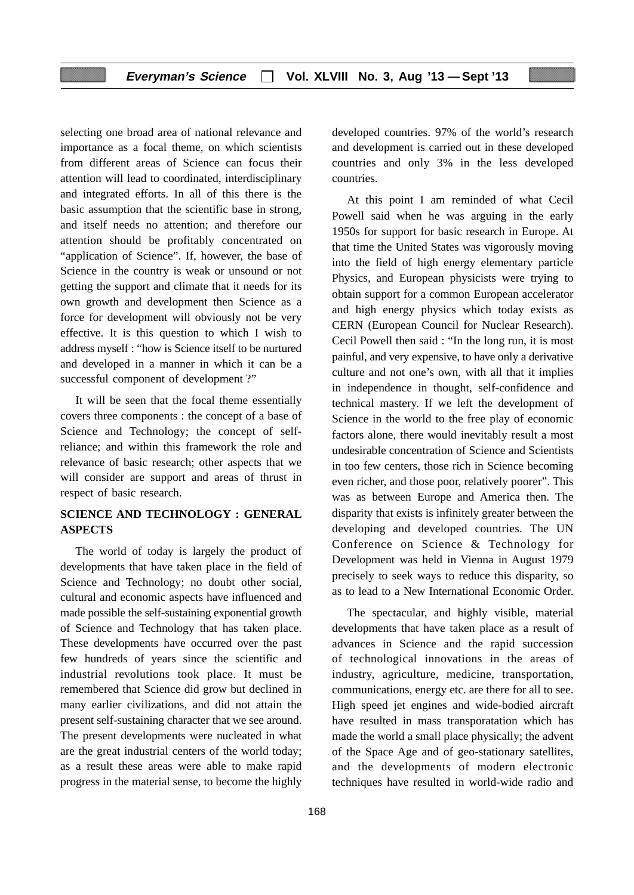selecting one broad area of national relevance and importance as a focal theme, on which scientists from different areas of Science can focus their attention will lead to coordinated, interdisciplinary and integrated efforts. In all of this there is the basic assumption that the scientific base in strong, and itself needs no attention; and therefore our attention should be profitably concentrated on "application of Science". If, however, the base of Science in the country is weak or unsound or not getting the support and climate that it needs for its own growth and development then Science as a force for development will obviously not be very effective. It is this question to which I wish to address myself : "how is Science itself to be nurtured and developed in a manner in which it can be a successful component of development ?"

It will be seen that the focal theme essentially covers three components : the concept of a base of Science and Technology; the concept of self-reliance; and within this framework the role and relevance of basic research; other aspects that we will consider are support and areas of thrust in respect of basic research.

## SCIENCE AND TECHNOLOGY : GENERAL ASPECTS

The world of today is largely the product of developments that have taken place in the field of Science and Technology; no doubt other social, cultural and economic aspects have influenced and made possible the self-sustaining exponential growth of Science and Technology that has taken place. These developments have occurred over the past few hundreds of years since the scientific and industrial revolutions took place. It must be remembered that Science did grow but declined in many earlier civilizations, and did not attain the present self-sustaining character that we see around. The present developments were nucleated in what are the great industrial centers of the world today; as a result these areas were able to make rapid progress in the material sense, to become the highly developed countries. 97% of the world's research and development is carried out in these developed countries and only 3% in the less developed countries.

At this point I am reminded of what Cecil Powell said when he was arguing in the early 1950s for support for basic research in Europe. At that time the United States was vigorously moving into the field of high energy elementary particle Physics, and European physicists were trying to obtain support for a common European accelerator and high energy physics which today exists as CERN (European Council for Nuclear Research). Cecil Powell then said : "In the long run, it is most painful, and very expensive, to have only a derivative culture and not one's own, with all that it implies in independence in thought, self-confidence and technical mastery. If we left the development of Science in the world to the free play of economic factors alone, there would inevitably result a most undesirable concentration of Science and Scientists in too few centers, those rich in Science becoming even richer, and those poor, relatively poorer". This was as between Europe and America then. The disparity that exists is infinitely greater between the developing and developed countries. The UN Conference on Science & Technology for Development was held in Vienna in August 1979 precisely to seek ways to reduce this disparity, so as to lead to a New International Economic Order.

The spectacular, and highly visible, material developments that have taken place as a result of advances in Science and the rapid succession of technological innovations in the areas of industry, agriculture, medicine, transportation, communications, energy etc. are there for all to see. High speed jet engines and wide-bodied aircraft have resulted in mass transporatation which has made the world a small place physically; the advent of the Space Age and of geo-stationary satellites, and the developments of modern electronic techniques have resulted in world-wide radio and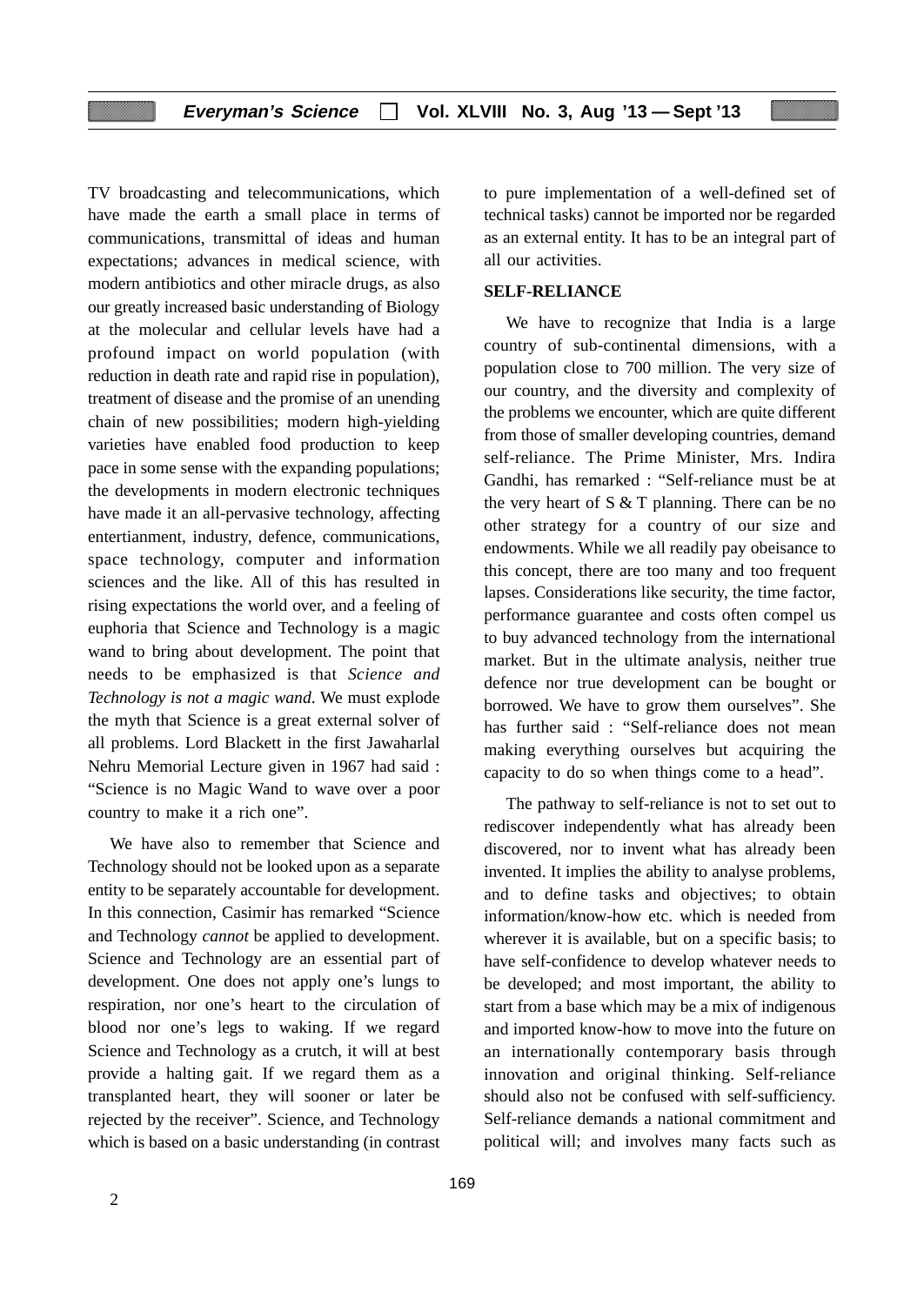TV broadcasting and telecommunications, which have made the earth a small place in terms of communications, transmittal of ideas and human expectations; advances in medical science, with modern antibiotics and other miracle drugs, as also our greatly increased basic understanding of Biology at the molecular and cellular levels have had a profound impact on world population (with reduction in death rate and rapid rise in population), treatment of disease and the promise of an unending chain of new possibilities; modern high-yielding varieties have enabled food production to keep pace in some sense with the expanding populations; the developments in modern electronic techniques have made it an all-pervasive technology, affecting entertianment, industry, defence, communications, space technology, computer and information sciences and the like. All of this has resulted in rising expectations the world over, and a feeling of euphoria that Science and Technology is a magic wand to bring about development. The point that needs to be emphasized is that *Science and Technology is not a magic wand*. We must explode the myth that Science is a great external solver of all problems. Lord Blackett in the first Jawaharlal Nehru Memorial Lecture given in 1967 had said : "Science is no Magic Wand to wave over a poor country to make it a rich one".

We have also to remember that Science and Technology should not be looked upon as a separate entity to be separately accountable for development. In this connection, Casimir has remarked "Science and Technology *cannot* be applied to development. Science and Technology are an essential part of development. One does not apply one's lungs to respiration, nor one's heart to the circulation of blood nor one's legs to waking. If we regard Science and Technology as a crutch, it will at best provide a halting gait. If we regard them as a transplanted heart, they will sooner or later be rejected by the receiver". Science, and Technology which is based on a basic understanding (in contrast to pure implementation of a well-defined set of technical tasks) cannot be imported nor be regarded as an external entity. It has to be an integral part of all our activities.

## SELF-RELIANCE

We have to recognize that India is a large country of sub-continental dimensions, with a population close to 700 million. The very size of our country, and the diversity and complexity of the problems we encounter, which are quite different from those of smaller developing countries, demand self-reliance. The Prime Minister, Mrs. Indira Gandhi, has remarked : "Self-reliance must be at the very heart of S & T planning. There can be no other strategy for a country of our size and endowments. While we all readily pay obeisance to this concept, there are too many and too frequent lapses. Considerations like security, the time factor, performance guarantee and costs often compel us to buy advanced technology from the international market. But in the ultimate analysis, neither true defence nor true development can be bought or borrowed. We have to grow them ourselves". She has further said : "Self-reliance does not mean making everything ourselves but acquiring the capacity to do so when things come to a head".

The pathway to self-reliance is not to set out to rediscover independently what has already been discovered, nor to invent what has already been invented. It implies the ability to analyse problems, and to define tasks and objectives; to obtain information/know-how etc. which is needed from wherever it is available, but on a specific basis; to have self-confidence to develop whatever needs to be developed; and most important, the ability to start from a base which may be a mix of indigenous and imported know-how to move into the future on an internationally contemporary basis through innovation and original thinking. Self-reliance should also not be confused with self-sufficiency. Self-reliance demands a national commitment and political will; and involves many facts such as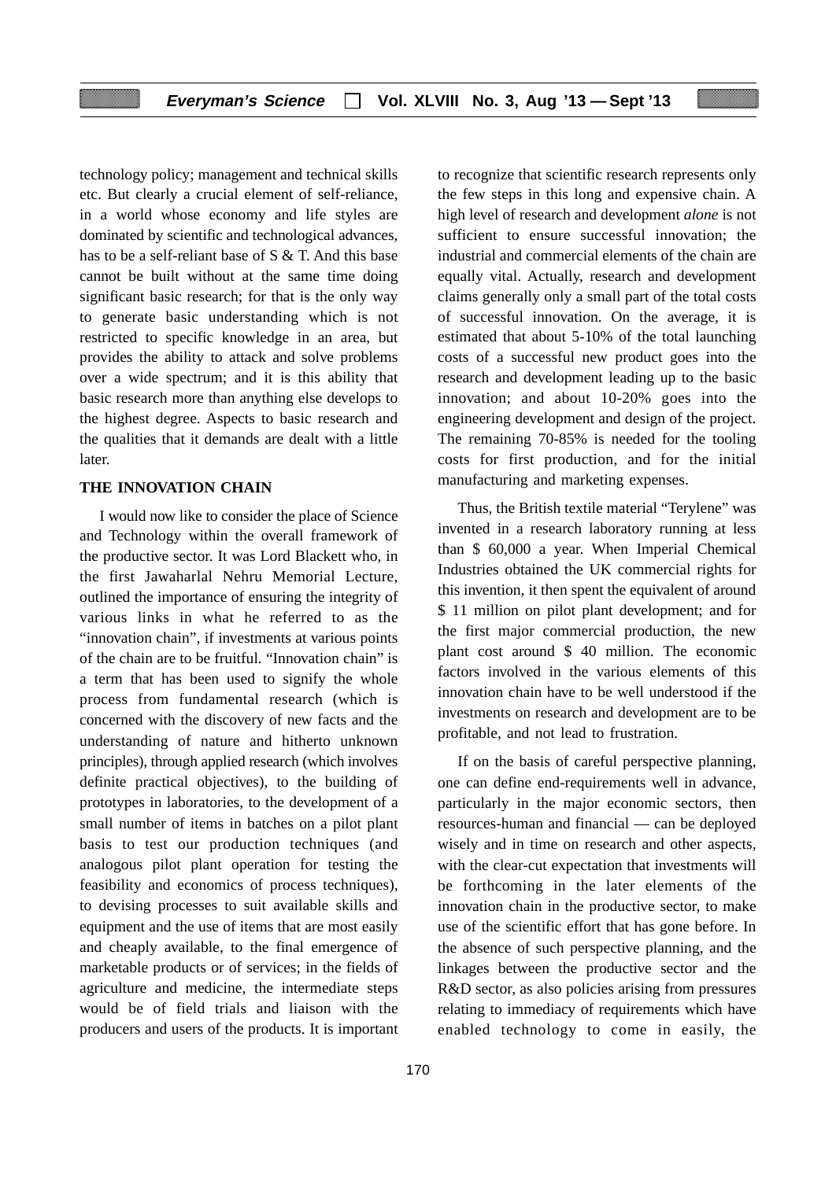technology policy; management and technical skills etc. But clearly a crucial element of self-reliance, in a world whose economy and life styles are dominated by scientific and technological advances, has to be a self-reliant base of S & T. And this base cannot be built without at the same time doing significant basic research; for that is the only way to generate basic understanding which is not restricted to specific knowledge in an area, but provides the ability to attack and solve problems over a wide spectrum; and it is this ability that basic research more than anything else develops to the highest degree. Aspects to basic research and the qualities that it demands are dealt with a little later.

## THE INNOVATION CHAIN

I would now like to consider the place of Science and Technology within the overall framework of the productive sector. It was Lord Blackett who, in the first Jawaharlal Nehru Memorial Lecture, outlined the importance of ensuring the integrity of various links in what he referred to as the "innovation chain", if investments at various points of the chain are to be fruitful. "Innovation chain" is a term that has been used to signify the whole process from fundamental research (which is concerned with the discovery of new facts and the understanding of nature and hitherto unknown principles), through applied research (which involves definite practical objectives), to the building of prototypes in laboratories, to the development of a small number of items in batches on a pilot plant basis to test our production techniques (and analogous pilot plant operation for testing the feasibility and economics of process techniques), to devising processes to suit available skills and equipment and the use of items that are most easily and cheaply available, to the final emergence of marketable products or of services; in the fields of agriculture and medicine, the intermediate steps would be of field trials and liaison with the producers and users of the products. It is important to recognize that scientific research represents only the few steps in this long and expensive chain. A high level of research and development *alone* is not sufficient to ensure successful innovation; the industrial and commercial elements of the chain are equally vital. Actually, research and development claims generally only a small part of the total costs of successful innovation. On the average, it is estimated that about 5-10% of the total launching costs of a successful new product goes into the research and development leading up to the basic innovation; and about 10-20% goes into the engineering development and design of the project. The remaining 70-85% is needed for the tooling costs for first production, and for the initial manufacturing and marketing expenses.

Thus, the British textile material "Terylene" was invented in a research laboratory running at less than $ 60,000 a year. When Imperial Chemical Industries obtained the UK commercial rights for this invention, it then spent the equivalent of around $ 11 million on pilot plant development; and for the first major commercial production, the new plant cost around $ 40 million. The economic factors involved in the various elements of this innovation chain have to be well understood if the investments on research and development are to be profitable, and not lead to frustration.

If on the basis of careful perspective planning, one can define end-requirements well in advance, particularly in the major economic sectors, then resources-human and financial — can be deployed wisely and in time on research and other aspects, with the clear-cut expectation that investments will be forthcoming in the later elements of the innovation chain in the productive sector, to make use of the scientific effort that has gone before. In the absence of such perspective planning, and the linkages between the productive sector and the R&D sector, as also policies arising from pressures relating to immediacy of requirements which have enabled technology to come in easily, the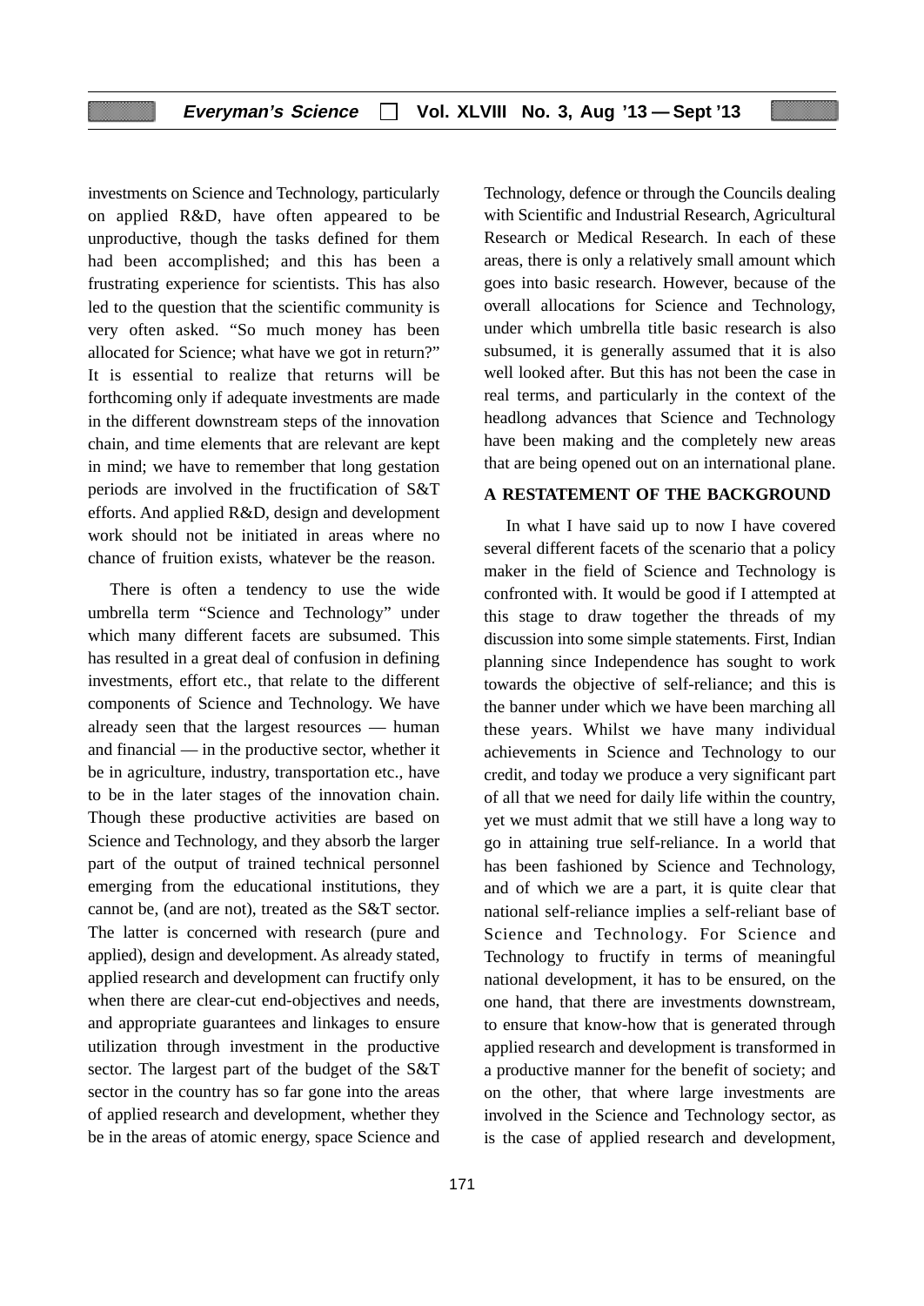investments on Science and Technology, particularly on applied R&D, have often appeared to be unproductive, though the tasks defined for them had been accomplished; and this has been a frustrating experience for scientists. This has also led to the question that the scientific community is very often asked. "So much money has been allocated for Science; what have we got in return?" It is essential to realize that returns will be forthcoming only if adequate investments are made in the different downstream steps of the innovation chain, and time elements that are relevant are kept in mind; we have to remember that long gestation periods are involved in the fructification of S&T efforts. And applied R&D, design and development work should not be initiated in areas where no chance of fruition exists, whatever be the reason.

There is often a tendency to use the wide umbrella term "Science and Technology" under which many different facets are subsumed. This has resulted in a great deal of confusion in defining investments, effort etc., that relate to the different components of Science and Technology. We have already seen that the largest resources — human and financial — in the productive sector, whether it be in agriculture, industry, transportation etc., have to be in the later stages of the innovation chain. Though these productive activities are based on Science and Technology, and they absorb the larger part of the output of trained technical personnel emerging from the educational institutions, they cannot be, (and are not), treated as the S&T sector. The latter is concerned with research (pure and applied), design and development. As already stated, applied research and development can fructify only when there are clear-cut end-objectives and needs, and appropriate guarantees and linkages to ensure utilization through investment in the productive sector. The largest part of the budget of the S&T sector in the country has so far gone into the areas of applied research and development, whether they be in the areas of atomic energy, space Science and Technology, defence or through the Councils dealing with Scientific and Industrial Research, Agricultural Research or Medical Research. In each of these areas, there is only a relatively small amount which goes into basic research. However, because of the overall allocations for Science and Technology, under which umbrella title basic research is also subsumed, it is generally assumed that it is also well looked after. But this has not been the case in real terms, and particularly in the context of the headlong advances that Science and Technology have been making and the completely new areas that are being opened out on an international plane.

## A RESTATEMENT OF THE BACKGROUND

In what I have said up to now I have covered several different facets of the scenario that a policy maker in the field of Science and Technology is confronted with. It would be good if I attempted at this stage to draw together the threads of my discussion into some simple statements. First, Indian planning since Independence has sought to work towards the objective of self-reliance; and this is the banner under which we have been marching all these years. Whilst we have many individual achievements in Science and Technology to our credit, and today we produce a very significant part of all that we need for daily life within the country, yet we must admit that we still have a long way to go in attaining true self-reliance. In a world that has been fashioned by Science and Technology, and of which we are a part, it is quite clear that national self-reliance implies a self-reliant base of Science and Technology. For Science and Technology to fructify in terms of meaningful national development, it has to be ensured, on the one hand, that there are investments downstream, to ensure that know-how that is generated through applied research and development is transformed in a productive manner for the benefit of society; and on the other, that where large investments are involved in the Science and Technology sector, as is the case of applied research and development,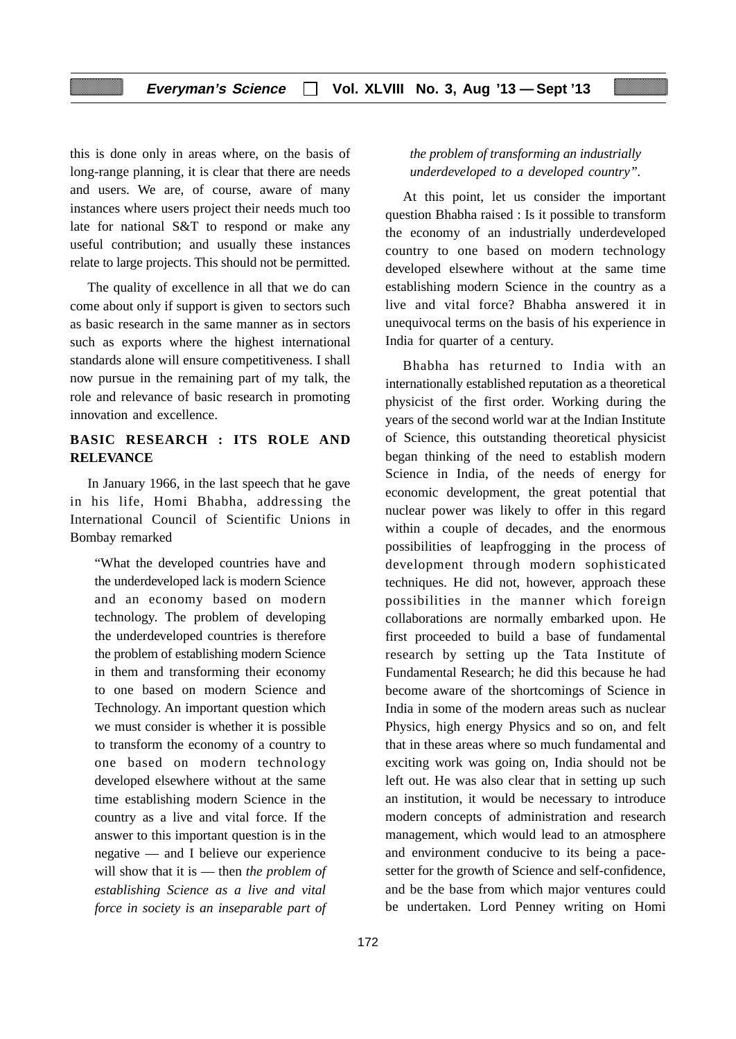this is done only in areas where, on the basis of long-range planning, it is clear that there are needs and users. We are, of course, aware of many instances where users project their needs much too late for national S&T to respond or make any useful contribution; and usually these instances relate to large projects. This should not be permitted.

The quality of excellence in all that we do can come about only if support is given to sectors such as basic research in the same manner as in sectors such as exports where the highest international standards alone will ensure competitiveness. I shall now pursue in the remaining part of my talk, the role and relevance of basic research in promoting innovation and excellence.

## BASIC RESEARCH : ITS ROLE AND RELEVANCE

In January 1966, in the last speech that he gave in his life, Homi Bhabha, addressing the International Council of Scientific Unions in Bombay remarked

> "What the developed countries have and the underdeveloped lack is modern Science and an economy based on modern technology. The problem of developing the underdeveloped countries is therefore the problem of establishing modern Science in them and transforming their economy to one based on modern Science and Technology. An important question which we must consider is whether it is possible to transform the economy of a country to one based on modern technology developed elsewhere without at the same time establishing modern Science in the country as a live and vital force. If the answer to this important question is in the negative — and I believe our experience will show that it is — then *the problem of establishing Science as a live and vital force in society is an inseparable part of the problem of transforming an industrially underdeveloped to a developed country".*

At this point, let us consider the important question Bhabha raised : Is it possible to transform the economy of an industrially underdeveloped country to one based on modern technology developed elsewhere without at the same time establishing modern Science in the country as a live and vital force? Bhabha answered it in unequivocal terms on the basis of his experience in India for quarter of a century.

Bhabha has returned to India with an internationally established reputation as a theoretical physicist of the first order. Working during the years of the second world war at the Indian Institute of Science, this outstanding theoretical physicist began thinking of the need to establish modern Science in India, of the needs of energy for economic development, the great potential that nuclear power was likely to offer in this regard within a couple of decades, and the enormous possibilities of leapfrogging in the process of development through modern sophisticated techniques. He did not, however, approach these possibilities in the manner which foreign collaborations are normally embarked upon. He first proceeded to build a base of fundamental research by setting up the Tata Institute of Fundamental Research; he did this because he had become aware of the shortcomings of Science in India in some of the modern areas such as nuclear Physics, high energy Physics and so on, and felt that in these areas where so much fundamental and exciting work was going on, India should not be left out. He was also clear that in setting up such an institution, it would be necessary to introduce modern concepts of administration and research management, which would lead to an atmosphere and environment conducive to its being a pace-setter for the growth of Science and self-confidence, and be the base from which major ventures could be undertaken. Lord Penney writing on Homi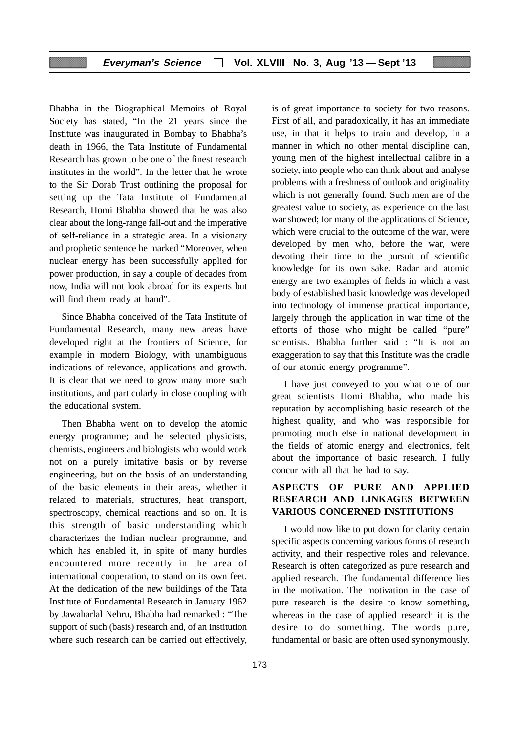Bhabha in the Biographical Memoirs of Royal Society has stated, "In the 21 years since the Institute was inaugurated in Bombay to Bhabha's death in 1966, the Tata Institute of Fundamental Research has grown to be one of the finest research institutes in the world". In the letter that he wrote to the Sir Dorab Trust outlining the proposal for setting up the Tata Institute of Fundamental Research, Homi Bhabha showed that he was also clear about the long-range fall-out and the imperative of self-reliance in a strategic area. In a visionary and prophetic sentence he marked "Moreover, when nuclear energy has been successfully applied for power production, in say a couple of decades from now, India will not look abroad for its experts but will find them ready at hand".

Since Bhabha conceived of the Tata Institute of Fundamental Research, many new areas have developed right at the frontiers of Science, for example in modern Biology, with unambiguous indications of relevance, applications and growth. It is clear that we need to grow many more such institutions, and particularly in close coupling with the educational system.

Then Bhabha went on to develop the atomic energy programme; and he selected physicists, chemists, engineers and biologists who would work not on a purely imitative basis or by reverse engineering, but on the basis of an understanding of the basic elements in their areas, whether it related to materials, structures, heat transport, spectroscopy, chemical reactions and so on. It is this strength of basic understanding which characterizes the Indian nuclear programme, and which has enabled it, in spite of many hurdles encountered more recently in the area of international cooperation, to stand on its own feet. At the dedication of the new buildings of the Tata Institute of Fundamental Research in January 1962 by Jawaharlal Nehru, Bhabha had remarked : "The support of such (basis) research and, of an institution where such research can be carried out effectively, is of great importance to society for two reasons. First of all, and paradoxically, it has an immediate use, in that it helps to train and develop, in a manner in which no other mental discipline can, young men of the highest intellectual calibre in a society, into people who can think about and analyse problems with a freshness of outlook and originality which is not generally found. Such men are of the greatest value to society, as experience on the last war showed; for many of the applications of Science, which were crucial to the outcome of the war, were developed by men who, before the war, were devoting their time to the pursuit of scientific knowledge for its own sake. Radar and atomic energy are two examples of fields in which a vast body of established basic knowledge was developed into technology of immense practical importance, largely through the application in war time of the efforts of those who might be called "pure" scientists. Bhabha further said : "It is not an exaggeration to say that this Institute was the cradle of our atomic energy programme".

I have just conveyed to you what one of our great scientists Homi Bhabha, who made his reputation by accomplishing basic research of the highest quality, and who was responsible for promoting much else in national development in the fields of atomic energy and electronics, felt about the importance of basic research. I fully concur with all that he had to say.

## ASPECTS OF PURE AND APPLIED RESEARCH AND LINKAGES BETWEEN VARIOUS CONCERNED INSTITUTIONS

I would now like to put down for clarity certain specific aspects concerning various forms of research activity, and their respective roles and relevance. Research is often categorized as pure research and applied research. The fundamental difference lies in the motivation. The motivation in the case of pure research is the desire to know something, whereas in the case of applied research it is the desire to do something. The words pure, fundamental or basic are often used synonymously.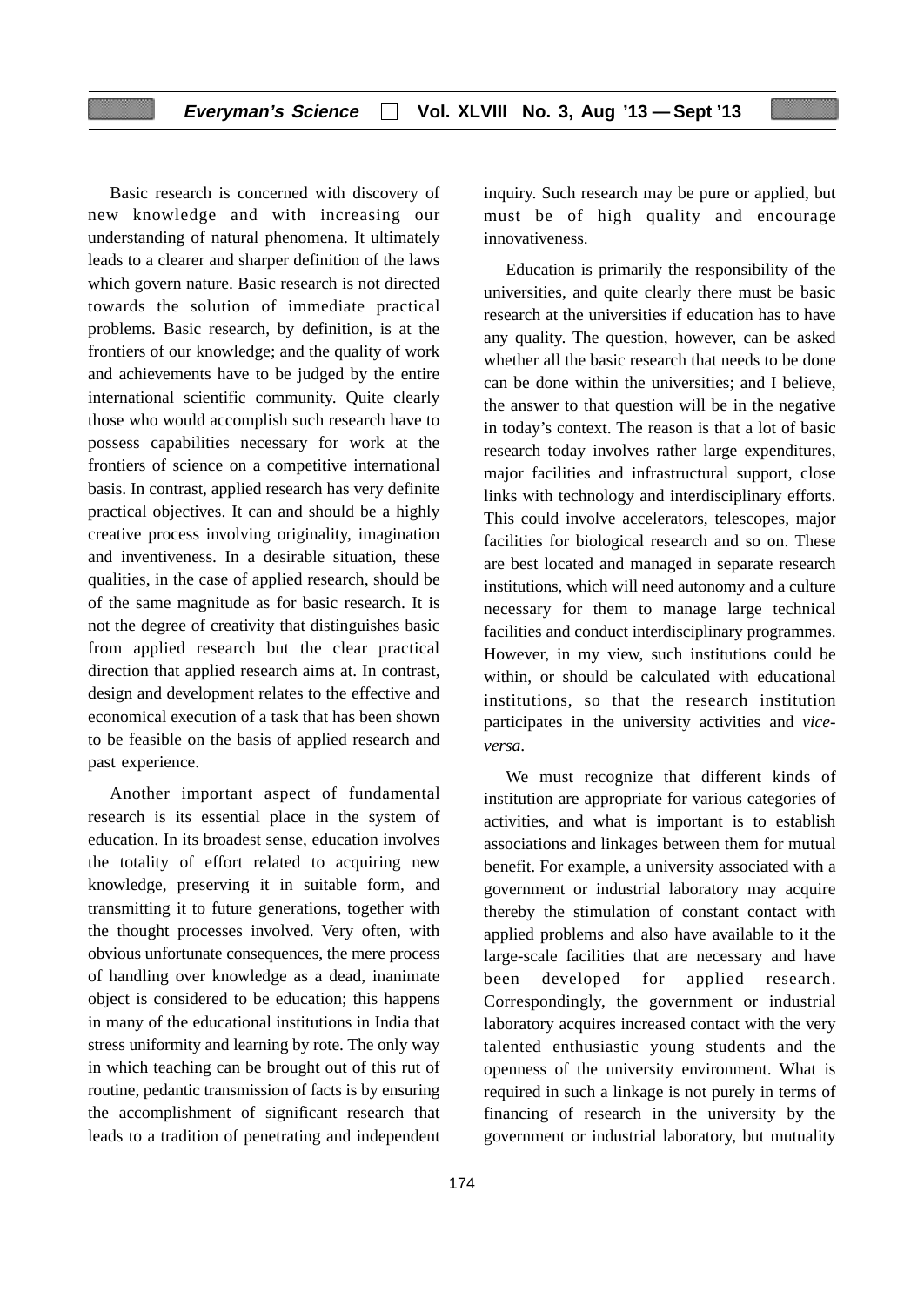Basic research is concerned with discovery of new knowledge and with increasing our understanding of natural phenomena. It ultimately leads to a clearer and sharper definition of the laws which govern nature. Basic research is not directed towards the solution of immediate practical problems. Basic research, by definition, is at the frontiers of our knowledge; and the quality of work and achievements have to be judged by the entire international scientific community. Quite clearly those who would accomplish such research have to possess capabilities necessary for work at the frontiers of science on a competitive international basis. In contrast, applied research has very definite practical objectives. It can and should be a highly creative process involving originality, imagination and inventiveness. In a desirable situation, these qualities, in the case of applied research, should be of the same magnitude as for basic research. It is not the degree of creativity that distinguishes basic from applied research but the clear practical direction that applied research aims at. In contrast, design and development relates to the effective and economical execution of a task that has been shown to be feasible on the basis of applied research and past experience.

Another important aspect of fundamental research is its essential place in the system of education. In its broadest sense, education involves the totality of effort related to acquiring new knowledge, preserving it in suitable form, and transmitting it to future generations, together with the thought processes involved. Very often, with obvious unfortunate consequences, the mere process of handling over knowledge as a dead, inanimate object is considered to be education; this happens in many of the educational institutions in India that stress uniformity and learning by rote. The only way in which teaching can be brought out of this rut of routine, pedantic transmission of facts is by ensuring the accomplishment of significant research that leads to a tradition of penetrating and independent inquiry. Such research may be pure or applied, but must be of high quality and encourage innovativeness.

Education is primarily the responsibility of the universities, and quite clearly there must be basic research at the universities if education has to have any quality. The question, however, can be asked whether all the basic research that needs to be done can be done within the universities; and I believe, the answer to that question will be in the negative in today's context. The reason is that a lot of basic research today involves rather large expenditures, major facilities and infrastructural support, close links with technology and interdisciplinary efforts. This could involve accelerators, telescopes, major facilities for biological research and so on. These are best located and managed in separate research institutions, which will need autonomy and a culture necessary for them to manage large technical facilities and conduct interdisciplinary programmes. However, in my view, such institutions could be within, or should be calculated with educational institutions, so that the research institution participates in the university activities and *vice-versa*.

We must recognize that different kinds of institution are appropriate for various categories of activities, and what is important is to establish associations and linkages between them for mutual benefit. For example, a university associated with a government or industrial laboratory may acquire thereby the stimulation of constant contact with applied problems and also have available to it the large-scale facilities that are necessary and have been developed for applied research. Correspondingly, the government or industrial laboratory acquires increased contact with the very talented enthusiastic young students and the openness of the university environment. What is required in such a linkage is not purely in terms of financing of research in the university by the government or industrial laboratory, but mutuality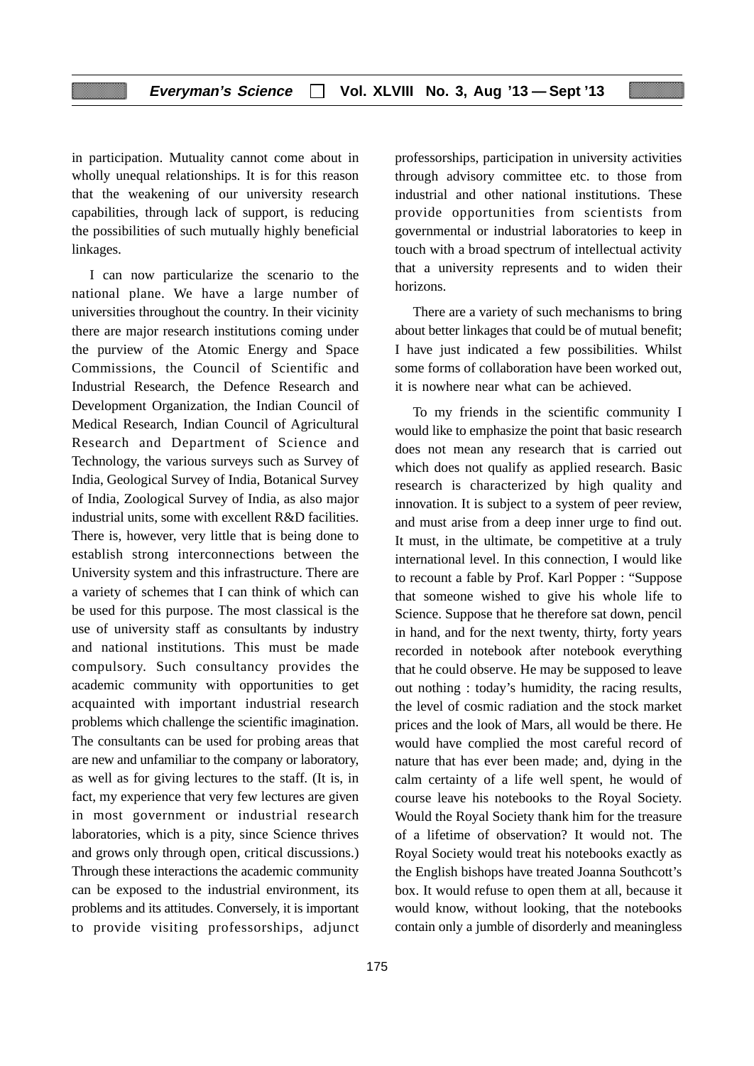in participation. Mutuality cannot come about in wholly unequal relationships. It is for this reason that the weakening of our university research capabilities, through lack of support, is reducing the possibilities of such mutually highly beneficial linkages.

I can now particularize the scenario to the national plane. We have a large number of universities throughout the country. In their vicinity there are major research institutions coming under the purview of the Atomic Energy and Space Commissions, the Council of Scientific and Industrial Research, the Defence Research and Development Organization, the Indian Council of Medical Research, Indian Council of Agricultural Research and Department of Science and Technology, the various surveys such as Survey of India, Geological Survey of India, Botanical Survey of India, Zoological Survey of India, as also major industrial units, some with excellent R&D facilities. There is, however, very little that is being done to establish strong interconnections between the University system and this infrastructure. There are a variety of schemes that I can think of which can be used for this purpose. The most classical is the use of university staff as consultants by industry and national institutions. This must be made compulsory. Such consultancy provides the academic community with opportunities to get acquainted with important industrial research problems which challenge the scientific imagination. The consultants can be used for probing areas that are new and unfamiliar to the company or laboratory, as well as for giving lectures to the staff. (It is, in fact, my experience that very few lectures are given in most government or industrial research laboratories, which is a pity, since Science thrives and grows only through open, critical discussions.) Through these interactions the academic community can be exposed to the industrial environment, its problems and its attitudes. Conversely, it is important to provide visiting professorships, adjunct professorships, participation in university activities through advisory committee etc. to those from industrial and other national institutions. These provide opportunities from scientists from governmental or industrial laboratories to keep in touch with a broad spectrum of intellectual activity that a university represents and to widen their horizons.

There are a variety of such mechanisms to bring about better linkages that could be of mutual benefit; I have just indicated a few possibilities. Whilst some forms of collaboration have been worked out, it is nowhere near what can be achieved.

To my friends in the scientific community I would like to emphasize the point that basic research does not mean any research that is carried out which does not qualify as applied research. Basic research is characterized by high quality and innovation. It is subject to a system of peer review, and must arise from a deep inner urge to find out. It must, in the ultimate, be competitive at a truly international level. In this connection, I would like to recount a fable by Prof. Karl Popper : "Suppose that someone wished to give his whole life to Science. Suppose that he therefore sat down, pencil in hand, and for the next twenty, thirty, forty years recorded in notebook after notebook everything that he could observe. He may be supposed to leave out nothing : today's humidity, the racing results, the level of cosmic radiation and the stock market prices and the look of Mars, all would be there. He would have complied the most careful record of nature that has ever been made; and, dying in the calm certainty of a life well spent, he would of course leave his notebooks to the Royal Society. Would the Royal Society thank him for the treasure of a lifetime of observation? It would not. The Royal Society would treat his notebooks exactly as the English bishops have treated Joanna Southcott's box. It would refuse to open them at all, because it would know, without looking, that the notebooks contain only a jumble of disorderly and meaningless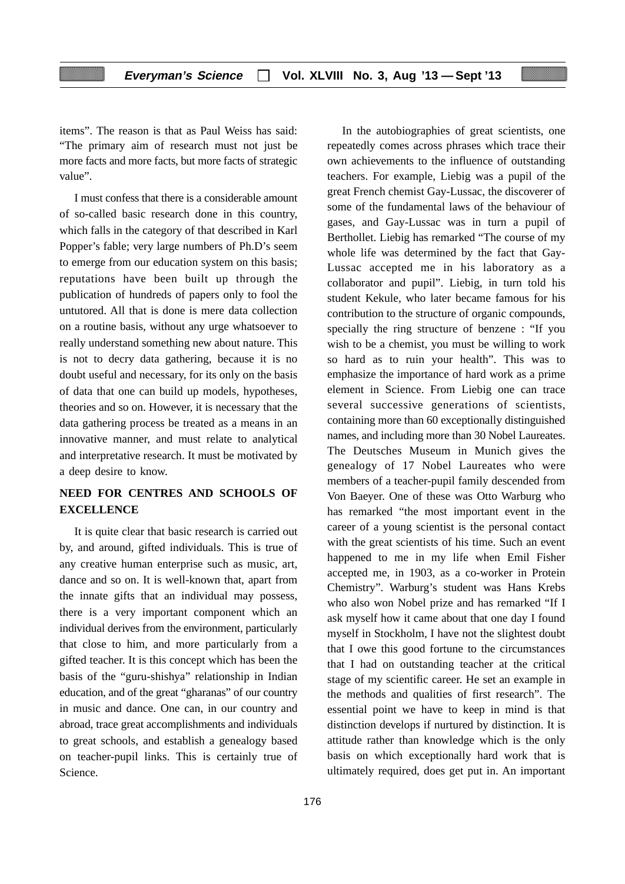items". The reason is that as Paul Weiss has said: "The primary aim of research must not just be more facts and more facts, but more facts of strategic value".

I must confess that there is a considerable amount of so-called basic research done in this country, which falls in the category of that described in Karl Popper's fable; very large numbers of Ph.D's seem to emerge from our education system on this basis; reputations have been built up through the publication of hundreds of papers only to fool the untutored. All that is done is mere data collection on a routine basis, without any urge whatsoever to really understand something new about nature. This is not to decry data gathering, because it is no doubt useful and necessary, for its only on the basis of data that one can build up models, hypotheses, theories and so on. However, it is necessary that the data gathering process be treated as a means in an innovative manner, and must relate to analytical and interpretative research. It must be motivated by a deep desire to know.

## NEED FOR CENTRES AND SCHOOLS OF EXCELLENCE

It is quite clear that basic research is carried out by, and around, gifted individuals. This is true of any creative human enterprise such as music, art, dance and so on. It is well-known that, apart from the innate gifts that an individual may possess, there is a very important component which an individual derives from the environment, particularly that close to him, and more particularly from a gifted teacher. It is this concept which has been the basis of the "guru-shishya" relationship in Indian education, and of the great "gharanas" of our country in music and dance. One can, in our country and abroad, trace great accomplishments and individuals to great schools, and establish a genealogy based on teacher-pupil links. This is certainly true of Science.

In the autobiographies of great scientists, one repeatedly comes across phrases which trace their own achievements to the influence of outstanding teachers. For example, Liebig was a pupil of the great French chemist Gay-Lussac, the discoverer of some of the fundamental laws of the behaviour of gases, and Gay-Lussac was in turn a pupil of Berthollet. Liebig has remarked "The course of my whole life was determined by the fact that Gay-Lussac accepted me in his laboratory as a collaborator and pupil". Liebig, in turn told his student Kekule, who later became famous for his contribution to the structure of organic compounds, specially the ring structure of benzene : "If you wish to be a chemist, you must be willing to work so hard as to ruin your health". This was to emphasize the importance of hard work as a prime element in Science. From Liebig one can trace several successive generations of scientists, containing more than 60 exceptionally distinguished names, and including more than 30 Nobel Laureates. The Deutsches Museum in Munich gives the genealogy of 17 Nobel Laureates who were members of a teacher-pupil family descended from Von Baeyer. One of these was Otto Warburg who has remarked "the most important event in the career of a young scientist is the personal contact with the great scientists of his time. Such an event happened to me in my life when Emil Fisher accepted me, in 1903, as a co-worker in Protein Chemistry". Warburg's student was Hans Krebs who also won Nobel prize and has remarked "If I ask myself how it came about that one day I found myself in Stockholm, I have not the slightest doubt that I owe this good fortune to the circumstances that I had on outstanding teacher at the critical stage of my scientific career. He set an example in the methods and qualities of first research". The essential point we have to keep in mind is that distinction develops if nurtured by distinction. It is attitude rather than knowledge which is the only basis on which exceptionally hard work that is ultimately required, does get put in. An important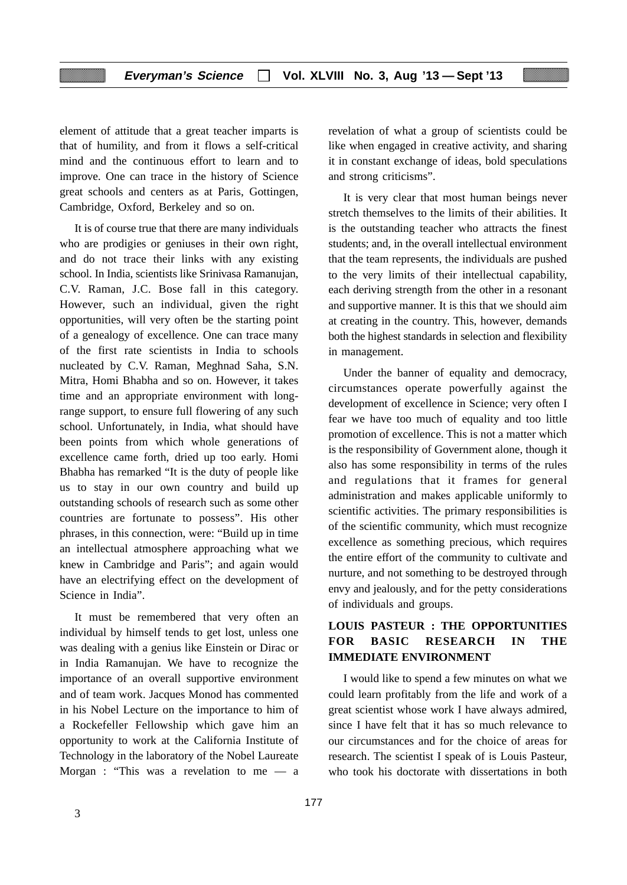element of attitude that a great teacher imparts is that of humility, and from it flows a self-critical mind and the continuous effort to learn and to improve. One can trace in the history of Science great schools and centers as at Paris, Gottingen, Cambridge, Oxford, Berkeley and so on.

It is of course true that there are many individuals who are prodigies or geniuses in their own right, and do not trace their links with any existing school. In India, scientists like Srinivasa Ramanujan, C.V. Raman, J.C. Bose fall in this category. However, such an individual, given the right opportunities, will very often be the starting point of a genealogy of excellence. One can trace many of the first rate scientists in India to schools nucleated by C.V. Raman, Meghnad Saha, S.N. Mitra, Homi Bhabha and so on. However, it takes time and an appropriate environment with long-range support, to ensure full flowering of any such school. Unfortunately, in India, what should have been points from which whole generations of excellence came forth, dried up too early. Homi Bhabha has remarked "It is the duty of people like us to stay in our own country and build up outstanding schools of research such as some other countries are fortunate to possess". His other phrases, in this connection, were: "Build up in time an intellectual atmosphere approaching what we knew in Cambridge and Paris"; and again would have an electrifying effect on the development of Science in India".

It must be remembered that very often an individual by himself tends to get lost, unless one was dealing with a genius like Einstein or Dirac or in India Ramanujan. We have to recognize the importance of an overall supportive environment and of team work. Jacques Monod has commented in his Nobel Lecture on the importance to him of a Rockefeller Fellowship which gave him an opportunity to work at the California Institute of Technology in the laboratory of the Nobel Laureate Morgan : "This was a revelation to me — a revelation of what a group of scientists could be like when engaged in creative activity, and sharing it in constant exchange of ideas, bold speculations and strong criticisms".

It is very clear that most human beings never stretch themselves to the limits of their abilities. It is the outstanding teacher who attracts the finest students; and, in the overall intellectual environment that the team represents, the individuals are pushed to the very limits of their intellectual capability, each deriving strength from the other in a resonant and supportive manner. It is this that we should aim at creating in the country. This, however, demands both the highest standards in selection and flexibility in management.

Under the banner of equality and democracy, circumstances operate powerfully against the development of excellence in Science; very often I fear we have too much of equality and too little promotion of excellence. This is not a matter which is the responsibility of Government alone, though it also has some responsibility in terms of the rules and regulations that it frames for general administration and makes applicable uniformly to scientific activities. The primary responsibilities is of the scientific community, which must recognize excellence as something precious, which requires the entire effort of the community to cultivate and nurture, and not something to be destroyed through envy and jealously, and for the petty considerations of individuals and groups.

## LOUIS PASTEUR : THE OPPORTUNITIES FOR BASIC RESEARCH IN THE IMMEDIATE ENVIRONMENT

I would like to spend a few minutes on what we could learn profitably from the life and work of a great scientist whose work I have always admired, since I have felt that it has so much relevance to our circumstances and for the choice of areas for research. The scientist I speak of is Louis Pasteur, who took his doctorate with dissertations in both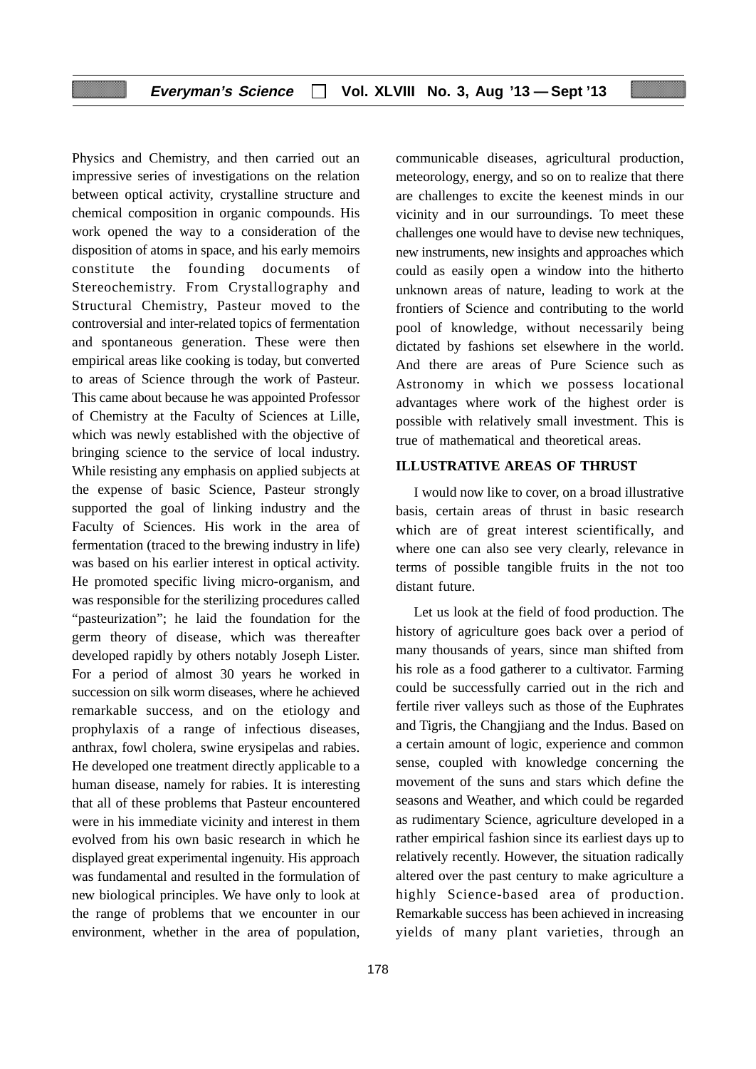Physics and Chemistry, and then carried out an impressive series of investigations on the relation between optical activity, crystalline structure and chemical composition in organic compounds. His work opened the way to a consideration of the disposition of atoms in space, and his early memoirs constitute the founding documents of Stereochemistry. From Crystallography and Structural Chemistry, Pasteur moved to the controversial and inter-related topics of fermentation and spontaneous generation. These were then empirical areas like cooking is today, but converted to areas of Science through the work of Pasteur. This came about because he was appointed Professor of Chemistry at the Faculty of Sciences at Lille, which was newly established with the objective of bringing science to the service of local industry. While resisting any emphasis on applied subjects at the expense of basic Science, Pasteur strongly supported the goal of linking industry and the Faculty of Sciences. His work in the area of fermentation (traced to the brewing industry in life) was based on his earlier interest in optical activity. He promoted specific living micro-organism, and was responsible for the sterilizing procedures called "pasteurization"; he laid the foundation for the germ theory of disease, which was thereafter developed rapidly by others notably Joseph Lister. For a period of almost 30 years he worked in succession on silk worm diseases, where he achieved remarkable success, and on the etiology and prophylaxis of a range of infectious diseases, anthrax, fowl cholera, swine erysipelas and rabies. He developed one treatment directly applicable to a human disease, namely for rabies. It is interesting that all of these problems that Pasteur encountered were in his immediate vicinity and interest in them evolved from his own basic research in which he displayed great experimental ingenuity. His approach was fundamental and resulted in the formulation of new biological principles. We have only to look at the range of problems that we encounter in our environment, whether in the area of population, communicable diseases, agricultural production, meteorology, energy, and so on to realize that there are challenges to excite the keenest minds in our vicinity and in our surroundings. To meet these challenges one would have to devise new techniques, new instruments, new insights and approaches which could as easily open a window into the hitherto unknown areas of nature, leading to work at the frontiers of Science and contributing to the world pool of knowledge, without necessarily being dictated by fashions set elsewhere in the world. And there are areas of Pure Science such as Astronomy in which we possess locational advantages where work of the highest order is possible with relatively small investment. This is true of mathematical and theoretical areas.

## ILLUSTRATIVE AREAS OF THRUST

I would now like to cover, on a broad illustrative basis, certain areas of thrust in basic research which are of great interest scientifically, and where one can also see very clearly, relevance in terms of possible tangible fruits in the not too distant future.

Let us look at the field of food production. The history of agriculture goes back over a period of many thousands of years, since man shifted from his role as a food gatherer to a cultivator. Farming could be successfully carried out in the rich and fertile river valleys such as those of the Euphrates and Tigris, the Changjiang and the Indus. Based on a certain amount of logic, experience and common sense, coupled with knowledge concerning the movement of the suns and stars which define the seasons and Weather, and which could be regarded as rudimentary Science, agriculture developed in a rather empirical fashion since its earliest days up to relatively recently. However, the situation radically altered over the past century to make agriculture a highly Science-based area of production. Remarkable success has been achieved in increasing yields of many plant varieties, through an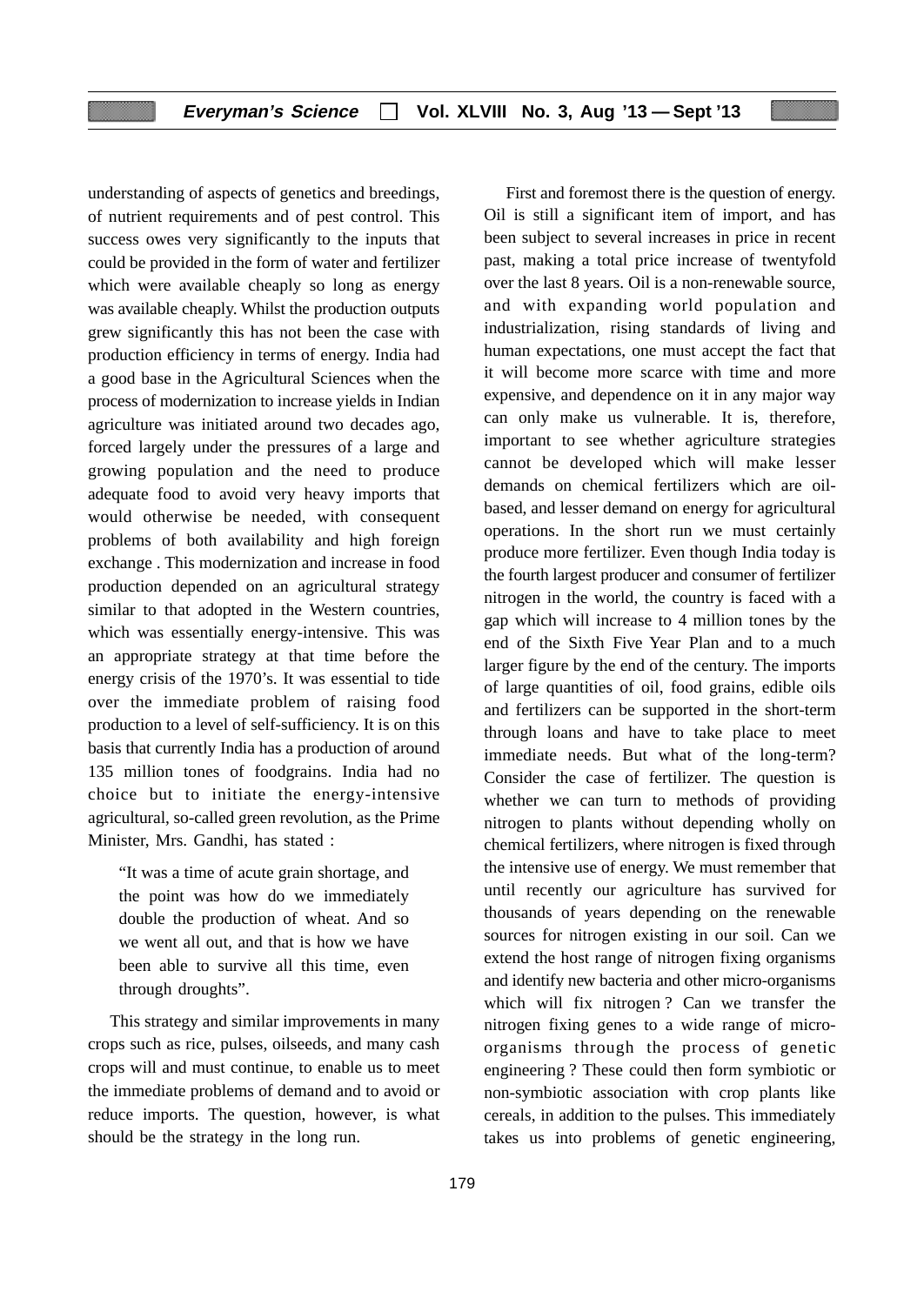understanding of aspects of genetics and breedings, of nutrient requirements and of pest control. This success owes very significantly to the inputs that could be provided in the form of water and fertilizer which were available cheaply so long as energy was available cheaply. Whilst the production outputs grew significantly this has not been the case with production efficiency in terms of energy. India had a good base in the Agricultural Sciences when the process of modernization to increase yields in Indian agriculture was initiated around two decades ago, forced largely under the pressures of a large and growing population and the need to produce adequate food to avoid very heavy imports that would otherwise be needed, with consequent problems of both availability and high foreign exchange . This modernization and increase in food production depended on an agricultural strategy similar to that adopted in the Western countries, which was essentially energy-intensive. This was an appropriate strategy at that time before the energy crisis of the 1970's. It was essential to tide over the immediate problem of raising food production to a level of self-sufficiency. It is on this basis that currently India has a production of around 135 million tones of foodgrains. India had no choice but to initiate the energy-intensive agricultural, so-called green revolution, as the Prime Minister, Mrs. Gandhi, has stated :

> "It was a time of acute grain shortage, and the point was how do we immediately double the production of wheat. And so we went all out, and that is how we have been able to survive all this time, even through droughts".

This strategy and similar improvements in many crops such as rice, pulses, oilseeds, and many cash crops will and must continue, to enable us to meet the immediate problems of demand and to avoid or reduce imports. The question, however, is what should be the strategy in the long run.

First and foremost there is the question of energy. Oil is still a significant item of import, and has been subject to several increases in price in recent past, making a total price increase of twentyfold over the last 8 years. Oil is a non-renewable source, and with expanding world population and industrialization, rising standards of living and human expectations, one must accept the fact that it will become more scarce with time and more expensive, and dependence on it in any major way can only make us vulnerable. It is, therefore, important to see whether agriculture strategies cannot be developed which will make lesser demands on chemical fertilizers which are oil-based, and lesser demand on energy for agricultural operations. In the short run we must certainly produce more fertilizer. Even though India today is the fourth largest producer and consumer of fertilizer nitrogen in the world, the country is faced with a gap which will increase to 4 million tones by the end of the Sixth Five Year Plan and to a much larger figure by the end of the century. The imports of large quantities of oil, food grains, edible oils and fertilizers can be supported in the short-term through loans and have to take place to meet immediate needs. But what of the long-term? Consider the case of fertilizer. The question is whether we can turn to methods of providing nitrogen to plants without depending wholly on chemical fertilizers, where nitrogen is fixed through the intensive use of energy. We must remember that until recently our agriculture has survived for thousands of years depending on the renewable sources for nitrogen existing in our soil. Can we extend the host range of nitrogen fixing organisms and identify new bacteria and other micro-organisms which will fix nitrogen ? Can we transfer the nitrogen fixing genes to a wide range of micro-organisms through the process of genetic engineering ? These could then form symbiotic or non-symbiotic association with crop plants like cereals, in addition to the pulses. This immediately takes us into problems of genetic engineering,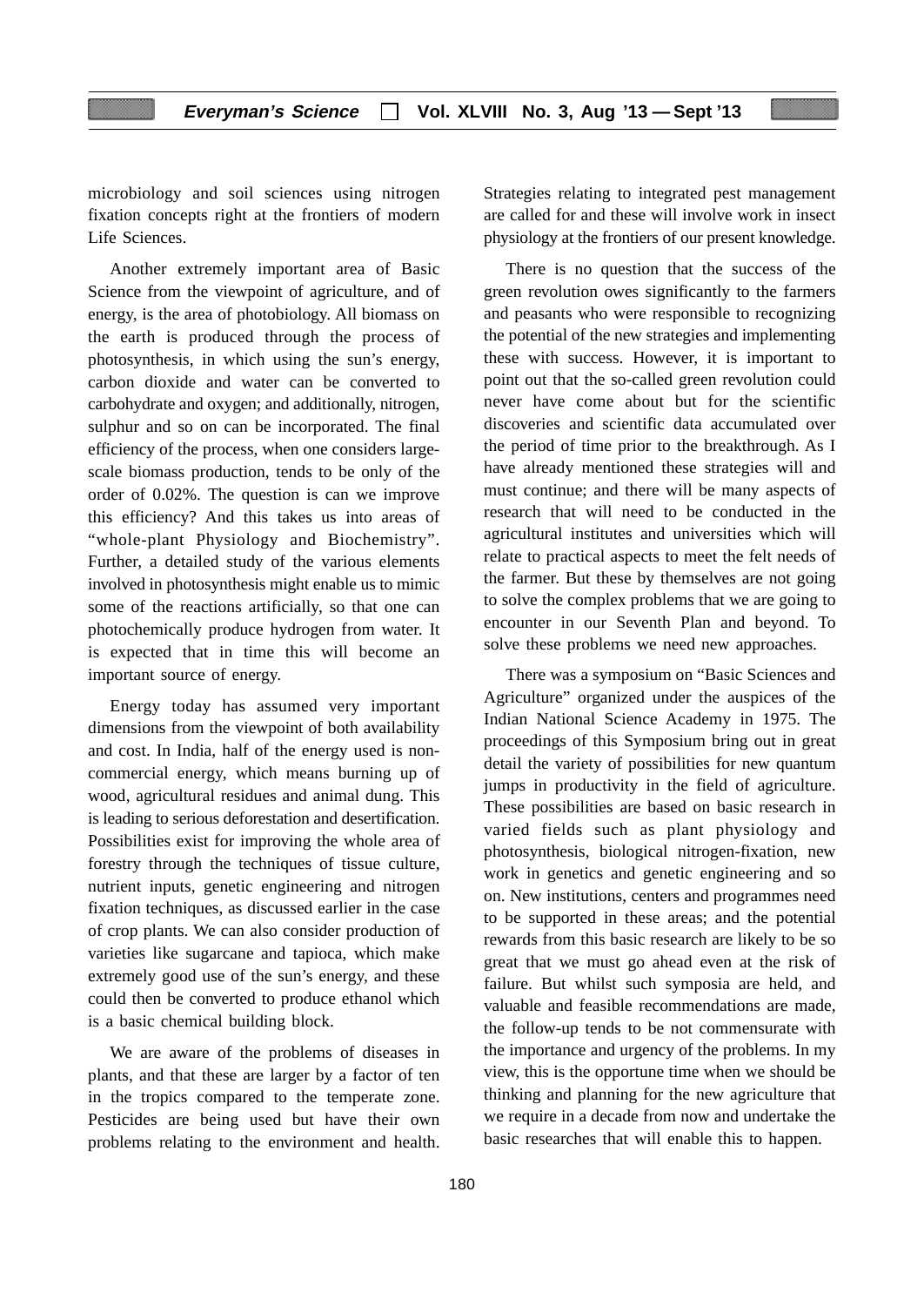microbiology and soil sciences using nitrogen fixation concepts right at the frontiers of modern Life Sciences.

Another extremely important area of Basic Science from the viewpoint of agriculture, and of energy, is the area of photobiology. All biomass on the earth is produced through the process of photosynthesis, in which using the sun's energy, carbon dioxide and water can be converted to carbohydrate and oxygen; and additionally, nitrogen, sulphur and so on can be incorporated. The final efficiency of the process, when one considers large-scale biomass production, tends to be only of the order of 0.02%. The question is can we improve this efficiency? And this takes us into areas of "whole-plant Physiology and Biochemistry". Further, a detailed study of the various elements involved in photosynthesis might enable us to mimic some of the reactions artificially, so that one can photochemically produce hydrogen from water. It is expected that in time this will become an important source of energy.

Energy today has assumed very important dimensions from the viewpoint of both availability and cost. In India, half of the energy used is non-commercial energy, which means burning up of wood, agricultural residues and animal dung. This is leading to serious deforestation and desertification. Possibilities exist for improving the whole area of forestry through the techniques of tissue culture, nutrient inputs, genetic engineering and nitrogen fixation techniques, as discussed earlier in the case of crop plants. We can also consider production of varieties like sugarcane and tapioca, which make extremely good use of the sun's energy, and these could then be converted to produce ethanol which is a basic chemical building block.

We are aware of the problems of diseases in plants, and that these are larger by a factor of ten in the tropics compared to the temperate zone. Pesticides are being used but have their own problems relating to the environment and health. Strategies relating to integrated pest management are called for and these will involve work in insect physiology at the frontiers of our present knowledge.

There is no question that the success of the green revolution owes significantly to the farmers and peasants who were responsible to recognizing the potential of the new strategies and implementing these with success. However, it is important to point out that the so-called green revolution could never have come about but for the scientific discoveries and scientific data accumulated over the period of time prior to the breakthrough. As I have already mentioned these strategies will and must continue; and there will be many aspects of research that will need to be conducted in the agricultural institutes and universities which will relate to practical aspects to meet the felt needs of the farmer. But these by themselves are not going to solve the complex problems that we are going to encounter in our Seventh Plan and beyond. To solve these problems we need new approaches.

There was a symposium on "Basic Sciences and Agriculture" organized under the auspices of the Indian National Science Academy in 1975. The proceedings of this Symposium bring out in great detail the variety of possibilities for new quantum jumps in productivity in the field of agriculture. These possibilities are based on basic research in varied fields such as plant physiology and photosynthesis, biological nitrogen-fixation, new work in genetics and genetic engineering and so on. New institutions, centers and programmes need to be supported in these areas; and the potential rewards from this basic research are likely to be so great that we must go ahead even at the risk of failure. But whilst such symposia are held, and valuable and feasible recommendations are made, the follow-up tends to be not commensurate with the importance and urgency of the problems. In my view, this is the opportune time when we should be thinking and planning for the new agriculture that we require in a decade from now and undertake the basic researches that will enable this to happen.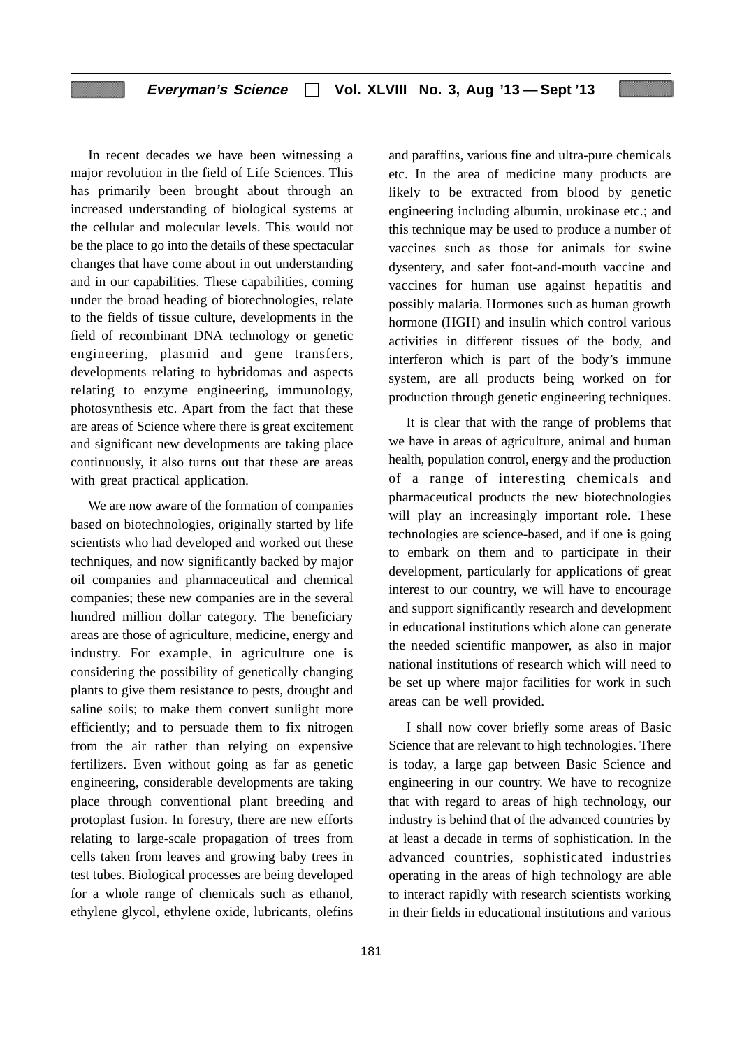In recent decades we have been witnessing a major revolution in the field of Life Sciences. This has primarily been brought about through an increased understanding of biological systems at the cellular and molecular levels. This would not be the place to go into the details of these spectacular changes that have come about in out understanding and in our capabilities. These capabilities, coming under the broad heading of biotechnologies, relate to the fields of tissue culture, developments in the field of recombinant DNA technology or genetic engineering, plasmid and gene transfers, developments relating to hybridomas and aspects relating to enzyme engineering, immunology, photosynthesis etc. Apart from the fact that these are areas of Science where there is great excitement and significant new developments are taking place continuously, it also turns out that these are areas with great practical application.

We are now aware of the formation of companies based on biotechnologies, originally started by life scientists who had developed and worked out these techniques, and now significantly backed by major oil companies and pharmaceutical and chemical companies; these new companies are in the several hundred million dollar category. The beneficiary areas are those of agriculture, medicine, energy and industry. For example, in agriculture one is considering the possibility of genetically changing plants to give them resistance to pests, drought and saline soils; to make them convert sunlight more efficiently; and to persuade them to fix nitrogen from the air rather than relying on expensive fertilizers. Even without going as far as genetic engineering, considerable developments are taking place through conventional plant breeding and protoplast fusion. In forestry, there are new efforts relating to large-scale propagation of trees from cells taken from leaves and growing baby trees in test tubes. Biological processes are being developed for a whole range of chemicals such as ethanol, ethylene glycol, ethylene oxide, lubricants, olefins and paraffins, various fine and ultra-pure chemicals etc. In the area of medicine many products are likely to be extracted from blood by genetic engineering including albumin, urokinase etc.; and this technique may be used to produce a number of vaccines such as those for animals for swine dysentery, and safer foot-and-mouth vaccine and vaccines for human use against hepatitis and possibly malaria. Hormones such as human growth hormone (HGH) and insulin which control various activities in different tissues of the body, and interferon which is part of the body's immune system, are all products being worked on for production through genetic engineering techniques.

It is clear that with the range of problems that we have in areas of agriculture, animal and human health, population control, energy and the production of a range of interesting chemicals and pharmaceutical products the new biotechnologies will play an increasingly important role. These technologies are science-based, and if one is going to embark on them and to participate in their development, particularly for applications of great interest to our country, we will have to encourage and support significantly research and development in educational institutions which alone can generate the needed scientific manpower, as also in major national institutions of research which will need to be set up where major facilities for work in such areas can be well provided.

I shall now cover briefly some areas of Basic Science that are relevant to high technologies. There is today, a large gap between Basic Science and engineering in our country. We have to recognize that with regard to areas of high technology, our industry is behind that of the advanced countries by at least a decade in terms of sophistication. In the advanced countries, sophisticated industries operating in the areas of high technology are able to interact rapidly with research scientists working in their fields in educational institutions and various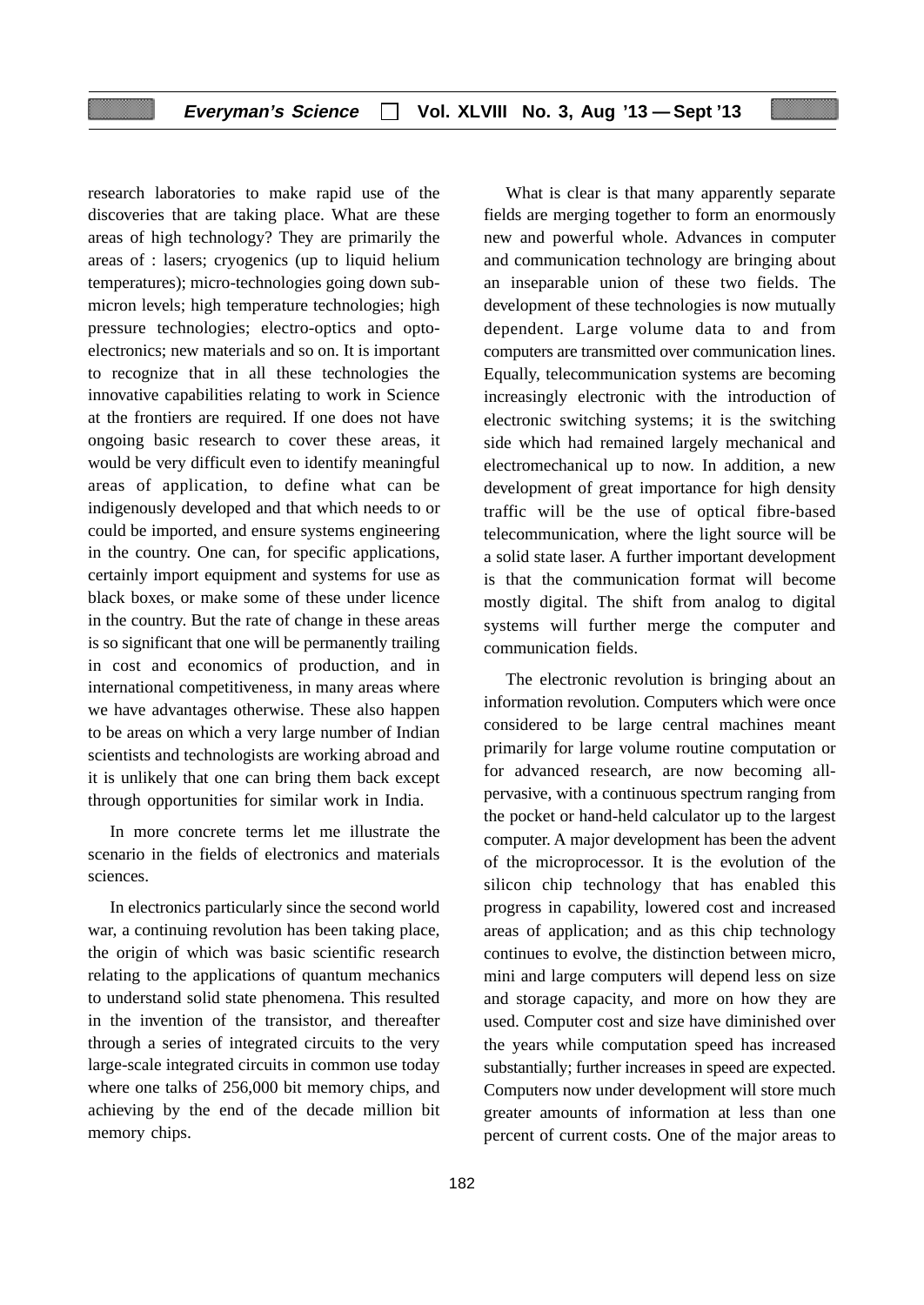research laboratories to make rapid use of the discoveries that are taking place. What are these areas of high technology? They are primarily the areas of : lasers; cryogenics (up to liquid helium temperatures); micro-technologies going down sub-micron levels; high temperature technologies; high pressure technologies; electro-optics and opto-electronics; new materials and so on. It is important to recognize that in all these technologies the innovative capabilities relating to work in Science at the frontiers are required. If one does not have ongoing basic research to cover these areas, it would be very difficult even to identify meaningful areas of application, to define what can be indigenously developed and that which needs to or could be imported, and ensure systems engineering in the country. One can, for specific applications, certainly import equipment and systems for use as black boxes, or make some of these under licence in the country. But the rate of change in these areas is so significant that one will be permanently trailing in cost and economics of production, and in international competitiveness, in many areas where we have advantages otherwise. These also happen to be areas on which a very large number of Indian scientists and technologists are working abroad and it is unlikely that one can bring them back except through opportunities for similar work in India.

In more concrete terms let me illustrate the scenario in the fields of electronics and materials sciences.

In electronics particularly since the second world war, a continuing revolution has been taking place, the origin of which was basic scientific research relating to the applications of quantum mechanics to understand solid state phenomena. This resulted in the invention of the transistor, and thereafter through a series of integrated circuits to the very large-scale integrated circuits in common use today where one talks of 256,000 bit memory chips, and achieving by the end of the decade million bit memory chips.

What is clear is that many apparently separate fields are merging together to form an enormously new and powerful whole. Advances in computer and communication technology are bringing about an inseparable union of these two fields. The development of these technologies is now mutually dependent. Large volume data to and from computers are transmitted over communication lines. Equally, telecommunication systems are becoming increasingly electronic with the introduction of electronic switching systems; it is the switching side which had remained largely mechanical and electromechanical up to now. In addition, a new development of great importance for high density traffic will be the use of optical fibre-based telecommunication, where the light source will be a solid state laser. A further important development is that the communication format will become mostly digital. The shift from analog to digital systems will further merge the computer and communication fields.

The electronic revolution is bringing about an information revolution. Computers which were once considered to be large central machines meant primarily for large volume routine computation or for advanced research, are now becoming all-pervasive, with a continuous spectrum ranging from the pocket or hand-held calculator up to the largest computer. A major development has been the advent of the microprocessor. It is the evolution of the silicon chip technology that has enabled this progress in capability, lowered cost and increased areas of application; and as this chip technology continues to evolve, the distinction between micro, mini and large computers will depend less on size and storage capacity, and more on how they are used. Computer cost and size have diminished over the years while computation speed has increased substantially; further increases in speed are expected. Computers now under development will store much greater amounts of information at less than one percent of current costs. One of the major areas to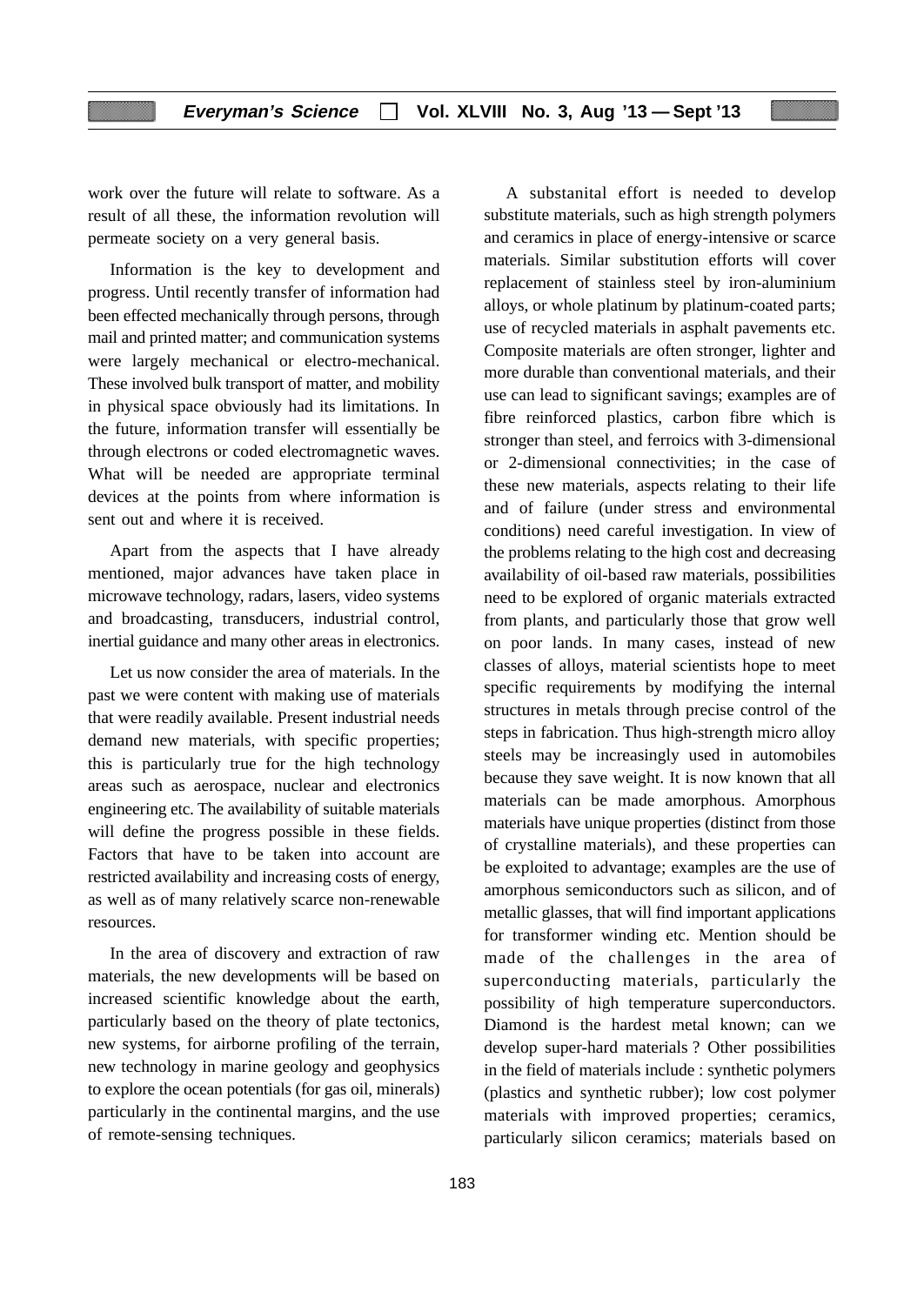work over the future will relate to software. As a result of all these, the information revolution will permeate society on a very general basis.

Information is the key to development and progress. Until recently transfer of information had been effected mechanically through persons, through mail and printed matter; and communication systems were largely mechanical or electro-mechanical. These involved bulk transport of matter, and mobility in physical space obviously had its limitations. In the future, information transfer will essentially be through electrons or coded electromagnetic waves. What will be needed are appropriate terminal devices at the points from where information is sent out and where it is received.

Apart from the aspects that I have already mentioned, major advances have taken place in microwave technology, radars, lasers, video systems and broadcasting, transducers, industrial control, inertial guidance and many other areas in electronics.

Let us now consider the area of materials. In the past we were content with making use of materials that were readily available. Present industrial needs demand new materials, with specific properties; this is particularly true for the high technology areas such as aerospace, nuclear and electronics engineering etc. The availability of suitable materials will define the progress possible in these fields. Factors that have to be taken into account are restricted availability and increasing costs of energy, as well as of many relatively scarce non-renewable resources.

In the area of discovery and extraction of raw materials, the new developments will be based on increased scientific knowledge about the earth, particularly based on the theory of plate tectonics, new systems, for airborne profiling of the terrain, new technology in marine geology and geophysics to explore the ocean potentials (for gas oil, minerals) particularly in the continental margins, and the use of remote-sensing techniques.

A substanital effort is needed to develop substitute materials, such as high strength polymers and ceramics in place of energy-intensive or scarce materials. Similar substitution efforts will cover replacement of stainless steel by iron-aluminium alloys, or whole platinum by platinum-coated parts; use of recycled materials in asphalt pavements etc. Composite materials are often stronger, lighter and more durable than conventional materials, and their use can lead to significant savings; examples are of fibre reinforced plastics, carbon fibre which is stronger than steel, and ferroics with 3-dimensional or 2-dimensional connectivities; in the case of these new materials, aspects relating to their life and of failure (under stress and environmental conditions) need careful investigation. In view of the problems relating to the high cost and decreasing availability of oil-based raw materials, possibilities need to be explored of organic materials extracted from plants, and particularly those that grow well on poor lands. In many cases, instead of new classes of alloys, material scientists hope to meet specific requirements by modifying the internal structures in metals through precise control of the steps in fabrication. Thus high-strength micro alloy steels may be increasingly used in automobiles because they save weight. It is now known that all materials can be made amorphous. Amorphous materials have unique properties (distinct from those of crystalline materials), and these properties can be exploited to advantage; examples are the use of amorphous semiconductors such as silicon, and of metallic glasses, that will find important applications for transformer winding etc. Mention should be made of the challenges in the area of superconducting materials, particularly the possibility of high temperature superconductors. Diamond is the hardest metal known; can we develop super-hard materials ? Other possibilities in the field of materials include : synthetic polymers (plastics and synthetic rubber); low cost polymer materials with improved properties; ceramics, particularly silicon ceramics; materials based on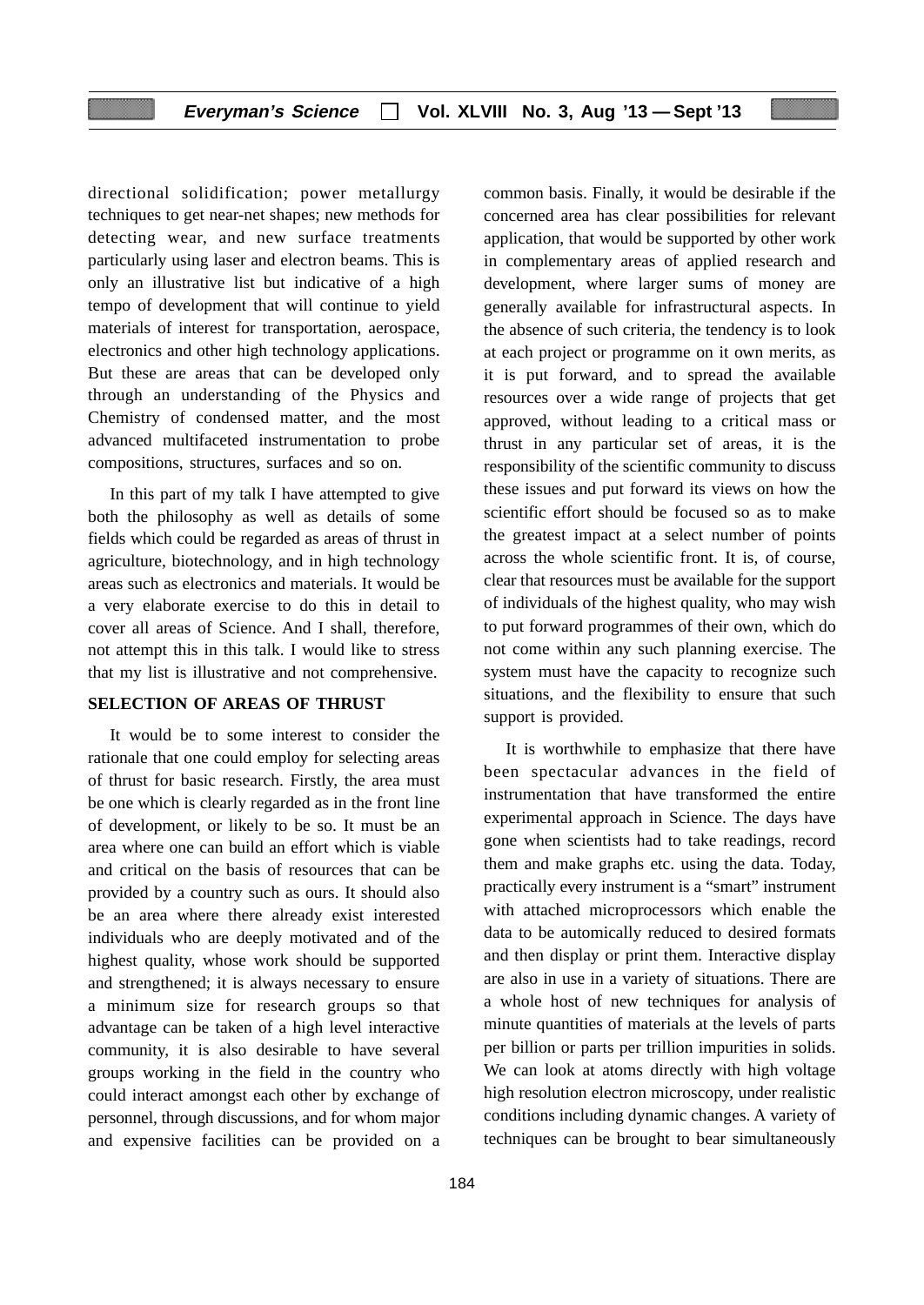directional solidification; power metallurgy techniques to get near-net shapes; new methods for detecting wear, and new surface treatments particularly using laser and electron beams. This is only an illustrative list but indicative of a high tempo of development that will continue to yield materials of interest for transportation, aerospace, electronics and other high technology applications. But these are areas that can be developed only through an understanding of the Physics and Chemistry of condensed matter, and the most advanced multifaceted instrumentation to probe compositions, structures, surfaces and so on.

In this part of my talk I have attempted to give both the philosophy as well as details of some fields which could be regarded as areas of thrust in agriculture, biotechnology, and in high technology areas such as electronics and materials. It would be a very elaborate exercise to do this in detail to cover all areas of Science. And I shall, therefore, not attempt this in this talk. I would like to stress that my list is illustrative and not comprehensive.

## SELECTION OF AREAS OF THRUST

It would be to some interest to consider the rationale that one could employ for selecting areas of thrust for basic research. Firstly, the area must be one which is clearly regarded as in the front line of development, or likely to be so. It must be an area where one can build an effort which is viable and critical on the basis of resources that can be provided by a country such as ours. It should also be an area where there already exist interested individuals who are deeply motivated and of the highest quality, whose work should be supported and strengthened; it is always necessary to ensure a minimum size for research groups so that advantage can be taken of a high level interactive community, it is also desirable to have several groups working in the field in the country who could interact amongst each other by exchange of personnel, through discussions, and for whom major and expensive facilities can be provided on a common basis. Finally, it would be desirable if the concerned area has clear possibilities for relevant application, that would be supported by other work in complementary areas of applied research and development, where larger sums of money are generally available for infrastructural aspects. In the absence of such criteria, the tendency is to look at each project or programme on it own merits, as it is put forward, and to spread the available resources over a wide range of projects that get approved, without leading to a critical mass or thrust in any particular set of areas, it is the responsibility of the scientific community to discuss these issues and put forward its views on how the scientific effort should be focused so as to make the greatest impact at a select number of points across the whole scientific front. It is, of course, clear that resources must be available for the support of individuals of the highest quality, who may wish to put forward programmes of their own, which do not come within any such planning exercise. The system must have the capacity to recognize such situations, and the flexibility to ensure that such support is provided.

It is worthwhile to emphasize that there have been spectacular advances in the field of instrumentation that have transformed the entire experimental approach in Science. The days have gone when scientists had to take readings, record them and make graphs etc. using the data. Today, practically every instrument is a "smart" instrument with attached microprocessors which enable the data to be automically reduced to desired formats and then display or print them. Interactive display are also in use in a variety of situations. There are a whole host of new techniques for analysis of minute quantities of materials at the levels of parts per billion or parts per trillion impurities in solids. We can look at atoms directly with high voltage high resolution electron microscopy, under realistic conditions including dynamic changes. A variety of techniques can be brought to bear simultaneously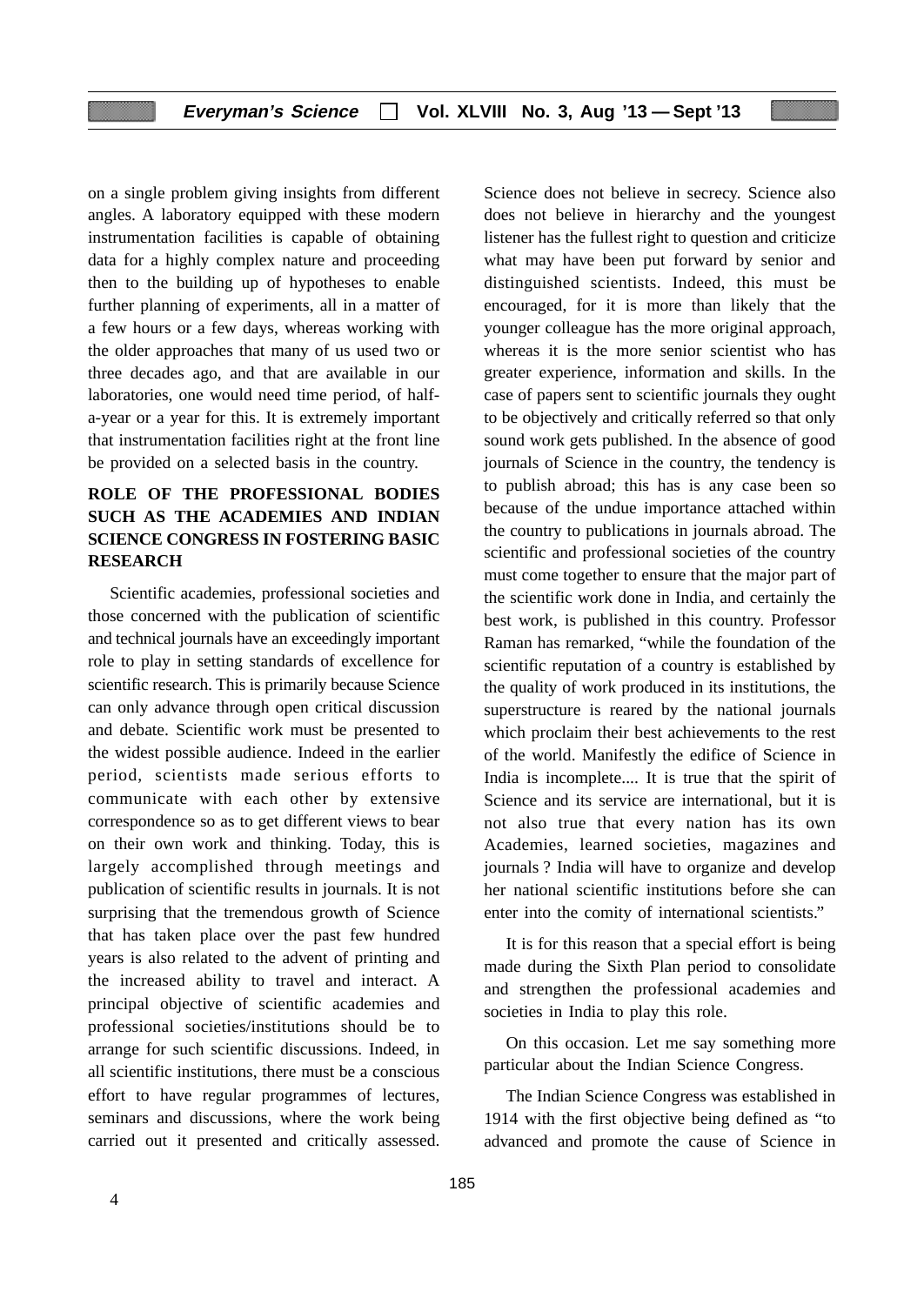on a single problem giving insights from different angles. A laboratory equipped with these modern instrumentation facilities is capable of obtaining data for a highly complex nature and proceeding then to the building up of hypotheses to enable further planning of experiments, all in a matter of a few hours or a few days, whereas working with the older approaches that many of us used two or three decades ago, and that are available in our laboratories, one would need time period, of half-a-year or a year for this. It is extremely important that instrumentation facilities right at the front line be provided on a selected basis in the country.

## ROLE OF THE PROFESSIONAL BODIES SUCH AS THE ACADEMIES AND INDIAN SCIENCE CONGRESS IN FOSTERING BASIC RESEARCH

Scientific academies, professional societies and those concerned with the publication of scientific and technical journals have an exceedingly important role to play in setting standards of excellence for scientific research. This is primarily because Science can only advance through open critical discussion and debate. Scientific work must be presented to the widest possible audience. Indeed in the earlier period, scientists made serious efforts to communicate with each other by extensive correspondence so as to get different views to bear on their own work and thinking. Today, this is largely accomplished through meetings and publication of scientific results in journals. It is not surprising that the tremendous growth of Science that has taken place over the past few hundred years is also related to the advent of printing and the increased ability to travel and interact. A principal objective of scientific academies and professional societies/institutions should be to arrange for such scientific discussions. Indeed, in all scientific institutions, there must be a conscious effort to have regular programmes of lectures, seminars and discussions, where the work being carried out it presented and critically assessed. Science does not believe in secrecy. Science also does not believe in hierarchy and the youngest listener has the fullest right to question and criticize what may have been put forward by senior and distinguished scientists. Indeed, this must be encouraged, for it is more than likely that the younger colleague has the more original approach, whereas it is the more senior scientist who has greater experience, information and skills. In the case of papers sent to scientific journals they ought to be objectively and critically referred so that only sound work gets published. In the absence of good journals of Science in the country, the tendency is to publish abroad; this has is any case been so because of the undue importance attached within the country to publications in journals abroad. The scientific and professional societies of the country must come together to ensure that the major part of the scientific work done in India, and certainly the best work, is published in this country. Professor Raman has remarked, "while the foundation of the scientific reputation of a country is established by the quality of work produced in its institutions, the superstructure is reared by the national journals which proclaim their best achievements to the rest of the world. Manifestly the edifice of Science in India is incomplete.... It is true that the spirit of Science and its service are international, but it is not also true that every nation has its own Academies, learned societies, magazines and journals ? India will have to organize and develop her national scientific institutions before she can enter into the comity of international scientists."

It is for this reason that a special effort is being made during the Sixth Plan period to consolidate and strengthen the professional academies and societies in India to play this role.

On this occasion. Let me say something more particular about the Indian Science Congress.

The Indian Science Congress was established in 1914 with the first objective being defined as "to advanced and promote the cause of Science in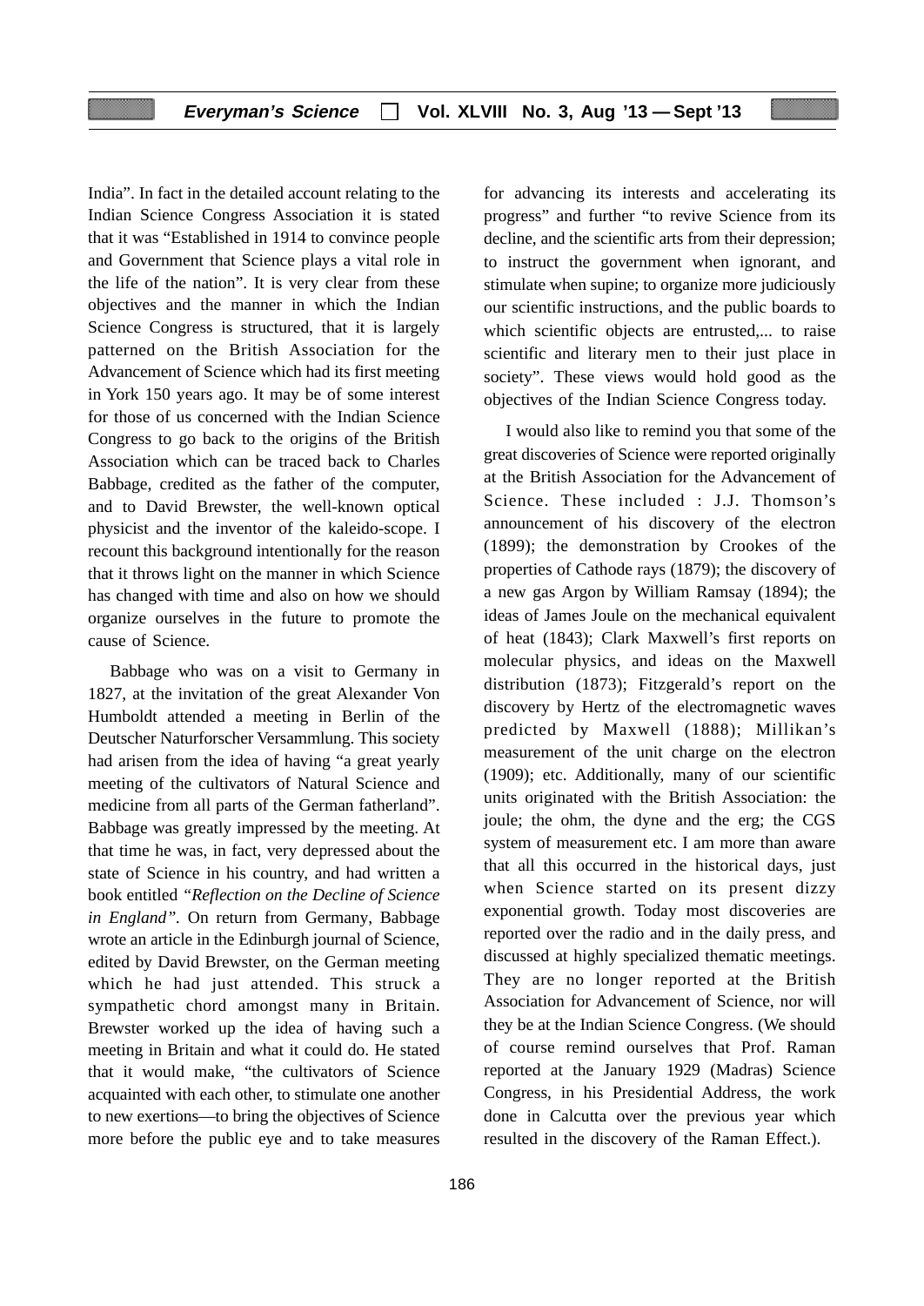India". In fact in the detailed account relating to the Indian Science Congress Association it is stated that it was "Established in 1914 to convince people and Government that Science plays a vital role in the life of the nation". It is very clear from these objectives and the manner in which the Indian Science Congress is structured, that it is largely patterned on the British Association for the Advancement of Science which had its first meeting in York 150 years ago. It may be of some interest for those of us concerned with the Indian Science Congress to go back to the origins of the British Association which can be traced back to Charles Babbage, credited as the father of the computer, and to David Brewster, the well-known optical physicist and the inventor of the kaleido-scope. I recount this background intentionally for the reason that it throws light on the manner in which Science has changed with time and also on how we should organize ourselves in the future to promote the cause of Science.

Babbage who was on a visit to Germany in 1827, at the invitation of the great Alexander Von Humboldt attended a meeting in Berlin of the Deutscher Naturforscher Versammlung. This society had arisen from the idea of having "a great yearly meeting of the cultivators of Natural Science and medicine from all parts of the German fatherland". Babbage was greatly impressed by the meeting. At that time he was, in fact, very depressed about the state of Science in his country, and had written a book entitled *"Reflection on the Decline of Science in England"*. On return from Germany, Babbage wrote an article in the Edinburgh journal of Science, edited by David Brewster, on the German meeting which he had just attended. This struck a sympathetic chord amongst many in Britain. Brewster worked up the idea of having such a meeting in Britain and what it could do. He stated that it would make, "the cultivators of Science acquainted with each other, to stimulate one another to new exertions—to bring the objectives of Science more before the public eye and to take measures for advancing its interests and accelerating its progress" and further "to revive Science from its decline, and the scientific arts from their depression; to instruct the government when ignorant, and stimulate when supine; to organize more judiciously our scientific instructions, and the public boards to which scientific objects are entrusted,... to raise scientific and literary men to their just place in society". These views would hold good as the objectives of the Indian Science Congress today.

I would also like to remind you that some of the great discoveries of Science were reported originally at the British Association for the Advancement of Science. These included : J.J. Thomson's announcement of his discovery of the electron (1899); the demonstration by Crookes of the properties of Cathode rays (1879); the discovery of a new gas Argon by William Ramsay (1894); the ideas of James Joule on the mechanical equivalent of heat (1843); Clark Maxwell's first reports on molecular physics, and ideas on the Maxwell distribution (1873); Fitzgerald's report on the discovery by Hertz of the electromagnetic waves predicted by Maxwell (1888); Millikan's measurement of the unit charge on the electron (1909); etc. Additionally, many of our scientific units originated with the British Association: the joule; the ohm, the dyne and the erg; the CGS system of measurement etc. I am more than aware that all this occurred in the historical days, just when Science started on its present dizzy exponential growth. Today most discoveries are reported over the radio and in the daily press, and discussed at highly specialized thematic meetings. They are no longer reported at the British Association for Advancement of Science, nor will they be at the Indian Science Congress. (We should of course remind ourselves that Prof. Raman reported at the January 1929 (Madras) Science Congress, in his Presidential Address, the work done in Calcutta over the previous year which resulted in the discovery of the Raman Effect.).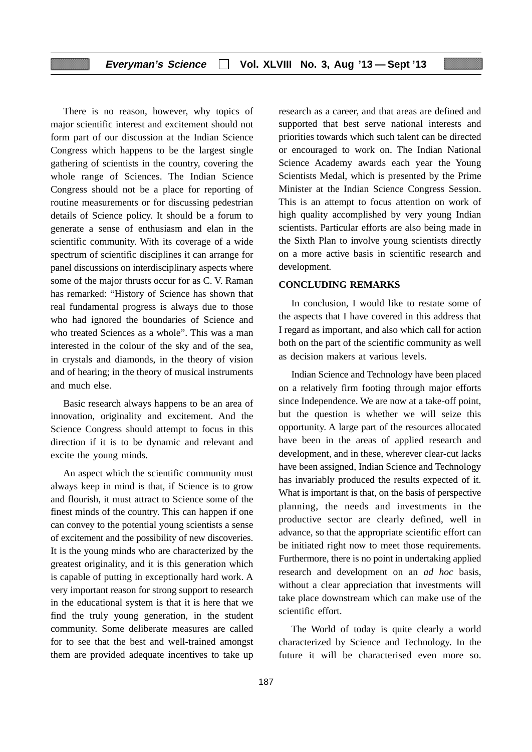There is no reason, however, why topics of major scientific interest and excitement should not form part of our discussion at the Indian Science Congress which happens to be the largest single gathering of scientists in the country, covering the whole range of Sciences. The Indian Science Congress should not be a place for reporting of routine measurements or for discussing pedestrian details of Science policy. It should be a forum to generate a sense of enthusiasm and elan in the scientific community. With its coverage of a wide spectrum of scientific disciplines it can arrange for panel discussions on interdisciplinary aspects where some of the major thrusts occur for as C. V. Raman has remarked: "History of Science has shown that real fundamental progress is always due to those who had ignored the boundaries of Science and who treated Sciences as a whole". This was a man interested in the colour of the sky and of the sea, in crystals and diamonds, in the theory of vision and of hearing; in the theory of musical instruments and much else.

Basic research always happens to be an area of innovation, originality and excitement. And the Science Congress should attempt to focus in this direction if it is to be dynamic and relevant and excite the young minds.

An aspect which the scientific community must always keep in mind is that, if Science is to grow and flourish, it must attract to Science some of the finest minds of the country. This can happen if one can convey to the potential young scientists a sense of excitement and the possibility of new discoveries. It is the young minds who are characterized by the greatest originality, and it is this generation which is capable of putting in exceptionally hard work. A very important reason for strong support to research in the educational system is that it is here that we find the truly young generation, in the student community. Some deliberate measures are called for to see that the best and well-trained amongst them are provided adequate incentives to take up research as a career, and that areas are defined and supported that best serve national interests and priorities towards which such talent can be directed or encouraged to work on. The Indian National Science Academy awards each year the Young Scientists Medal, which is presented by the Prime Minister at the Indian Science Congress Session. This is an attempt to focus attention on work of high quality accomplished by very young Indian scientists. Particular efforts are also being made in the Sixth Plan to involve young scientists directly on a more active basis in scientific research and development.

## CONCLUDING REMARKS

In conclusion, I would like to restate some of the aspects that I have covered in this address that I regard as important, and also which call for action both on the part of the scientific community as well as decision makers at various levels.

Indian Science and Technology have been placed on a relatively firm footing through major efforts since Independence. We are now at a take-off point, but the question is whether we will seize this opportunity. A large part of the resources allocated have been in the areas of applied research and development, and in these, wherever clear-cut lacks have been assigned, Indian Science and Technology has invariably produced the results expected of it. What is important is that, on the basis of perspective planning, the needs and investments in the productive sector are clearly defined, well in advance, so that the appropriate scientific effort can be initiated right now to meet those requirements. Furthermore, there is no point in undertaking applied research and development on an *ad hoc* basis, without a clear appreciation that investments will take place downstream which can make use of the scientific effort.

The World of today is quite clearly a world characterized by Science and Technology. In the future it will be characterised even more so.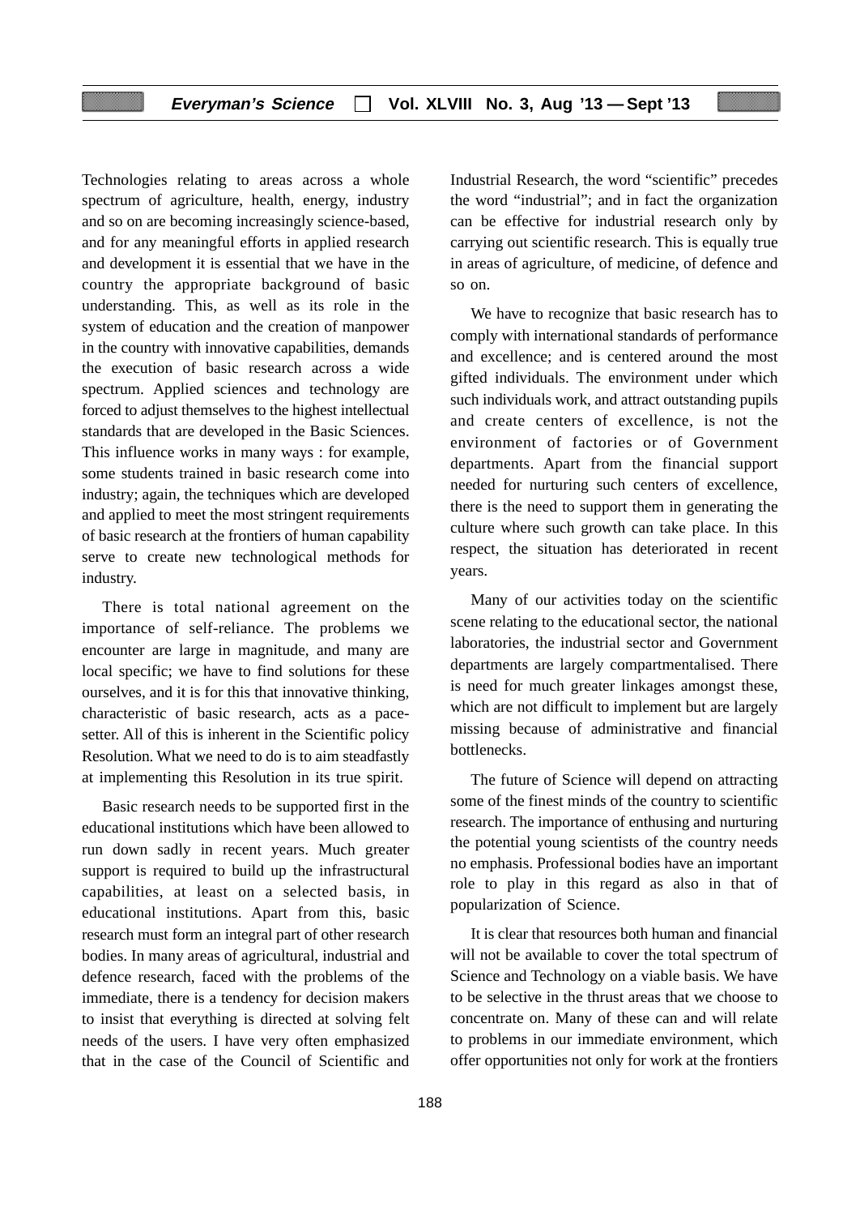Technologies relating to areas across a whole spectrum of agriculture, health, energy, industry and so on are becoming increasingly science-based, and for any meaningful efforts in applied research and development it is essential that we have in the country the appropriate background of basic understanding. This, as well as its role in the system of education and the creation of manpower in the country with innovative capabilities, demands the execution of basic research across a wide spectrum. Applied sciences and technology are forced to adjust themselves to the highest intellectual standards that are developed in the Basic Sciences. This influence works in many ways : for example, some students trained in basic research come into industry; again, the techniques which are developed and applied to meet the most stringent requirements of basic research at the frontiers of human capability serve to create new technological methods for industry.

There is total national agreement on the importance of self-reliance. The problems we encounter are large in magnitude, and many are local specific; we have to find solutions for these ourselves, and it is for this that innovative thinking, characteristic of basic research, acts as a pace-setter. All of this is inherent in the Scientific policy Resolution. What we need to do is to aim steadfastly at implementing this Resolution in its true spirit.

Basic research needs to be supported first in the educational institutions which have been allowed to run down sadly in recent years. Much greater support is required to build up the infrastructural capabilities, at least on a selected basis, in educational institutions. Apart from this, basic research must form an integral part of other research bodies. In many areas of agricultural, industrial and defence research, faced with the problems of the immediate, there is a tendency for decision makers to insist that everything is directed at solving felt needs of the users. I have very often emphasized that in the case of the Council of Scientific and Industrial Research, the word "scientific" precedes the word "industrial"; and in fact the organization can be effective for industrial research only by carrying out scientific research. This is equally true in areas of agriculture, of medicine, of defence and so on.

We have to recognize that basic research has to comply with international standards of performance and excellence; and is centered around the most gifted individuals. The environment under which such individuals work, and attract outstanding pupils and create centers of excellence, is not the environment of factories or of Government departments. Apart from the financial support needed for nurturing such centers of excellence, there is the need to support them in generating the culture where such growth can take place. In this respect, the situation has deteriorated in recent years.

Many of our activities today on the scientific scene relating to the educational sector, the national laboratories, the industrial sector and Government departments are largely compartmentalised. There is need for much greater linkages amongst these, which are not difficult to implement but are largely missing because of administrative and financial bottlenecks.

The future of Science will depend on attracting some of the finest minds of the country to scientific research. The importance of enthusing and nurturing the potential young scientists of the country needs no emphasis. Professional bodies have an important role to play in this regard as also in that of popularization of Science.

It is clear that resources both human and financial will not be available to cover the total spectrum of Science and Technology on a viable basis. We have to be selective in the thrust areas that we choose to concentrate on. Many of these can and will relate to problems in our immediate environment, which offer opportunities not only for work at the frontiers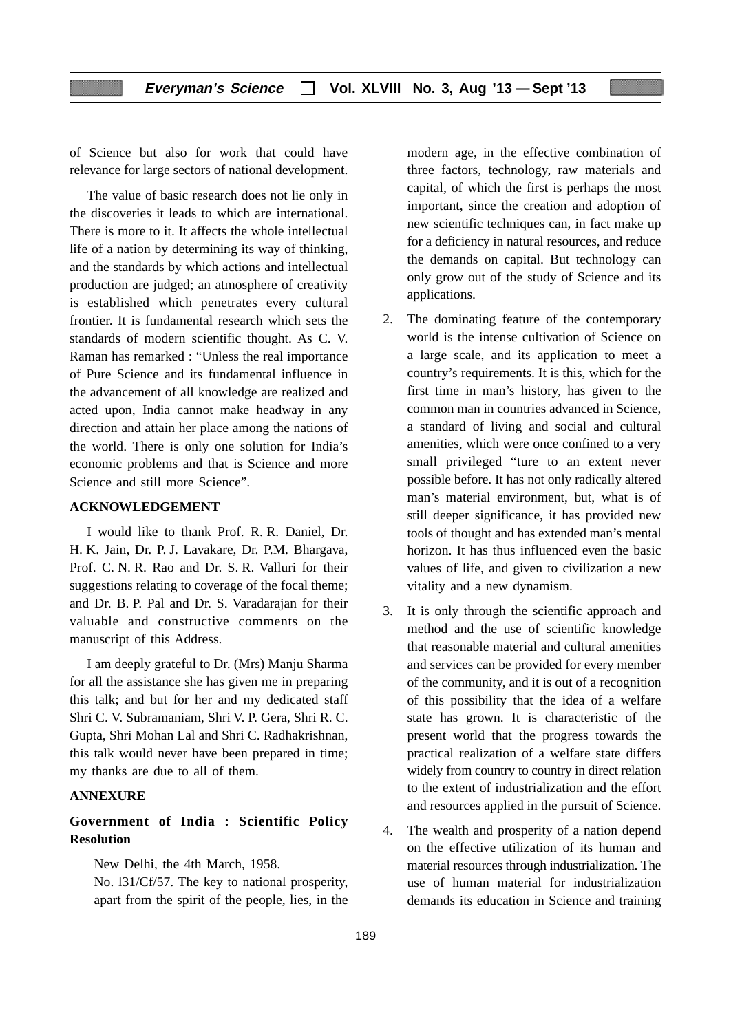of Science but also for work that could have relevance for large sectors of national development.

The value of basic research does not lie only in the discoveries it leads to which are international. There is more to it. It affects the whole intellectual life of a nation by determining its way of thinking, and the standards by which actions and intellectual production are judged; an atmosphere of creativity is established which penetrates every cultural frontier. It is fundamental research which sets the standards of modern scientific thought. As C. V. Raman has remarked : "Unless the real importance of Pure Science and its fundamental influence in the advancement of all knowledge are realized and acted upon, India cannot make headway in any direction and attain her place among the nations of the world. There is only one solution for India's economic problems and that is Science and more Science and still more Science".

## ACKNOWLEDGEMENT

I would like to thank Prof. R. R. Daniel, Dr. H. K. Jain, Dr. P. J. Lavakare, Dr. P.M. Bhargava, Prof. C. N. R. Rao and Dr. S. R. Valluri for their suggestions relating to coverage of the focal theme; and Dr. B. P. Pal and Dr. S. Varadarajan for their valuable and constructive comments on the manuscript of this Address.

I am deeply grateful to Dr. (Mrs) Manju Sharma for all the assistance she has given me in preparing this talk; and but for her and my dedicated staff Shri C. V. Subramaniam, Shri V. P. Gera, Shri R. C. Gupta, Shri Mohan Lal and Shri C. Radhakrishnan, this talk would never have been prepared in time; my thanks are due to all of them.

## ANNEXURE

### Government of India : Scientific Policy Resolution

New Delhi, the 4th March, 1958.

No. l31/Cf/57. The key to national prosperity, apart from the spirit of the people, lies, in the modern age, in the effective combination of three factors, technology, raw materials and capital, of which the first is perhaps the most important, since the creation and adoption of new scientific techniques can, in fact make up for a deficiency in natural resources, and reduce the demands on capital. But technology can only grow out of the study of Science and its applications.

2. The dominating feature of the contemporary world is the intense cultivation of Science on a large scale, and its application to meet a country's requirements. It is this, which for the first time in man's history, has given to the common man in countries advanced in Science, a standard of living and social and cultural amenities, which were once confined to a very small privileged "ture to an extent never possible before. It has not only radically altered man's material environment, but, what is of still deeper significance, it has provided new tools of thought and has extended man's mental horizon. It has thus influenced even the basic values of life, and given to civilization a new vitality and a new dynamism.

3. It is only through the scientific approach and method and the use of scientific knowledge that reasonable material and cultural amenities and services can be provided for every member of the community, and it is out of a recognition of this possibility that the idea of a welfare state has grown. It is characteristic of the present world that the progress towards the practical realization of a welfare state differs widely from country to country in direct relation to the extent of industrialization and the effort and resources applied in the pursuit of Science.

4. The wealth and prosperity of a nation depend on the effective utilization of its human and material resources through industrialization. The use of human material for industrialization demands its education in Science and training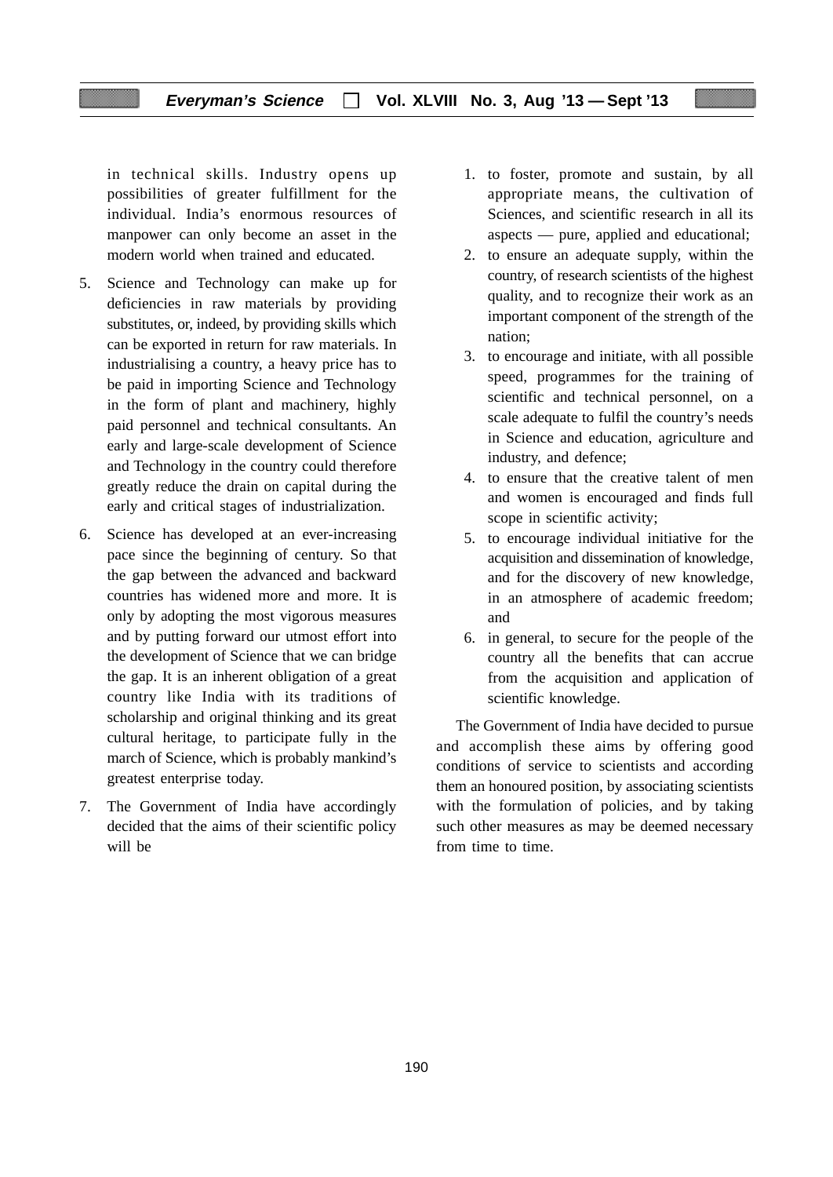in technical skills. Industry opens up possibilities of greater fulfillment for the individual. India's enormous resources of manpower can only become an asset in the modern world when trained and educated.

5. Science and Technology can make up for deficiencies in raw materials by providing substitutes, or, indeed, by providing skills which can be exported in return for raw materials. In industrialising a country, a heavy price has to be paid in importing Science and Technology in the form of plant and machinery, highly paid personnel and technical consultants. An early and large-scale development of Science and Technology in the country could therefore greatly reduce the drain on capital during the early and critical stages of industrialization.

6. Science has developed at an ever-increasing pace since the beginning of century. So that the gap between the advanced and backward countries has widened more and more. It is only by adopting the most vigorous measures and by putting forward our utmost effort into the development of Science that we can bridge the gap. It is an inherent obligation of a great country like India with its traditions of scholarship and original thinking and its great cultural heritage, to participate fully in the march of Science, which is probably mankind's greatest enterprise today.

7. The Government of India have accordingly decided that the aims of their scientific policy will be

   1. to foster, promote and sustain, by all appropriate means, the cultivation of Sciences, and scientific research in all its aspects — pure, applied and educational;
   2. to ensure an adequate supply, within the country, of research scientists of the highest quality, and to recognize their work as an important component of the strength of the nation;
   3. to encourage and initiate, with all possible speed, programmes for the training of scientific and technical personnel, on a scale adequate to fulfil the country's needs in Science and education, agriculture and industry, and defence;
   4. to ensure that the creative talent of men and women is encouraged and finds full scope in scientific activity;
   5. to encourage individual initiative for the acquisition and dissemination of knowledge, and for the discovery of new knowledge, in an atmosphere of academic freedom; and
   6. in general, to secure for the people of the country all the benefits that can accrue from the acquisition and application of scientific knowledge.

The Government of India have decided to pursue and accomplish these aims by offering good conditions of service to scientists and according them an honoured position, by associating scientists with the formulation of policies, and by taking such other measures as may be deemed necessary from time to time.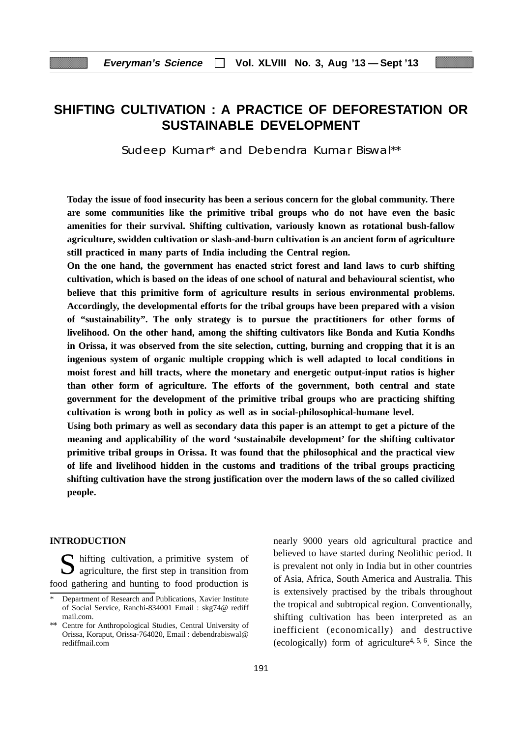# SHIFTING CULTIVATION : A PRACTICE OF DEFORESTATION OR SUSTAINABLE DEVELOPMENT

Sudeep Kumar* and Debendra Kumar Biswal**

**Today the issue of food insecurity has been a serious concern for the global community. There are some communities like the primitive tribal groups who do not have even the basic amenities for their survival. Shifting cultivation, variously known as rotational bush-fallow agriculture, swidden cultivation or slash-and-burn cultivation is an ancient form of agriculture still practiced in many parts of India including the Central region.**

**On the one hand, the government has enacted strict forest and land laws to curb shifting cultivation, which is based on the ideas of one school of natural and behavioural scientist, who believe that this primitive form of agriculture results in serious environmental problems. Accordingly, the developmental efforts for the tribal groups have been prepared with a vision of "sustainability". The only strategy is to pursue the practitioners for other forms of livelihood. On the other hand, among the shifting cultivators like Bonda and Kutia Kondhs in Orissa, it was observed from the site selection, cutting, burning and cropping that it is an ingenious system of organic multiple cropping which is well adapted to local conditions in moist forest and hill tracts, where the monetary and energetic output-input ratios is higher than other form of agriculture. The efforts of the government, both central and state government for the development of the primitive tribal groups who are practicing shifting cultivation is wrong both in policy as well as in social-philosophical-humane level.**

**Using both primary as well as secondary data this paper is an attempt to get a picture of the meaning and applicability of the word 'sustainabile development' for the shifting cultivator primitive tribal groups in Orissa. It was found that the philosophical and the practical view of life and livelihood hidden in the customs and traditions of the tribal groups practicing shifting cultivation have the strong justification over the modern laws of the so called civilized people.**

## INTRODUCTION

Shifting cultivation, a primitive system of agriculture, the first step in transition from food gathering and hunting to food production is nearly 9000 years old agricultural practice and believed to have started during Neolithic period. It is prevalent not only in India but in other countries of Asia, Africa, South America and Australia. This is extensively practised by the tribals throughout the tropical and subtropical region. Conventionally, shifting cultivation has been interpreted as an inefficient (economically) and destructive (ecologically) form of agriculture[4, 5, 6]. Since the

\* Department of Research and Publications, Xavier Institute of Social Service, Ranchi-834001 Email : skg74@ rediff mail.com.

\*\* Centre for Anthropological Studies, Central University of Orissa, Koraput, Orissa-764020, Email : debendrabiswal@ rediffmail.com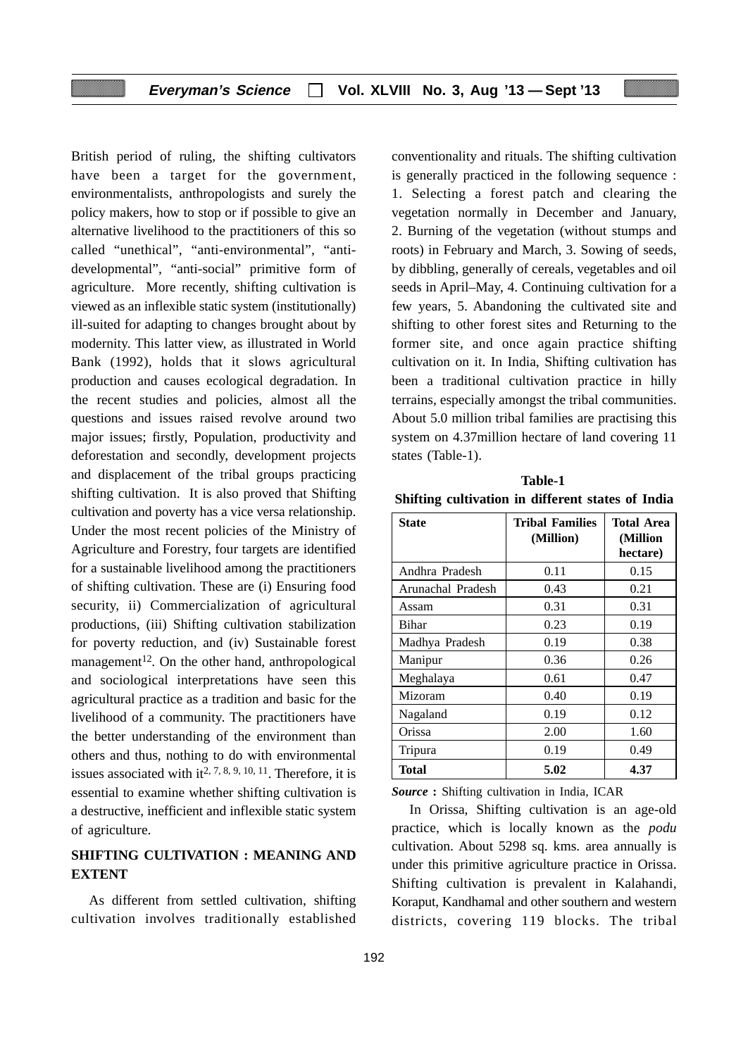British period of ruling, the shifting cultivators have been a target for the government, environmentalists, anthropologists and surely the policy makers, how to stop or if possible to give an alternative livelihood to the practitioners of this so called "unethical", "anti-environmental", "anti-developmental", "anti-social" primitive form of agriculture. More recently, shifting cultivation is viewed as an inflexible static system (institutionally) ill-suited for adapting to changes brought about by modernity. This latter view, as illustrated in World Bank (1992), holds that it slows agricultural production and causes ecological degradation. In the recent studies and policies, almost all the questions and issues raised revolve around two major issues; firstly, Population, productivity and deforestation and secondly, development projects and displacement of the tribal groups practicing shifting cultivation. It is also proved that Shifting cultivation and poverty has a vice versa relationship. Under the most recent policies of the Ministry of Agriculture and Forestry, four targets are identified for a sustainable livelihood among the practitioners of shifting cultivation. These are (i) Ensuring food security, ii) Commercialization of agricultural productions, (iii) Shifting cultivation stabilization for poverty reduction, and (iv) Sustainable forest management[12]. On the other hand, anthropological and sociological interpretations have seen this agricultural practice as a tradition and basic for the livelihood of a community. The practitioners have the better understanding of the environment than others and thus, nothing to do with environmental issues associated with it[2, 7, 8, 9, 10, 11]. Therefore, it is essential to examine whether shifting cultivation is a destructive, inefficient and inflexible static system of agriculture.

## SHIFTING CULTIVATION : MEANING AND EXTENT

As different from settled cultivation, shifting cultivation involves traditionally established conventionality and rituals. The shifting cultivation is generally practiced in the following sequence : 1. Selecting a forest patch and clearing the vegetation normally in December and January, 2. Burning of the vegetation (without stumps and roots) in February and March, 3. Sowing of seeds, by dibbling, generally of cereals, vegetables and oil seeds in April–May, 4. Continuing cultivation for a few years, 5. Abandoning the cultivated site and shifting to other forest sites and Returning to the former site, and once again practice shifting cultivation on it. In India, Shifting cultivation has been a traditional cultivation practice in hilly terrains, especially amongst the tribal communities. About 5.0 million tribal families are practising this system on 4.37million hectare of land covering 11 states (Table-1).

**Table-1**
**Shifting cultivation in different states of India**

| State | Tribal Families (Million) | Total Area (Million hectare) |
|---|---|---|
| Andhra Pradesh | 0.11 | 0.15 |
| Arunachal Pradesh | 0.43 | 0.21 |
| Assam | 0.31 | 0.31 |
| Bihar | 0.23 | 0.19 |
| Madhya Pradesh | 0.19 | 0.38 |
| Manipur | 0.36 | 0.26 |
| Meghalaya | 0.61 | 0.47 |
| Mizoram | 0.40 | 0.19 |
| Nagaland | 0.19 | 0.12 |
| Orissa | 2.00 | 1.60 |
| Tripura | 0.19 | 0.49 |
| **Total** | **5.02** | **4.37** |

***Source*** **:** Shifting cultivation in India, ICAR

In Orissa, Shifting cultivation is an age-old practice, which is locally known as the *podu* cultivation. About 5298 sq. kms. area annually is under this primitive agriculture practice in Orissa. Shifting cultivation is prevalent in Kalahandi, Koraput, Kandhamal and other southern and western districts, covering 119 blocks. The tribal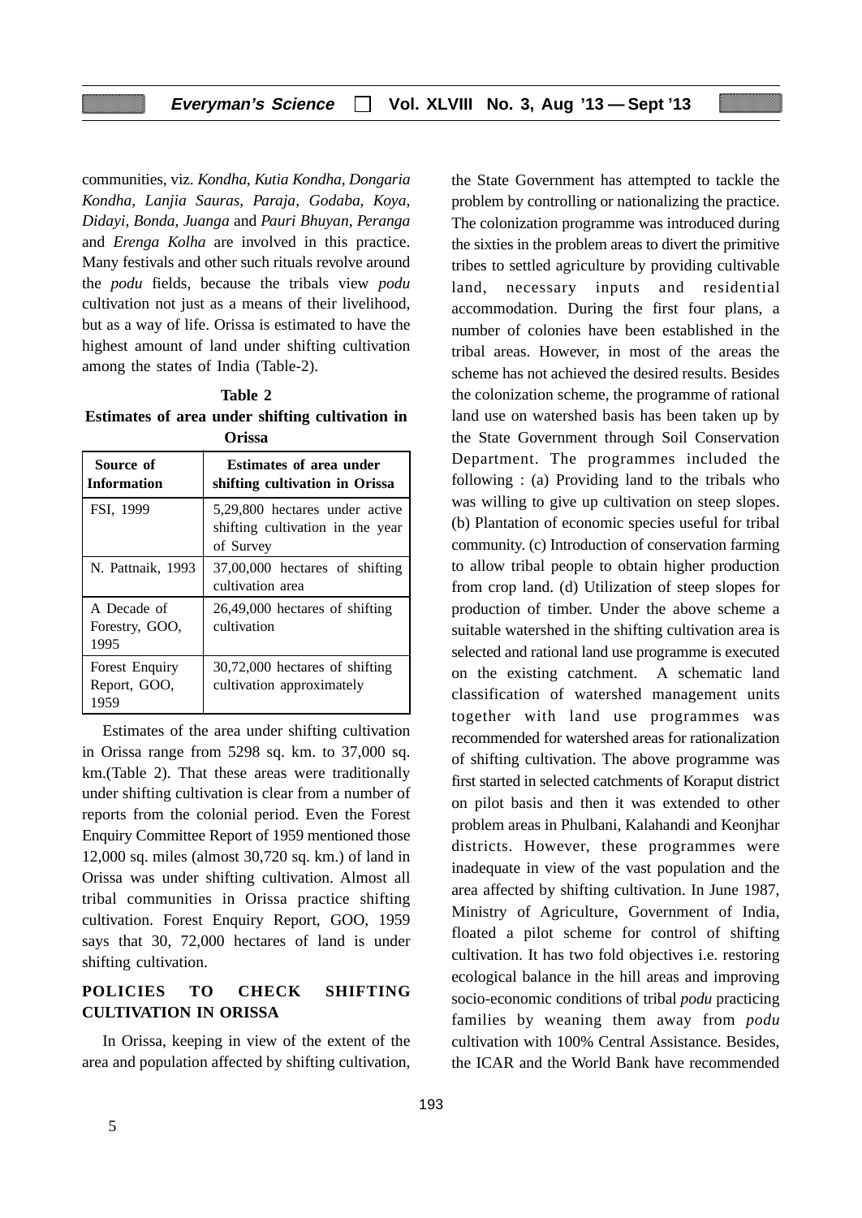communities, viz. *Kondha*, *Kutia Kondha*, *Dongaria Kondha*, *Lanjia Sauras*, *Paraja*, *Godaba*, *Koya*, *Didayi*, *Bonda*, *Juanga* and *Pauri Bhuyan*, *Peranga* and *Erenga Kolha* are involved in this practice. Many festivals and other such rituals revolve around the *podu* fields, because the tribals view *podu* cultivation not just as a means of their livelihood, but as a way of life. Orissa is estimated to have the highest amount of land under shifting cultivation among the states of India (Table-2).

**Table 2**
**Estimates of area under shifting cultivation in Orissa**

| Source of Information | Estimates of area under shifting cultivation in Orissa |
|---|---|
| FSI, 1999 | 5,29,800 hectares under active shifting cultivation in the year of Survey |
| N. Pattnaik, 1993 | 37,00,000 hectares of shifting cultivation area |
| A Decade of Forestry, GOO, 1995 | 26,49,000 hectares of shifting cultivation |
| Forest Enquiry Report, GOO, 1959 | 30,72,000 hectares of shifting cultivation approximately |

Estimates of the area under shifting cultivation in Orissa range from 5298 sq. km. to 37,000 sq. km.(Table 2). That these areas were traditionally under shifting cultivation is clear from a number of reports from the colonial period. Even the Forest Enquiry Committee Report of 1959 mentioned those 12,000 sq. miles (almost 30,720 sq. km.) of land in Orissa was under shifting cultivation. Almost all tribal communities in Orissa practice shifting cultivation. Forest Enquiry Report, GOO, 1959 says that 30, 72,000 hectares of land is under shifting cultivation.

## POLICIES TO CHECK SHIFTING CULTIVATION IN ORISSA

In Orissa, keeping in view of the extent of the area and population affected by shifting cultivation, the State Government has attempted to tackle the problem by controlling or nationalizing the practice. The colonization programme was introduced during the sixties in the problem areas to divert the primitive tribes to settled agriculture by providing cultivable land, necessary inputs and residential accommodation. During the first four plans, a number of colonies have been established in the tribal areas. However, in most of the areas the scheme has not achieved the desired results. Besides the colonization scheme, the programme of rational land use on watershed basis has been taken up by the State Government through Soil Conservation Department. The programmes included the following : (a) Providing land to the tribals who was willing to give up cultivation on steep slopes. (b) Plantation of economic species useful for tribal community. (c) Introduction of conservation farming to allow tribal people to obtain higher production from crop land. (d) Utilization of steep slopes for production of timber. Under the above scheme a suitable watershed in the shifting cultivation area is selected and rational land use programme is executed on the existing catchment. A schematic land classification of watershed management units together with land use programmes was recommended for watershed areas for rationalization of shifting cultivation. The above programme was first started in selected catchments of Koraput district on pilot basis and then it was extended to other problem areas in Phulbani, Kalahandi and Keonjhar districts. However, these programmes were inadequate in view of the vast population and the area affected by shifting cultivation. In June 1987, Ministry of Agriculture, Government of India, floated a pilot scheme for control of shifting cultivation. It has two fold objectives i.e. restoring ecological balance in the hill areas and improving socio-economic conditions of tribal *podu* practicing families by weaning them away from *podu* cultivation with 100% Central Assistance. Besides, the ICAR and the World Bank have recommended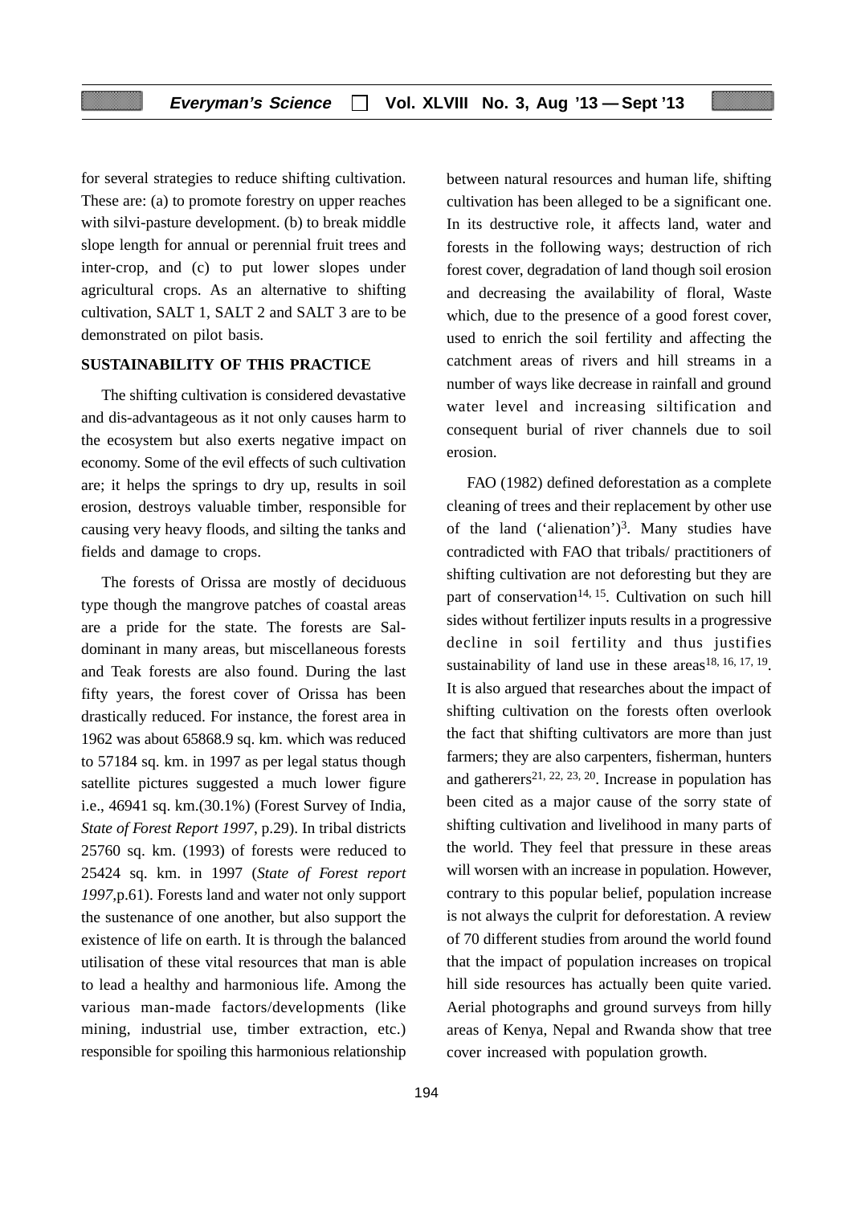for several strategies to reduce shifting cultivation. These are: (a) to promote forestry on upper reaches with silvi-pasture development. (b) to break middle slope length for annual or perennial fruit trees and inter-crop, and (c) to put lower slopes under agricultural crops. As an alternative to shifting cultivation, SALT 1, SALT 2 and SALT 3 are to be demonstrated on pilot basis.

## SUSTAINABILITY OF THIS PRACTICE

The shifting cultivation is considered devastative and dis-advantageous as it not only causes harm to the ecosystem but also exerts negative impact on economy. Some of the evil effects of such cultivation are; it helps the springs to dry up, results in soil erosion, destroys valuable timber, responsible for causing very heavy floods, and silting the tanks and fields and damage to crops.

The forests of Orissa are mostly of deciduous type though the mangrove patches of coastal areas are a pride for the state. The forests are Sal-dominant in many areas, but miscellaneous forests and Teak forests are also found. During the last fifty years, the forest cover of Orissa has been drastically reduced. For instance, the forest area in 1962 was about 65868.9 sq. km. which was reduced to 57184 sq. km. in 1997 as per legal status though satellite pictures suggested a much lower figure i.e., 46941 sq. km.(30.1%) (Forest Survey of India, *State of Forest Report 1997*, p.29). In tribal districts 25760 sq. km. (1993) of forests were reduced to 25424 sq. km. in 1997 (*State of Forest report 1997*,p.61). Forests land and water not only support the sustenance of one another, but also support the existence of life on earth. It is through the balanced utilisation of these vital resources that man is able to lead a healthy and harmonious life. Among the various man-made factors/developments (like mining, industrial use, timber extraction, etc.) responsible for spoiling this harmonious relationship between natural resources and human life, shifting cultivation has been alleged to be a significant one. In its destructive role, it affects land, water and forests in the following ways; destruction of rich forest cover, degradation of land though soil erosion and decreasing the availability of floral, Waste which, due to the presence of a good forest cover, used to enrich the soil fertility and affecting the catchment areas of rivers and hill streams in a number of ways like decrease in rainfall and ground water level and increasing siltification and consequent burial of river channels due to soil erosion.

FAO (1982) defined deforestation as a complete cleaning of trees and their replacement by other use of the land ('alienation')[3]. Many studies have contradicted with FAO that tribals/ practitioners of shifting cultivation are not deforesting but they are part of conservation[14, 15]. Cultivation on such hill sides without fertilizer inputs results in a progressive decline in soil fertility and thus justifies sustainability of land use in these areas[18, 16, 17, 19]. It is also argued that researches about the impact of shifting cultivation on the forests often overlook the fact that shifting cultivators are more than just farmers; they are also carpenters, fisherman, hunters and gatherers[21, 22, 23, 20]. Increase in population has been cited as a major cause of the sorry state of shifting cultivation and livelihood in many parts of the world. They feel that pressure in these areas will worsen with an increase in population. However, contrary to this popular belief, population increase is not always the culprit for deforestation. A review of 70 different studies from around the world found that the impact of population increases on tropical hill side resources has actually been quite varied. Aerial photographs and ground surveys from hilly areas of Kenya, Nepal and Rwanda show that tree cover increased with population growth.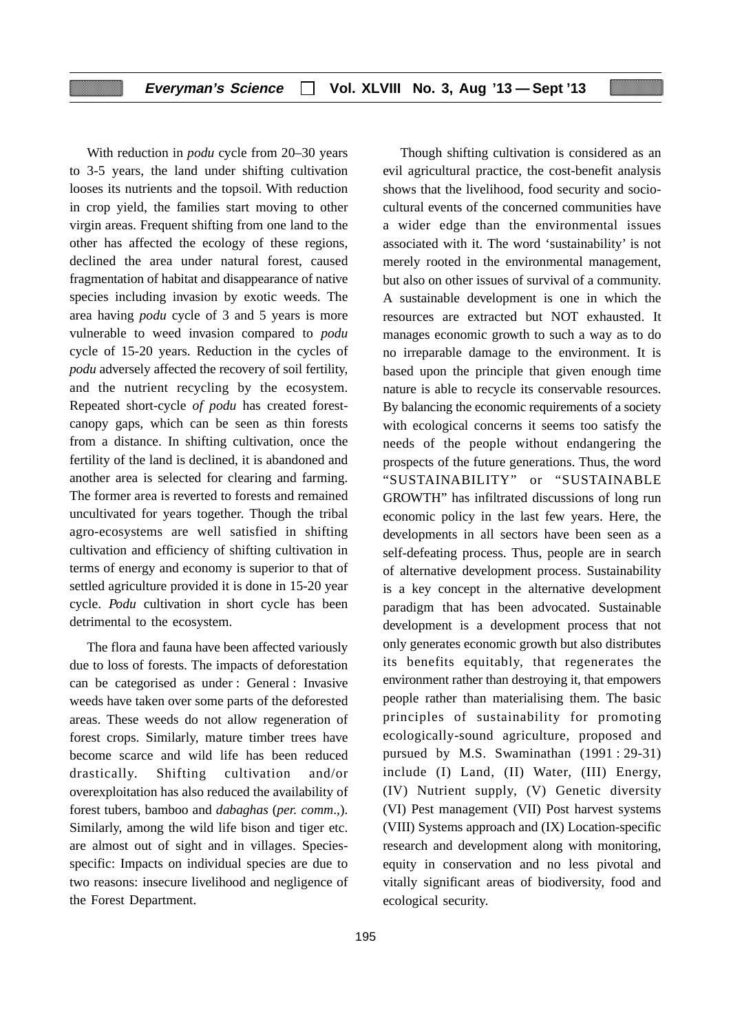With reduction in *podu* cycle from 20–30 years to 3-5 years, the land under shifting cultivation looses its nutrients and the topsoil. With reduction in crop yield, the families start moving to other virgin areas. Frequent shifting from one land to the other has affected the ecology of these regions, declined the area under natural forest, caused fragmentation of habitat and disappearance of native species including invasion by exotic weeds. The area having *podu* cycle of 3 and 5 years is more vulnerable to weed invasion compared to *podu* cycle of 15-20 years. Reduction in the cycles of *podu* adversely affected the recovery of soil fertility, and the nutrient recycling by the ecosystem. Repeated short-cycle *of podu* has created forest-canopy gaps, which can be seen as thin forests from a distance. In shifting cultivation, once the fertility of the land is declined, it is abandoned and another area is selected for clearing and farming. The former area is reverted to forests and remained uncultivated for years together. Though the tribal agro-ecosystems are well satisfied in shifting cultivation and efficiency of shifting cultivation in terms of energy and economy is superior to that of settled agriculture provided it is done in 15-20 year cycle. *Podu* cultivation in short cycle has been detrimental to the ecosystem.

The flora and fauna have been affected variously due to loss of forests. The impacts of deforestation can be categorised as under : General : Invasive weeds have taken over some parts of the deforested areas. These weeds do not allow regeneration of forest crops. Similarly, mature timber trees have become scarce and wild life has been reduced drastically. Shifting cultivation and/or overexploitation has also reduced the availability of forest tubers, bamboo and *dabaghas* (*per. comm*.,). Similarly, among the wild life bison and tiger etc. are almost out of sight and in villages. Species-specific: Impacts on individual species are due to two reasons: insecure livelihood and negligence of the Forest Department.

Though shifting cultivation is considered as an evil agricultural practice, the cost-benefit analysis shows that the livelihood, food security and socio-cultural events of the concerned communities have a wider edge than the environmental issues associated with it. The word 'sustainability' is not merely rooted in the environmental management, but also on other issues of survival of a community. A sustainable development is one in which the resources are extracted but NOT exhausted. It manages economic growth to such a way as to do no irreparable damage to the environment. It is based upon the principle that given enough time nature is able to recycle its conservable resources. By balancing the economic requirements of a society with ecological concerns it seems too satisfy the needs of the people without endangering the prospects of the future generations. Thus, the word "SUSTAINABILITY" or "SUSTAINABLE GROWTH" has infiltrated discussions of long run economic policy in the last few years. Here, the developments in all sectors have been seen as a self-defeating process. Thus, people are in search of alternative development process. Sustainability is a key concept in the alternative development paradigm that has been advocated. Sustainable development is a development process that not only generates economic growth but also distributes its benefits equitably, that regenerates the environment rather than destroying it, that empowers people rather than materialising them. The basic principles of sustainability for promoting ecologically-sound agriculture, proposed and pursued by M.S. Swaminathan (1991 : 29-31) include (I) Land, (II) Water, (III) Energy, (IV) Nutrient supply, (V) Genetic diversity (VI) Pest management (VII) Post harvest systems (VIII) Systems approach and (IX) Location-specific research and development along with monitoring, equity in conservation and no less pivotal and vitally significant areas of biodiversity, food and ecological security.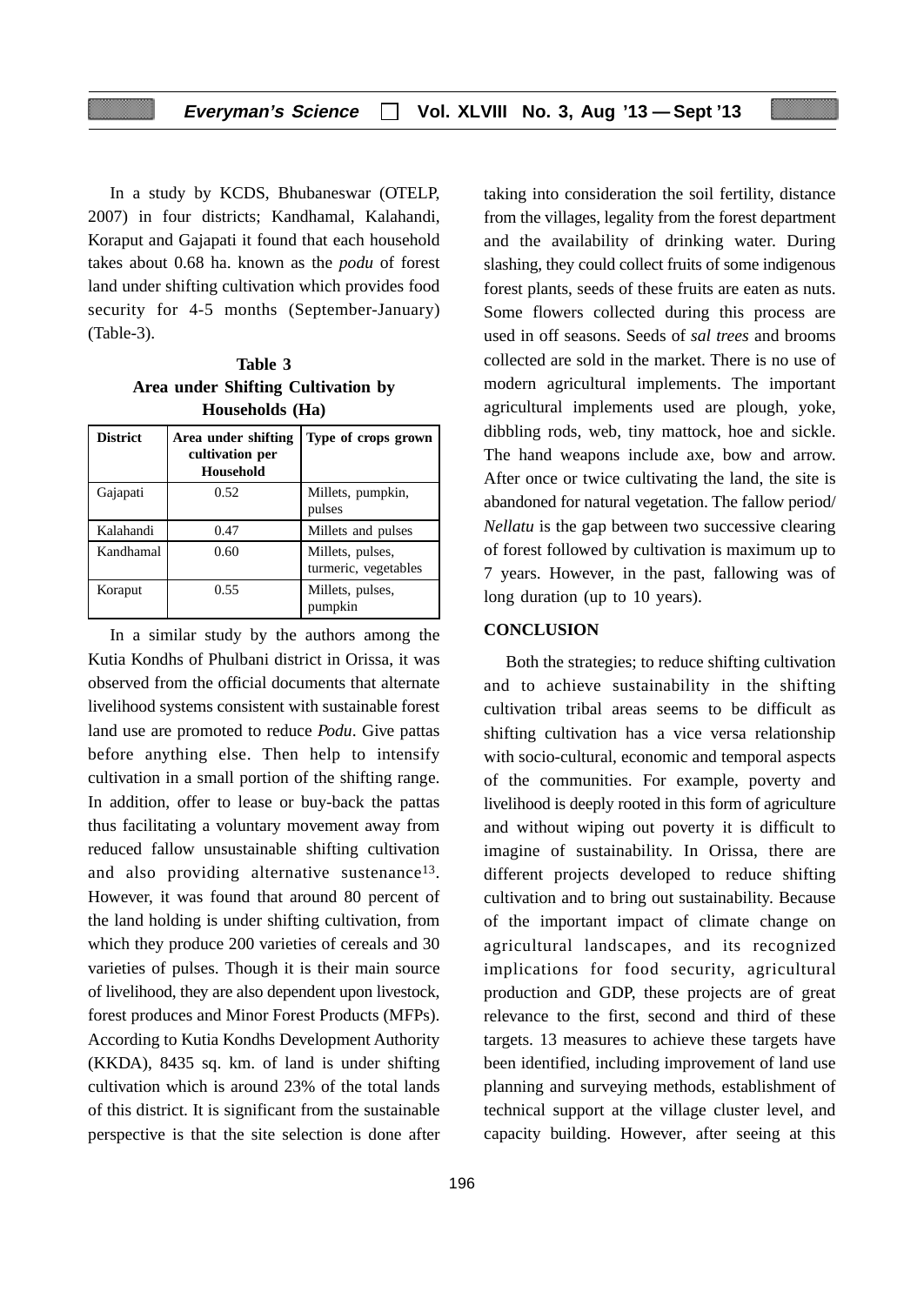In a study by KCDS, Bhubaneswar (OTELP, 2007) in four districts; Kandhamal, Kalahandi, Koraput and Gajapati it found that each household takes about 0.68 ha. known as the *podu* of forest land under shifting cultivation which provides food security for 4-5 months (September-January) (Table-3).

**Table 3**
**Area under Shifting Cultivation by Households (Ha)**

| District | Area under shifting cultivation per Household | Type of crops grown |
|---|---|---|
| Gajapati | 0.52 | Millets, pumpkin, pulses |
| Kalahandi | 0.47 | Millets and pulses |
| Kandhamal | 0.60 | Millets, pulses, turmeric, vegetables |
| Koraput | 0.55 | Millets, pulses, pumpkin |

In a similar study by the authors among the Kutia Kondhs of Phulbani district in Orissa, it was observed from the official documents that alternate livelihood systems consistent with sustainable forest land use are promoted to reduce *Podu*. Give pattas before anything else. Then help to intensify cultivation in a small portion of the shifting range. In addition, offer to lease or buy-back the pattas thus facilitating a voluntary movement away from reduced fallow unsustainable shifting cultivation and also providing alternative sustenance[13]. However, it was found that around 80 percent of the land holding is under shifting cultivation, from which they produce 200 varieties of cereals and 30 varieties of pulses. Though it is their main source of livelihood, they are also dependent upon livestock, forest produces and Minor Forest Products (MFPs). According to Kutia Kondhs Development Authority (KKDA), 8435 sq. km. of land is under shifting cultivation which is around 23% of the total lands of this district. It is significant from the sustainable perspective is that the site selection is done after taking into consideration the soil fertility, distance from the villages, legality from the forest department and the availability of drinking water. During slashing, they could collect fruits of some indigenous forest plants, seeds of these fruits are eaten as nuts. Some flowers collected during this process are used in off seasons. Seeds of *sal trees* and brooms collected are sold in the market. There is no use of modern agricultural implements. The important agricultural implements used are plough, yoke, dibbling rods, web, tiny mattock, hoe and sickle. The hand weapons include axe, bow and arrow. After once or twice cultivating the land, the site is abandoned for natural vegetation. The fallow period/ *Nellatu* is the gap between two successive clearing of forest followed by cultivation is maximum up to 7 years. However, in the past, fallowing was of long duration (up to 10 years).

## CONCLUSION

Both the strategies; to reduce shifting cultivation and to achieve sustainability in the shifting cultivation tribal areas seems to be difficult as shifting cultivation has a vice versa relationship with socio-cultural, economic and temporal aspects of the communities. For example, poverty and livelihood is deeply rooted in this form of agriculture and without wiping out poverty it is difficult to imagine of sustainability. In Orissa, there are different projects developed to reduce shifting cultivation and to bring out sustainability. Because of the important impact of climate change on agricultural landscapes, and its recognized implications for food security, agricultural production and GDP, these projects are of great relevance to the first, second and third of these targets. 13 measures to achieve these targets have been identified, including improvement of land use planning and surveying methods, establishment of technical support at the village cluster level, and capacity building. However, after seeing at this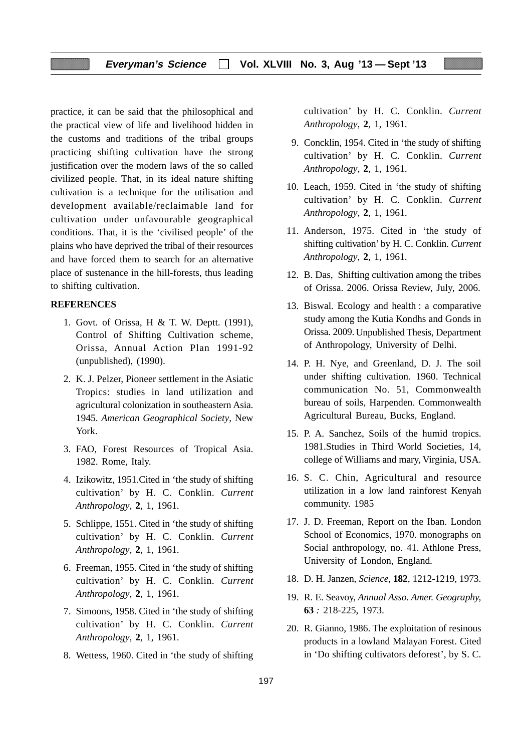practice, it can be said that the philosophical and the practical view of life and livelihood hidden in the customs and traditions of the tribal groups practicing shifting cultivation have the strong justification over the modern laws of the so called civilized people. That, in its ideal nature shifting cultivation is a technique for the utilisation and development available/reclaimable land for cultivation under unfavourable geographical conditions. That, it is the 'civilised people' of the plains who have deprived the tribal of their resources and have forced them to search for an alternative place of sustenance in the hill-forests, thus leading to shifting cultivation.

## REFERENCES

1. Govt. of Orissa, H & T. W. Deptt. (1991), Control of Shifting Cultivation scheme, Orissa, Annual Action Plan 1991-92 (unpublished), (1990).
2. K. J. Pelzer, Pioneer settlement in the Asiatic Tropics: studies in land utilization and agricultural colonization in southeastern Asia. 1945. *American Geographical Society*, New York.
3. FAO, Forest Resources of Tropical Asia. 1982. Rome, Italy.
4. Izikowitz, 1951.Cited in 'the study of shifting cultivation' by H. C. Conklin. *Current Anthropology*, **2**, 1, 1961.
5. Schlippe, 1551. Cited in 'the study of shifting cultivation' by H. C. Conklin. *Current Anthropology*, **2**, 1, 1961.
6. Freeman, 1955. Cited in 'the study of shifting cultivation' by H. C. Conklin. *Current Anthropology*, **2**, 1, 1961.
7. Simoons, 1958. Cited in 'the study of shifting cultivation' by H. C. Conklin. *Current Anthropology*, **2**, 1, 1961.
8. Wettess, 1960. Cited in 'the study of shifting cultivation' by H. C. Conklin. *Current Anthropology*, **2**, 1, 1961.
9. Concklin, 1954. Cited in 'the study of shifting cultivation' by H. C. Conklin. *Current Anthropology*, **2**, 1, 1961.
10. Leach, 1959. Cited in 'the study of shifting cultivation' by H. C. Conklin. *Current Anthropology*, **2**, 1, 1961.
11. Anderson, 1975. Cited in 'the study of shifting cultivation' by H. C. Conklin. *Current Anthropology*, **2**, 1, 1961.
12. B. Das, Shifting cultivation among the tribes of Orissa. 2006. Orissa Review, July, 2006.
13. Biswal. Ecology and health : a comparative study among the Kutia Kondhs and Gonds in Orissa. 2009. Unpublished Thesis, Department of Anthropology, University of Delhi.
14. P. H. Nye, and Greenland, D. J. The soil under shifting cultivation. 1960. Technical communication No. 51, Commonwealth bureau of soils, Harpenden. Commonwealth Agricultural Bureau, Bucks, England.
15. P. A. Sanchez, Soils of the humid tropics. 1981.Studies in Third World Societies, 14, college of Williams and mary, Virginia, USA.
16. S. C. Chin, Agricultural and resource utilization in a low land rainforest Kenyah community. 1985
17. J. D. Freeman, Report on the Iban. London School of Economics, 1970. monographs on Social anthropology, no. 41. Athlone Press, University of London, England.
18. D. H. Janzen, *Science*, **182**, 1212-1219, 1973.
19. R. E. Seavoy, *Annual Asso. Amer. Geography*, **63** *:* 218-225, 1973.
20. R. Gianno, 1986. The exploitation of resinous products in a lowland Malayan Forest. Cited in 'Do shifting cultivators deforest', by S. C.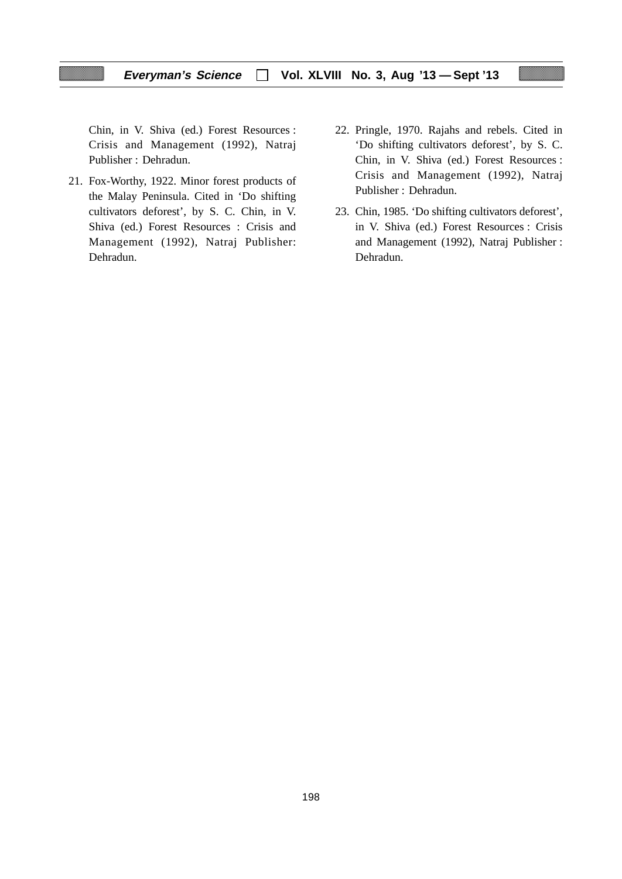Chin, in V. Shiva (ed.) Forest Resources : Crisis and Management (1992), Natraj Publisher : Dehradun.

21. Fox-Worthy, 1922. Minor forest products of the Malay Peninsula. Cited in 'Do shifting cultivators deforest', by S. C. Chin, in V. Shiva (ed.) Forest Resources : Crisis and Management (1992), Natraj Publisher: Dehradun.

22. Pringle, 1970. Rajahs and rebels. Cited in 'Do shifting cultivators deforest', by S. C. Chin, in V. Shiva (ed.) Forest Resources : Crisis and Management (1992), Natraj Publisher : Dehradun.

23. Chin, 1985. 'Do shifting cultivators deforest', in V. Shiva (ed.) Forest Resources : Crisis and Management (1992), Natraj Publisher : Dehradun.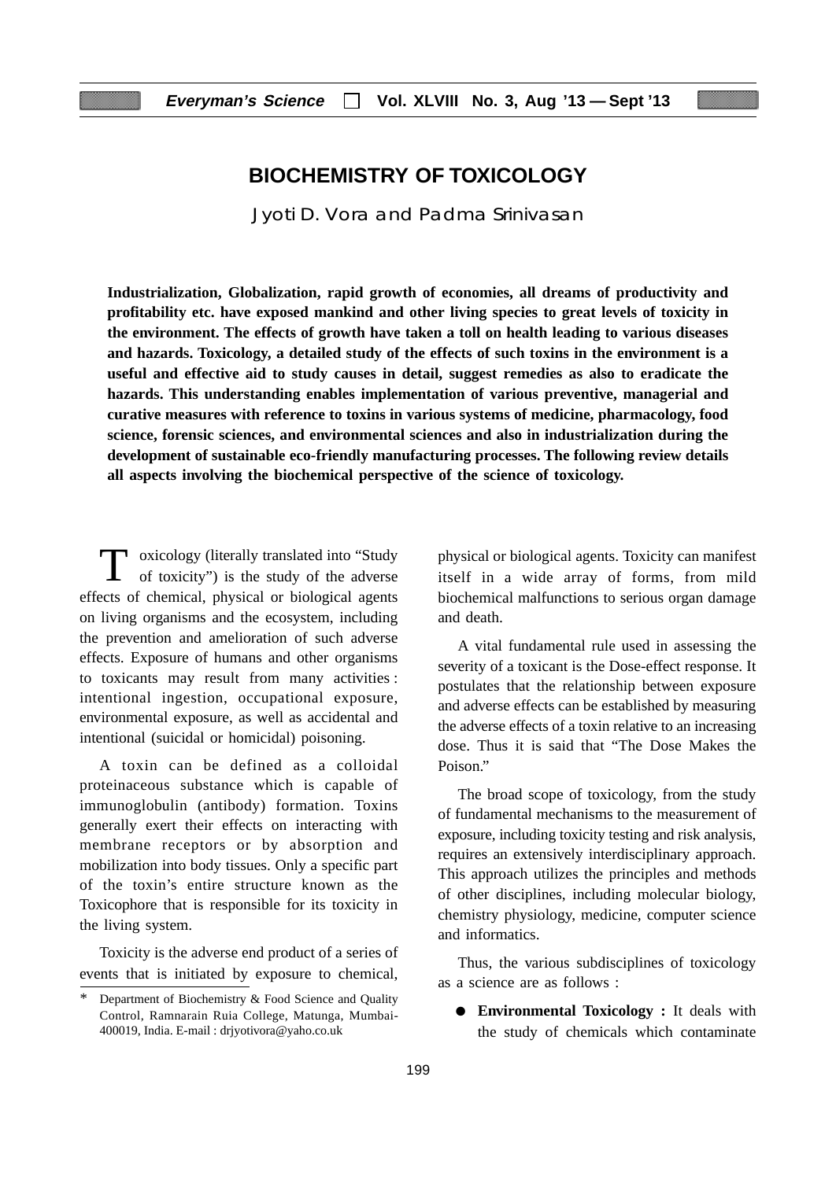# BIOCHEMISTRY OF TOXICOLOGY

Jyoti D. Vora and Padma Srinivasan

**Industrialization, Globalization, rapid growth of economies, all dreams of productivity and profitability etc. have exposed mankind and other living species to great levels of toxicity in the environment. The effects of growth have taken a toll on health leading to various diseases and hazards. Toxicology, a detailed study of the effects of such toxins in the environment is a useful and effective aid to study causes in detail, suggest remedies as also to eradicate the hazards. This understanding enables implementation of various preventive, managerial and curative measures with reference to toxins in various systems of medicine, pharmacology, food science, forensic sciences, and environmental sciences and also in industrialization during the development of sustainable eco-friendly manufacturing processes. The following review details all aspects involving the biochemical perspective of the science of toxicology.**

Toxicology (literally translated into "Study of toxicity") is the study of the adverse effects of chemical, physical or biological agents on living organisms and the ecosystem, including the prevention and amelioration of such adverse effects. Exposure of humans and other organisms to toxicants may result from many activities : intentional ingestion, occupational exposure, environmental exposure, as well as accidental and intentional (suicidal or homicidal) poisoning.

A toxin can be defined as a colloidal proteinaceous substance which is capable of immunoglobulin (antibody) formation. Toxins generally exert their effects on interacting with membrane receptors or by absorption and mobilization into body tissues. Only a specific part of the toxin's entire structure known as the Toxicophore that is responsible for its toxicity in the living system.

Toxicity is the adverse end product of a series of events that is initiated by exposure to chemical, physical or biological agents. Toxicity can manifest itself in a wide array of forms, from mild biochemical malfunctions to serious organ damage and death.

A vital fundamental rule used in assessing the severity of a toxicant is the Dose-effect response. It postulates that the relationship between exposure and adverse effects can be established by measuring the adverse effects of a toxin relative to an increasing dose. Thus it is said that "The Dose Makes the Poison."

The broad scope of toxicology, from the study of fundamental mechanisms to the measurement of exposure, including toxicity testing and risk analysis, requires an extensively interdisciplinary approach. This approach utilizes the principles and methods of other disciplines, including molecular biology, chemistry physiology, medicine, computer science and informatics.

Thus, the various subdisciplines of toxicology as a science are as follows :

- **Environmental Toxicology :** It deals with the study of chemicals which contaminate

\* Department of Biochemistry & Food Science and Quality Control, Ramnarain Ruia College, Matunga, Mumbai-400019, India. E-mail : drjyotivora@yaho.co.uk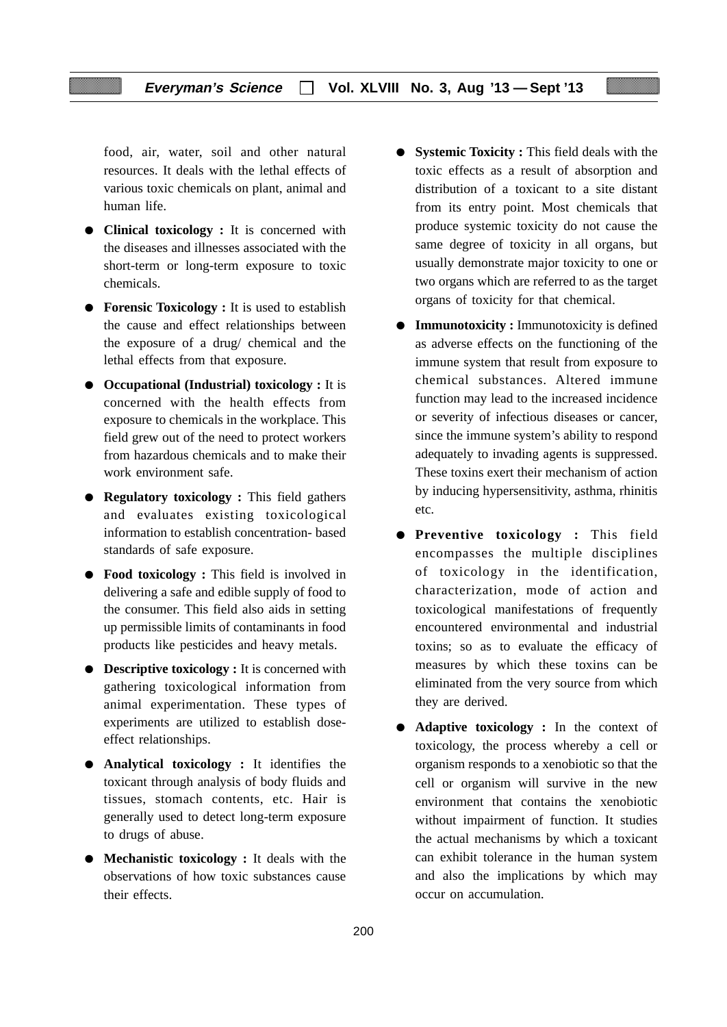food, air, water, soil and other natural resources. It deals with the lethal effects of various toxic chemicals on plant, animal and human life.

- **Clinical toxicology :** It is concerned with the diseases and illnesses associated with the short-term or long-term exposure to toxic chemicals.
- **Forensic Toxicology :** It is used to establish the cause and effect relationships between the exposure of a drug/ chemical and the lethal effects from that exposure.
- **Occupational (Industrial) toxicology :** It is concerned with the health effects from exposure to chemicals in the workplace. This field grew out of the need to protect workers from hazardous chemicals and to make their work environment safe.
- **Regulatory toxicology :** This field gathers and evaluates existing toxicological information to establish concentration- based standards of safe exposure.
- **Food toxicology :** This field is involved in delivering a safe and edible supply of food to the consumer. This field also aids in setting up permissible limits of contaminants in food products like pesticides and heavy metals.
- **Descriptive toxicology :** It is concerned with gathering toxicological information from animal experimentation. These types of experiments are utilized to establish dose-effect relationships.
- **Analytical toxicology :** It identifies the toxicant through analysis of body fluids and tissues, stomach contents, etc. Hair is generally used to detect long-term exposure to drugs of abuse.
- **Mechanistic toxicology :** It deals with the observations of how toxic substances cause their effects.
- **Systemic Toxicity :** This field deals with the toxic effects as a result of absorption and distribution of a toxicant to a site distant from its entry point. Most chemicals that produce systemic toxicity do not cause the same degree of toxicity in all organs, but usually demonstrate major toxicity to one or two organs which are referred to as the target organs of toxicity for that chemical.
- **Immunotoxicity :** Immunotoxicity is defined as adverse effects on the functioning of the immune system that result from exposure to chemical substances. Altered immune function may lead to the increased incidence or severity of infectious diseases or cancer, since the immune system's ability to respond adequately to invading agents is suppressed. These toxins exert their mechanism of action by inducing hypersensitivity, asthma, rhinitis etc.
- **Preventive toxicology :** This field encompasses the multiple disciplines of toxicology in the identification, characterization, mode of action and toxicological manifestations of frequently encountered environmental and industrial toxins; so as to evaluate the efficacy of measures by which these toxins can be eliminated from the very source from which they are derived.
- **Adaptive toxicology :** In the context of toxicology, the process whereby a cell or organism responds to a xenobiotic so that the cell or organism will survive in the new environment that contains the xenobiotic without impairment of function. It studies the actual mechanisms by which a toxicant can exhibit tolerance in the human system and also the implications by which may occur on accumulation.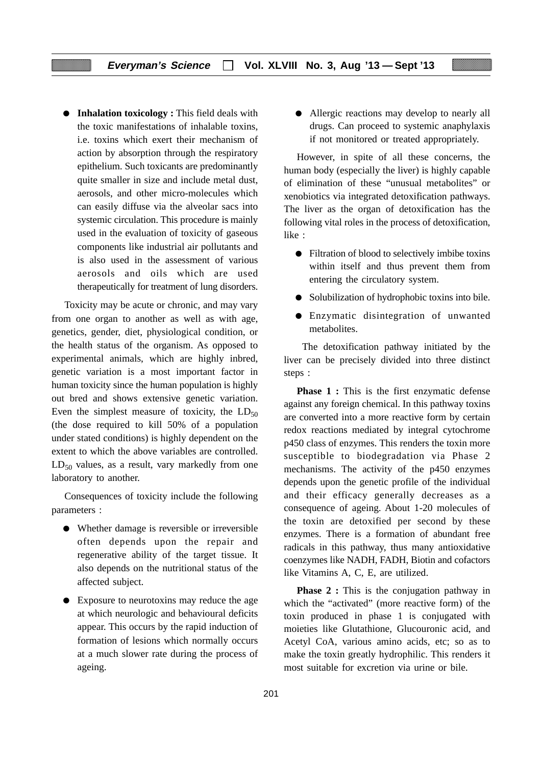- **Inhalation toxicology :** This field deals with the toxic manifestations of inhalable toxins, i.e. toxins which exert their mechanism of action by absorption through the respiratory epithelium. Such toxicants are predominantly quite smaller in size and include metal dust, aerosols, and other micro-molecules which can easily diffuse via the alveolar sacs into systemic circulation. This procedure is mainly used in the evaluation of toxicity of gaseous components like industrial air pollutants and is also used in the assessment of various aerosols and oils which are used therapeutically for treatment of lung disorders.

Toxicity may be acute or chronic, and may vary from one organ to another as well as with age, genetics, gender, diet, physiological condition, or the health status of the organism. As opposed to experimental animals, which are highly inbred, genetic variation is a most important factor in human toxicity since the human population is highly out bred and shows extensive genetic variation. Even the simplest measure of toxicity, the $LD_{50}$ (the dose required to kill 50% of a population under stated conditions) is highly dependent on the extent to which the above variables are controlled. $LD_{50}$ values, as a result, vary markedly from one laboratory to another.

Consequences of toxicity include the following parameters :

- Whether damage is reversible or irreversible often depends upon the repair and regenerative ability of the target tissue. It also depends on the nutritional status of the affected subject.
- Exposure to neurotoxins may reduce the age at which neurologic and behavioural deficits appear. This occurs by the rapid induction of formation of lesions which normally occurs at a much slower rate during the process of ageing.
- Allergic reactions may develop to nearly all drugs. Can proceed to systemic anaphylaxis if not monitored or treated appropriately.

However, in spite of all these concerns, the human body (especially the liver) is highly capable of elimination of these "unusual metabolites" or xenobiotics via integrated detoxification pathways. The liver as the organ of detoxification has the following vital roles in the process of detoxification, like :

- Filtration of blood to selectively imbibe toxins within itself and thus prevent them from entering the circulatory system.
- Solubilization of hydrophobic toxins into bile.
- Enzymatic disintegration of unwanted metabolites.

The detoxification pathway initiated by the liver can be precisely divided into three distinct steps :

**Phase 1 :** This is the first enzymatic defense against any foreign chemical. In this pathway toxins are converted into a more reactive form by certain redox reactions mediated by integral cytochrome p450 class of enzymes. This renders the toxin more susceptible to biodegradation via Phase 2 mechanisms. The activity of the p450 enzymes depends upon the genetic profile of the individual and their efficacy generally decreases as a consequence of ageing. About 1-20 molecules of the toxin are detoxified per second by these enzymes. There is a formation of abundant free radicals in this pathway, thus many antioxidative coenzymes like NADH, FADH, Biotin and cofactors like Vitamins A, C, E, are utilized.

**Phase 2 :** This is the conjugation pathway in which the "activated" (more reactive form) of the toxin produced in phase 1 is conjugated with moieties like Glutathione, Glucouronic acid, and Acetyl CoA, various amino acids, etc; so as to make the toxin greatly hydrophilic. This renders it most suitable for excretion via urine or bile.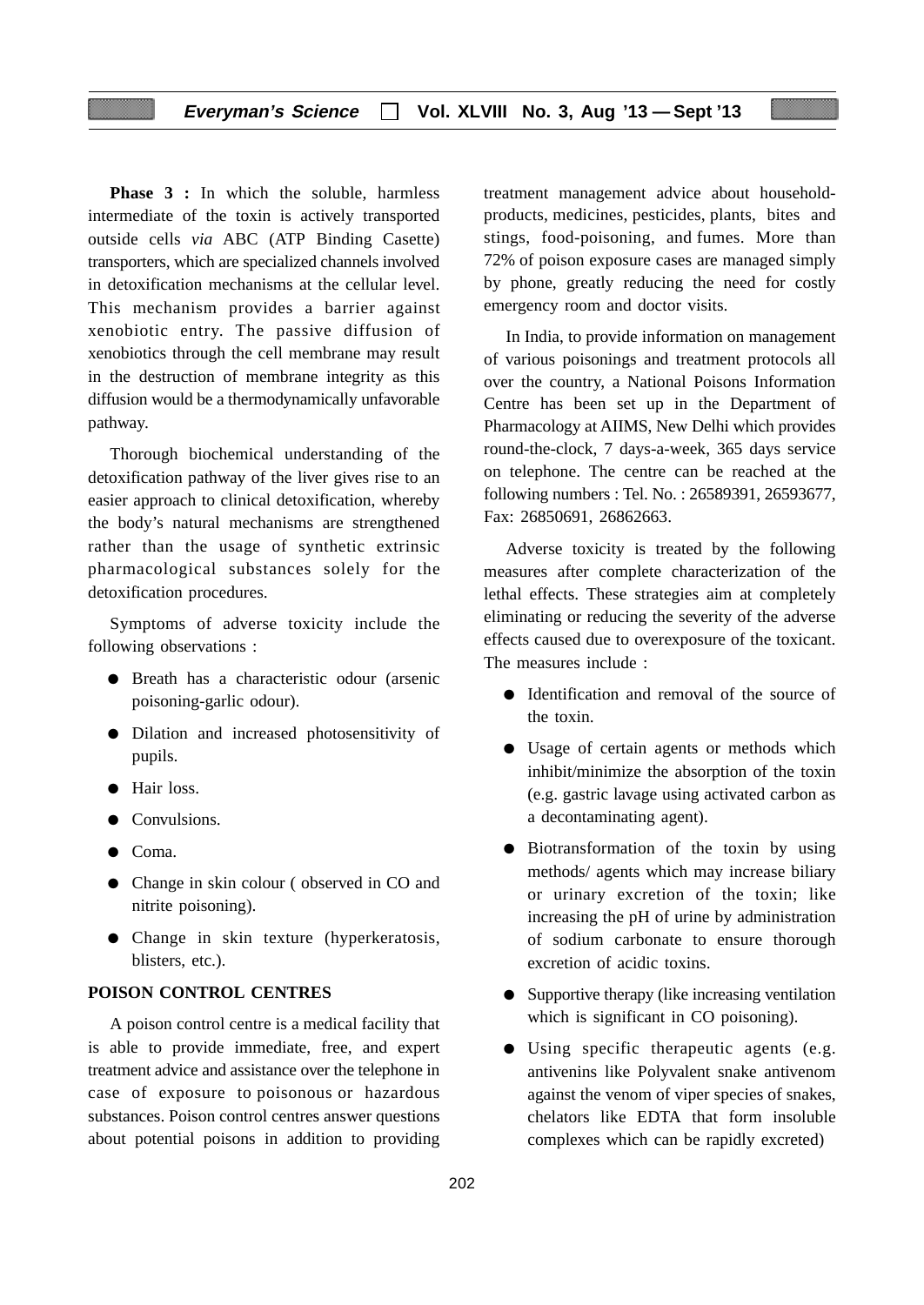**Phase 3 :** In which the soluble, harmless intermediate of the toxin is actively transported outside cells *via* ABC (ATP Binding Casette) transporters, which are specialized channels involved in detoxification mechanisms at the cellular level. This mechanism provides a barrier against xenobiotic entry. The passive diffusion of xenobiotics through the cell membrane may result in the destruction of membrane integrity as this diffusion would be a thermodynamically unfavorable pathway.

Thorough biochemical understanding of the detoxification pathway of the liver gives rise to an easier approach to clinical detoxification, whereby the body's natural mechanisms are strengthened rather than the usage of synthetic extrinsic pharmacological substances solely for the detoxification procedures.

Symptoms of adverse toxicity include the following observations :

- Breath has a characteristic odour (arsenic poisoning-garlic odour).
- Dilation and increased photosensitivity of pupils.
- Hair loss.
- Convulsions.
- Coma.
- Change in skin colour ( observed in CO and nitrite poisoning).
- Change in skin texture (hyperkeratosis, blisters, etc.).

## POISON CONTROL CENTRES

A poison control centre is a medical facility that is able to provide immediate, free, and expert treatment advice and assistance over the telephone in case of exposure to poisonous or hazardous substances. Poison control centres answer questions about potential poisons in addition to providing treatment management advice about household-products, medicines, pesticides, plants, bites and stings, food-poisoning, and fumes. More than 72% of poison exposure cases are managed simply by phone, greatly reducing the need for costly emergency room and doctor visits.

In India, to provide information on management of various poisonings and treatment protocols all over the country, a National Poisons Information Centre has been set up in the Department of Pharmacology at AIIMS, New Delhi which provides round-the-clock, 7 days-a-week, 365 days service on telephone. The centre can be reached at the following numbers : Tel. No. : 26589391, 26593677, Fax: 26850691, 26862663.

Adverse toxicity is treated by the following measures after complete characterization of the lethal effects. These strategies aim at completely eliminating or reducing the severity of the adverse effects caused due to overexposure of the toxicant. The measures include :

- Identification and removal of the source of the toxin.
- Usage of certain agents or methods which inhibit/minimize the absorption of the toxin (e.g. gastric lavage using activated carbon as a decontaminating agent).
- Biotransformation of the toxin by using methods/ agents which may increase biliary or urinary excretion of the toxin; like increasing the pH of urine by administration of sodium carbonate to ensure thorough excretion of acidic toxins.
- Supportive therapy (like increasing ventilation which is significant in CO poisoning).
- Using specific therapeutic agents (e.g. antivenins like Polyvalent snake antivenom against the venom of viper species of snakes, chelators like EDTA that form insoluble complexes which can be rapidly excreted)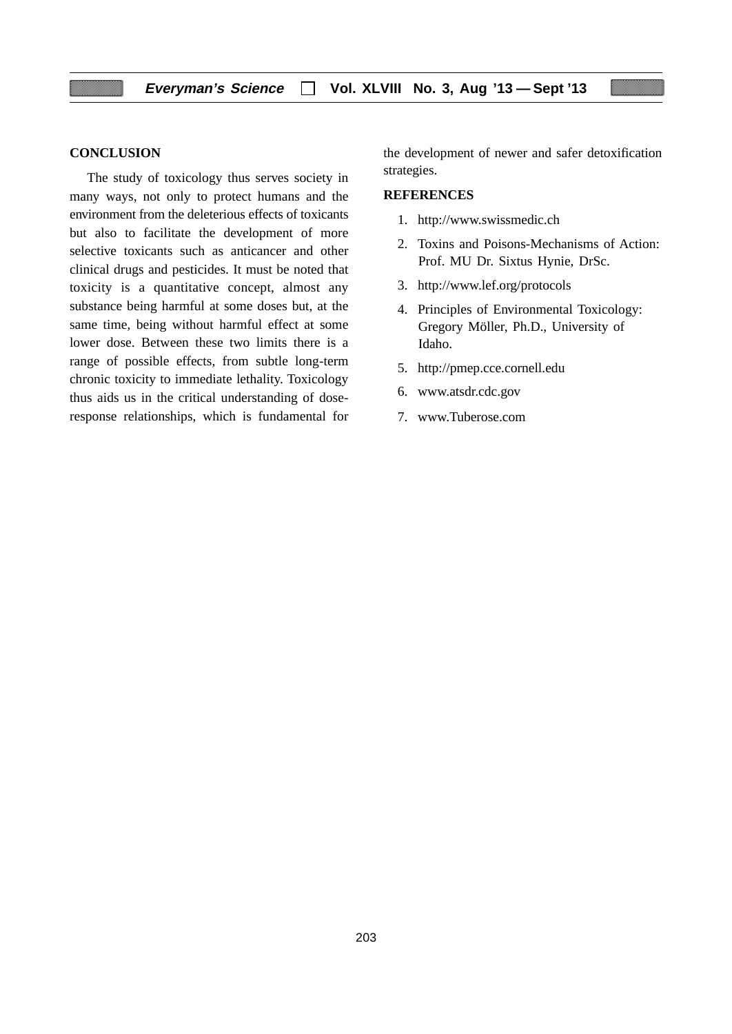## CONCLUSION

The study of toxicology thus serves society in many ways, not only to protect humans and the environment from the deleterious effects of toxicants but also to facilitate the development of more selective toxicants such as anticancer and other clinical drugs and pesticides. It must be noted that toxicity is a quantitative concept, almost any substance being harmful at some doses but, at the same time, being without harmful effect at some lower dose. Between these two limits there is a range of possible effects, from subtle long-term chronic toxicity to immediate lethality. Toxicology thus aids us in the critical understanding of dose-response relationships, which is fundamental for the development of newer and safer detoxification strategies.

## REFERENCES

1. http://www.swissmedic.ch
2. Toxins and Poisons-Mechanisms of Action: Prof. MU Dr. Sixtus Hynie, DrSc.
3. http://www.lef.org/protocols
4. Principles of Environmental Toxicology: Gregory Möller, Ph.D., University of Idaho.
5. http://pmep.cce.cornell.edu
6. www.atsdr.cdc.gov
7. www.Tuberose.com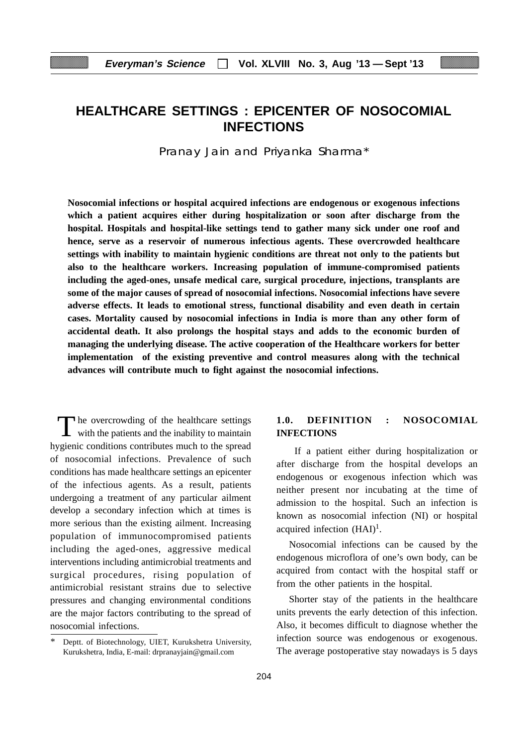# HEALTHCARE SETTINGS : EPICENTER OF NOSOCOMIAL INFECTIONS

Pranay Jain and Priyanka Sharma*

**Nosocomial infections or hospital acquired infections are endogenous or exogenous infections which a patient acquires either during hospitalization or soon after discharge from the hospital. Hospitals and hospital-like settings tend to gather many sick under one roof and hence, serve as a reservoir of numerous infectious agents. These overcrowded healthcare settings with inability to maintain hygienic conditions are threat not only to the patients but also to the healthcare workers. Increasing population of immune-compromised patients including the aged-ones, unsafe medical care, surgical procedure, injections, transplants are some of the major causes of spread of nosocomial infections. Nosocomial infections have severe adverse effects. It leads to emotional stress, functional disability and even death in certain cases. Mortality caused by nosocomial infections in India is more than any other form of accidental death. It also prolongs the hospital stays and adds to the economic burden of managing the underlying disease. The active cooperation of the Healthcare workers for better implementation of the existing preventive and control measures along with the technical advances will contribute much to fight against the nosocomial infections.**

The overcrowding of the healthcare settings with the patients and the inability to maintain hygienic conditions contributes much to the spread of nosocomial infections. Prevalence of such conditions has made healthcare settings an epicenter of the infectious agents. As a result, patients undergoing a treatment of any particular ailment develop a secondary infection which at times is more serious than the existing ailment. Increasing population of immunocompromised patients including the aged-ones, aggressive medical interventions including antimicrobial treatments and surgical procedures, rising population of antimicrobial resistant strains due to selective pressures and changing environmental conditions are the major factors contributing to the spread of nosocomial infections.

## 1.0. DEFINITION : NOSOCOMIAL INFECTIONS

If a patient either during hospitalization or after discharge from the hospital develops an endogenous or exogenous infection which was neither present nor incubating at the time of admission to the hospital. Such an infection is known as nosocomial infection (NI) or hospital acquired infection (HAI)[1].

Nosocomial infections can be caused by the endogenous microflora of one's own body, can be acquired from contact with the hospital staff or from the other patients in the hospital.

Shorter stay of the patients in the healthcare units prevents the early detection of this infection. Also, it becomes difficult to diagnose whether the infection source was endogenous or exogenous. The average postoperative stay nowadays is 5 days

---

\* Deptt. of Biotechnology, UIET, Kurukshetra University, Kurukshetra, India, E-mail: drpranayjain@gmail.com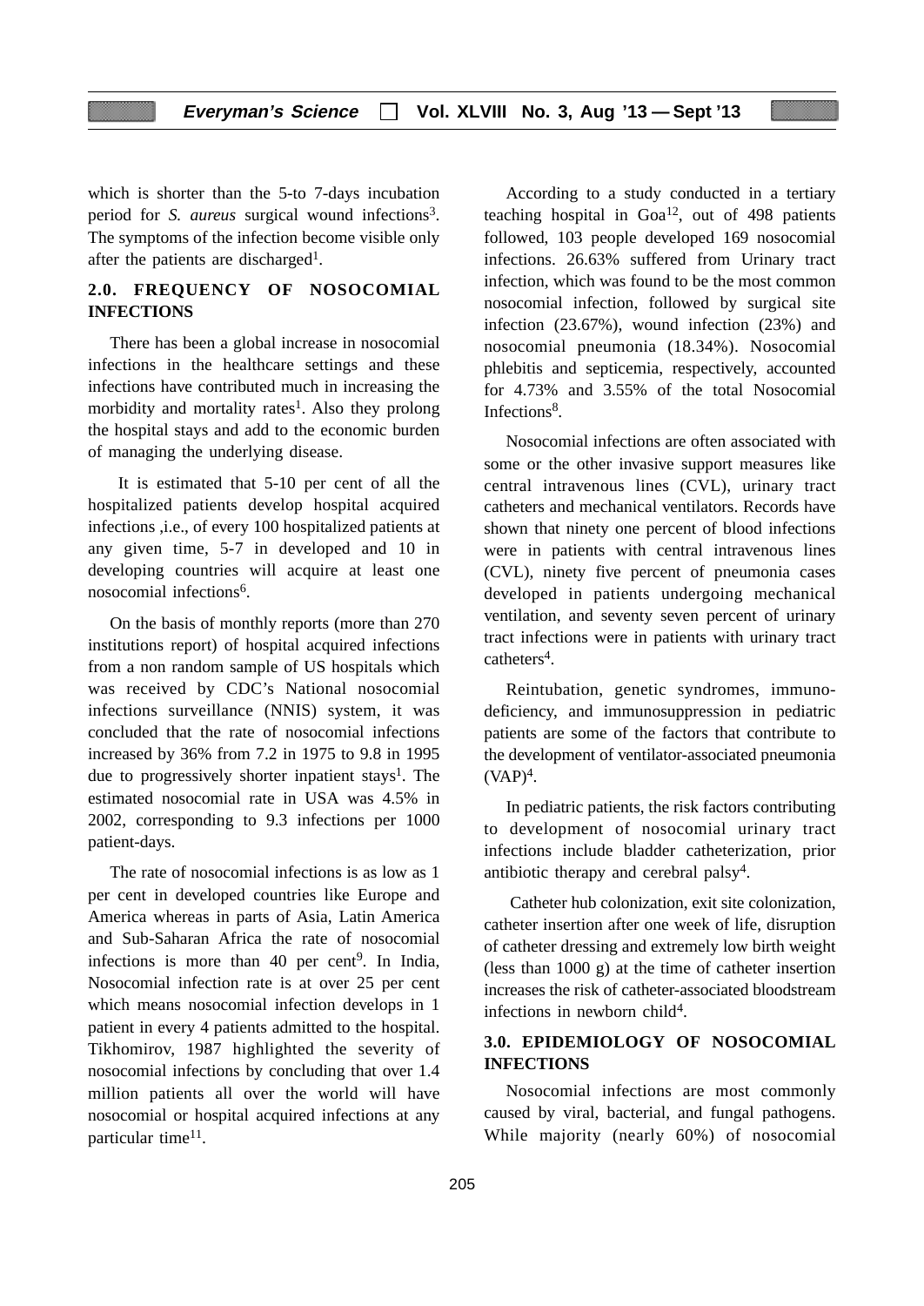which is shorter than the 5-to 7-days incubation period for *S. aureus* surgical wound infections[3]. The symptoms of the infection become visible only after the patients are discharged[1].

## 2.0. FREQUENCY OF NOSOCOMIAL INFECTIONS

There has been a global increase in nosocomial infections in the healthcare settings and these infections have contributed much in increasing the morbidity and mortality rates[1]. Also they prolong the hospital stays and add to the economic burden of managing the underlying disease.

It is estimated that 5-10 per cent of all the hospitalized patients develop hospital acquired infections ,i.e., of every 100 hospitalized patients at any given time, 5-7 in developed and 10 in developing countries will acquire at least one nosocomial infections[6].

On the basis of monthly reports (more than 270 institutions report) of hospital acquired infections from a non random sample of US hospitals which was received by CDC's National nosocomial infections surveillance (NNIS) system, it was concluded that the rate of nosocomial infections increased by 36% from 7.2 in 1975 to 9.8 in 1995 due to progressively shorter inpatient stays[1]. The estimated nosocomial rate in USA was 4.5% in 2002, corresponding to 9.3 infections per 1000 patient-days.

The rate of nosocomial infections is as low as 1 per cent in developed countries like Europe and America whereas in parts of Asia, Latin America and Sub-Saharan Africa the rate of nosocomial infections is more than 40 per cent[9]. In India, Nosocomial infection rate is at over 25 per cent which means nosocomial infection develops in 1 patient in every 4 patients admitted to the hospital. Tikhomirov, 1987 highlighted the severity of nosocomial infections by concluding that over 1.4 million patients all over the world will have nosocomial or hospital acquired infections at any particular time[11].

According to a study conducted in a tertiary teaching hospital in Goa[12], out of 498 patients followed, 103 people developed 169 nosocomial infections. 26.63% suffered from Urinary tract infection, which was found to be the most common nosocomial infection, followed by surgical site infection (23.67%), wound infection (23%) and nosocomial pneumonia (18.34%). Nosocomial phlebitis and septicemia, respectively, accounted for 4.73% and 3.55% of the total Nosocomial Infections[8].

Nosocomial infections are often associated with some or the other invasive support measures like central intravenous lines (CVL), urinary tract catheters and mechanical ventilators. Records have shown that ninety one percent of blood infections were in patients with central intravenous lines (CVL), ninety five percent of pneumonia cases developed in patients undergoing mechanical ventilation, and seventy seven percent of urinary tract infections were in patients with urinary tract catheters[4].

Reintubation, genetic syndromes, immuno-deficiency, and immunosuppression in pediatric patients are some of the factors that contribute to the development of ventilator-associated pneumonia (VAP)[4].

In pediatric patients, the risk factors contributing to development of nosocomial urinary tract infections include bladder catheterization, prior antibiotic therapy and cerebral palsy[4].

Catheter hub colonization, exit site colonization, catheter insertion after one week of life, disruption of catheter dressing and extremely low birth weight (less than 1000 g) at the time of catheter insertion increases the risk of catheter-associated bloodstream infections in newborn child[4].

## 3.0. EPIDEMIOLOGY OF NOSOCOMIAL INFECTIONS

Nosocomial infections are most commonly caused by viral, bacterial, and fungal pathogens. While majority (nearly 60%) of nosocomial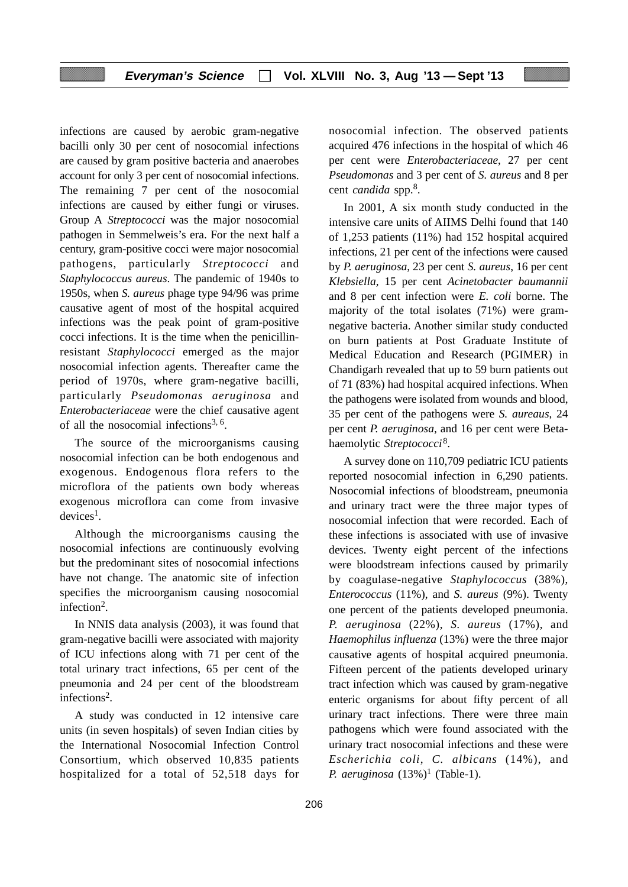infections are caused by aerobic gram-negative bacilli only 30 per cent of nosocomial infections are caused by gram positive bacteria and anaerobes account for only 3 per cent of nosocomial infections. The remaining 7 per cent of the nosocomial infections are caused by either fungi or viruses. Group A *Streptococci* was the major nosocomial pathogen in Semmelweis's era. For the next half a century, gram-positive cocci were major nosocomial pathogens, particularly *Streptococci* and *Staphylococcus aureus*. The pandemic of 1940s to 1950s, when *S. aureus* phage type 94/96 was prime causative agent of most of the hospital acquired infections was the peak point of gram-positive cocci infections. It is the time when the penicillin-resistant *Staphylococci* emerged as the major nosocomial infection agents. Thereafter came the period of 1970s, where gram-negative bacilli, particularly *Pseudomonas aeruginosa* and *Enterobacteriaceae* were the chief causative agent of all the nosocomial infections[3, 6].

The source of the microorganisms causing nosocomial infection can be both endogenous and exogenous. Endogenous flora refers to the microflora of the patients own body whereas exogenous microflora can come from invasive devices[1].

Although the microorganisms causing the nosocomial infections are continuously evolving but the predominant sites of nosocomial infections have not change. The anatomic site of infection specifies the microorganism causing nosocomial infection[2].

In NNIS data analysis (2003), it was found that gram-negative bacilli were associated with majority of ICU infections along with 71 per cent of the total urinary tract infections, 65 per cent of the pneumonia and 24 per cent of the bloodstream infections[2].

A study was conducted in 12 intensive care units (in seven hospitals) of seven Indian cities by the International Nosocomial Infection Control Consortium, which observed 10,835 patients hospitalized for a total of 52,518 days for nosocomial infection. The observed patients acquired 476 infections in the hospital of which 46 per cent were *Enterobacteriaceae*, 27 per cent *Pseudomonas* and 3 per cent of *S. aureus* and 8 per cent *candida* spp.[8].

In 2001, A six month study conducted in the intensive care units of AIIMS Delhi found that 140 of 1,253 patients (11%) had 152 hospital acquired infections, 21 per cent of the infections were caused by *P. aeruginosa*, 23 per cent *S. aureus*, 16 per cent *Klebsiella*, 15 per cent *Acinetobacter baumannii* and 8 per cent infection were *E. coli* borne. The majority of the total isolates (71%) were gram-negative bacteria. Another similar study conducted on burn patients at Post Graduate Institute of Medical Education and Research (PGIMER) in Chandigarh revealed that up to 59 burn patients out of 71 (83%) had hospital acquired infections. When the pathogens were isolated from wounds and blood, 35 per cent of the pathogens were *S. aureaus*, 24 per cent *P. aeruginosa*, and 16 per cent were Beta-haemolytic *Streptococci*[8].

A survey done on 110,709 pediatric ICU patients reported nosocomial infection in 6,290 patients. Nosocomial infections of bloodstream, pneumonia and urinary tract were the three major types of nosocomial infection that were recorded. Each of these infections is associated with use of invasive devices. Twenty eight percent of the infections were bloodstream infections caused by primarily by coagulase-negative *Staphylococcus* (38%), *Enterococcus* (11%), and *S. aureus* (9%). Twenty one percent of the patients developed pneumonia. *P. aeruginosa* (22%), *S. aureus* (17%), and *Haemophilus influenza* (13%) were the three major causative agents of hospital acquired pneumonia. Fifteen percent of the patients developed urinary tract infection which was caused by gram-negative enteric organisms for about fifty percent of all urinary tract infections. There were three main pathogens which were found associated with the urinary tract nosocomial infections and these were *Escherichia coli*, *C. albicans* (14%), and *P. aeruginosa* (13%)[1] (Table-1).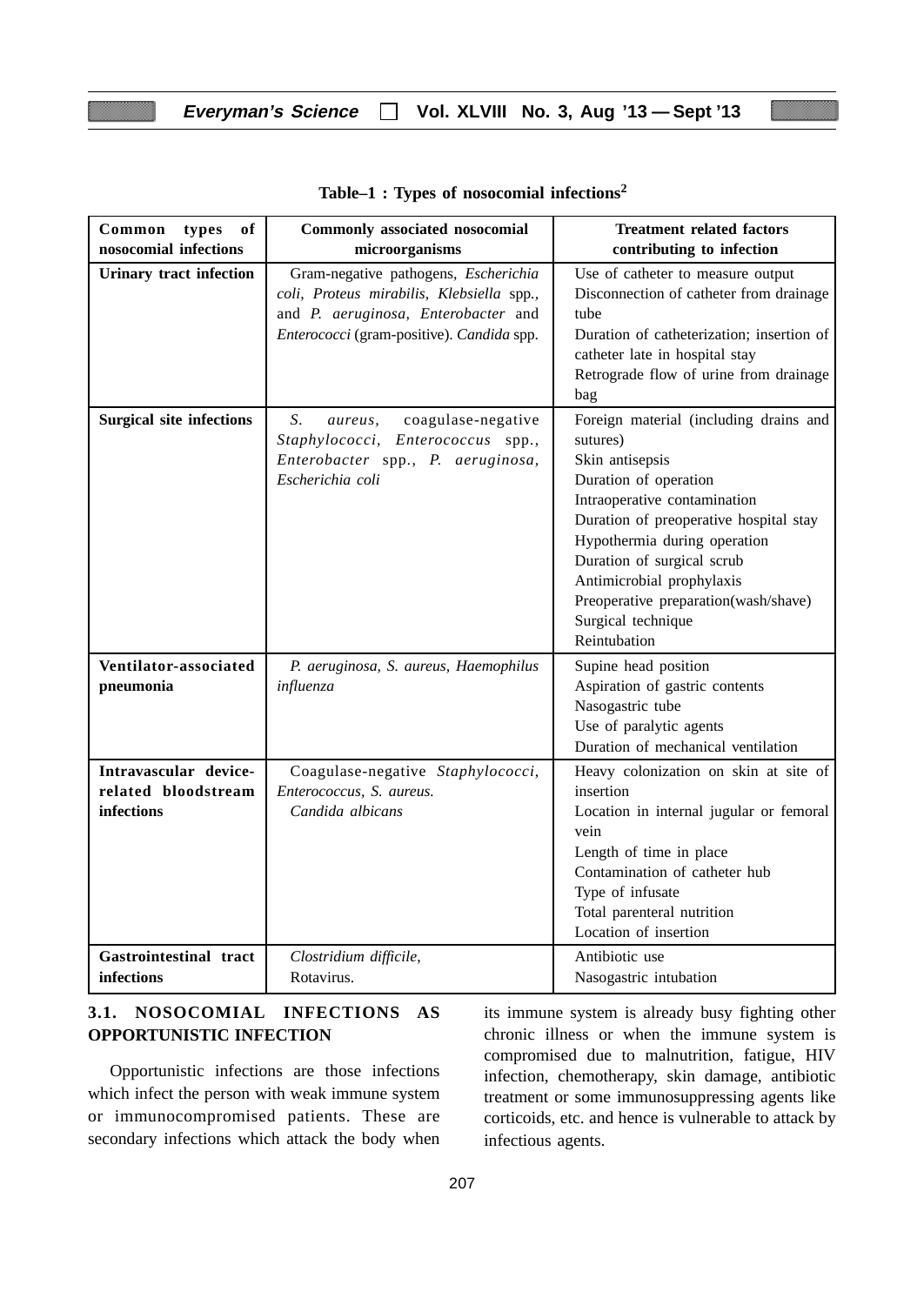**Table–1 : Types of nosocomial infections[2]**

| Common types of nosocomial infections | Commonly associated nosocomial microorganisms | Treatment related factors contributing to infection |
|---|---|---|
| **Urinary tract infection** | Gram-negative pathogens, *Escherichia coli, Proteus mirabilis, Klebsiella* spp., and *P. aeruginosa, Enterobacter* and *Enterococci* (gram-positive). *Candida* spp. | Use of catheter to measure output<br>Disconnection of catheter from drainage tube<br>Duration of catheterization; insertion of catheter late in hospital stay<br>Retrograde flow of urine from drainage bag |
| **Surgical site infections** | *S. aureus*, coagulase-negative *Staphylococci, Enterococcus* spp., *Enterobacter* spp., *P. aeruginosa, Escherichia coli* | Foreign material (including drains and sutures)<br>Skin antisepsis<br>Duration of operation<br>Intraoperative contamination<br>Duration of preoperative hospital stay<br>Hypothermia during operation<br>Duration of surgical scrub<br>Antimicrobial prophylaxis<br>Preoperative preparation(wash/shave)<br>Surgical technique<br>Reintubation |
| **Ventilator-associated pneumonia** | *P. aeruginosa, S. aureus, Haemophilus influenza* | Supine head position<br>Aspiration of gastric contents<br>Nasogastric tube<br>Use of paralytic agents<br>Duration of mechanical ventilation |
| **Intravascular device-related bloodstream infections** | Coagulase-negative *Staphylococci, Enterococcus, S. aureus.*<br>*Candida albicans* | Heavy colonization on skin at site of insertion<br>Location in internal jugular or femoral vein<br>Length of time in place<br>Contamination of catheter hub<br>Type of infusate<br>Total parenteral nutrition<br>Location of insertion |
| **Gastrointestinal tract infections** | *Clostridium difficile,*<br>Rotavirus. | Antibiotic use<br>Nasogastric intubation |

### 3.1. NOSOCOMIAL INFECTIONS AS OPPORTUNISTIC INFECTION

Opportunistic infections are those infections which infect the person with weak immune system or immunocompromised patients. These are secondary infections which attack the body when its immune system is already busy fighting other chronic illness or when the immune system is compromised due to malnutrition, fatigue, HIV infection, chemotherapy, skin damage, antibiotic treatment or some immunosuppressing agents like corticoids, etc. and hence is vulnerable to attack by infectious agents.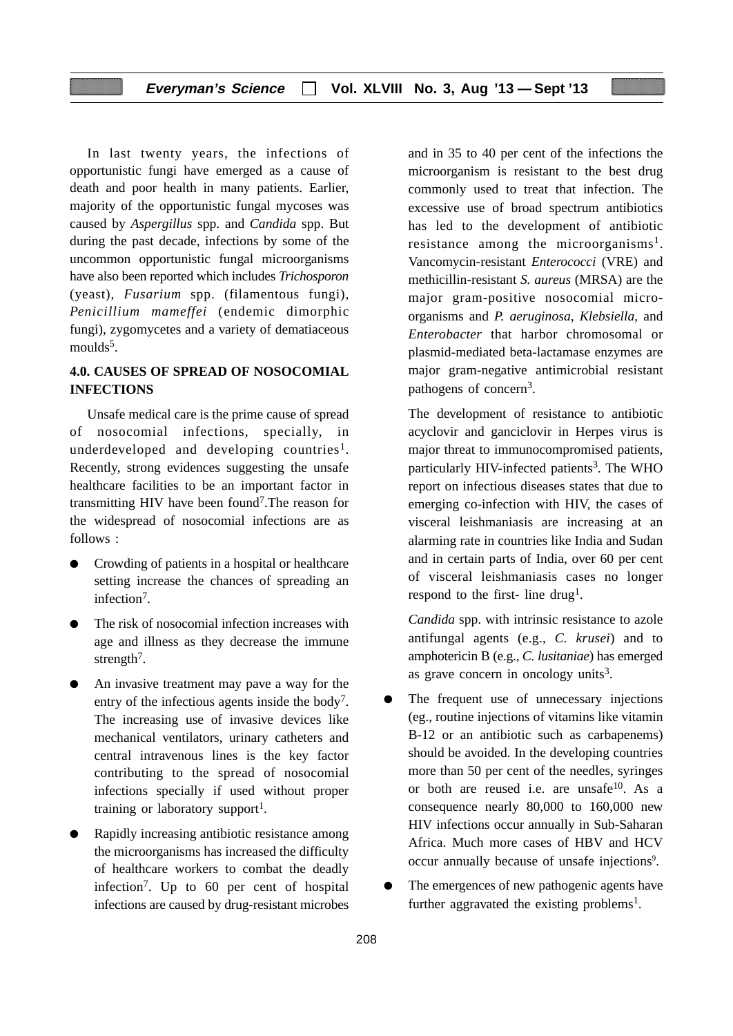In last twenty years, the infections of opportunistic fungi have emerged as a cause of death and poor health in many patients. Earlier, majority of the opportunistic fungal mycoses was caused by *Aspergillus* spp. and *Candida* spp. But during the past decade, infections by some of the uncommon opportunistic fungal microorganisms have also been reported which includes *Trichosporon* (yeast), *Fusarium* spp. (filamentous fungi), *Penicillium mameffei* (endemic dimorphic fungi), zygomycetes and a variety of dematiaceous moulds[5].

## 4.0. CAUSES OF SPREAD OF NOSOCOMIAL INFECTIONS

Unsafe medical care is the prime cause of spread of nosocomial infections, specially, in underdeveloped and developing countries[1]. Recently, strong evidences suggesting the unsafe healthcare facilities to be an important factor in transmitting HIV have been found[7].The reason for the widespread of nosocomial infections are as follows :

- Crowding of patients in a hospital or healthcare setting increase the chances of spreading an infection[7].
- The risk of nosocomial infection increases with age and illness as they decrease the immune strength[7].
- An invasive treatment may pave a way for the entry of the infectious agents inside the body[7]. The increasing use of invasive devices like mechanical ventilators, urinary catheters and central intravenous lines is the key factor contributing to the spread of nosocomial infections specially if used without proper training or laboratory support[1].
- Rapidly increasing antibiotic resistance among the microorganisms has increased the difficulty of healthcare workers to combat the deadly infection[7]. Up to 60 per cent of hospital infections are caused by drug-resistant microbes and in 35 to 40 per cent of the infections the microorganism is resistant to the best drug commonly used to treat that infection. The excessive use of broad spectrum antibiotics has led to the development of antibiotic resistance among the microorganisms[1]. Vancomycin-resistant *Enterococci* (VRE) and methicillin-resistant *S. aureus* (MRSA) are the major gram-positive nosocomial micro-organisms and *P. aeruginosa*, *Klebsiella*, and *Enterobacter* that harbor chromosomal or plasmid-mediated beta-lactamase enzymes are major gram-negative antimicrobial resistant pathogens of concern[3].

  The development of resistance to antibiotic acyclovir and ganciclovir in Herpes virus is major threat to immunocompromised patients, particularly HIV-infected patients[3]. The WHO report on infectious diseases states that due to emerging co-infection with HIV, the cases of visceral leishmaniasis are increasing at an alarming rate in countries like India and Sudan and in certain parts of India, over 60 per cent of visceral leishmaniasis cases no longer respond to the first- line drug[1].

  *Candida* spp. with intrinsic resistance to azole antifungal agents (e.g., *C. krusei*) and to amphotericin B (e.g., *C. lusitaniae*) has emerged as grave concern in oncology units[3].

- The frequent use of unnecessary injections (eg., routine injections of vitamins like vitamin B-12 or an antibiotic such as carbapenems) should be avoided. In the developing countries more than 50 per cent of the needles, syringes or both are reused i.e. are unsafe[10]. As a consequence nearly 80,000 to 160,000 new HIV infections occur annually in Sub-Saharan Africa. Much more cases of HBV and HCV occur annually because of unsafe injections[9].
- The emergences of new pathogenic agents have further aggravated the existing problems[1].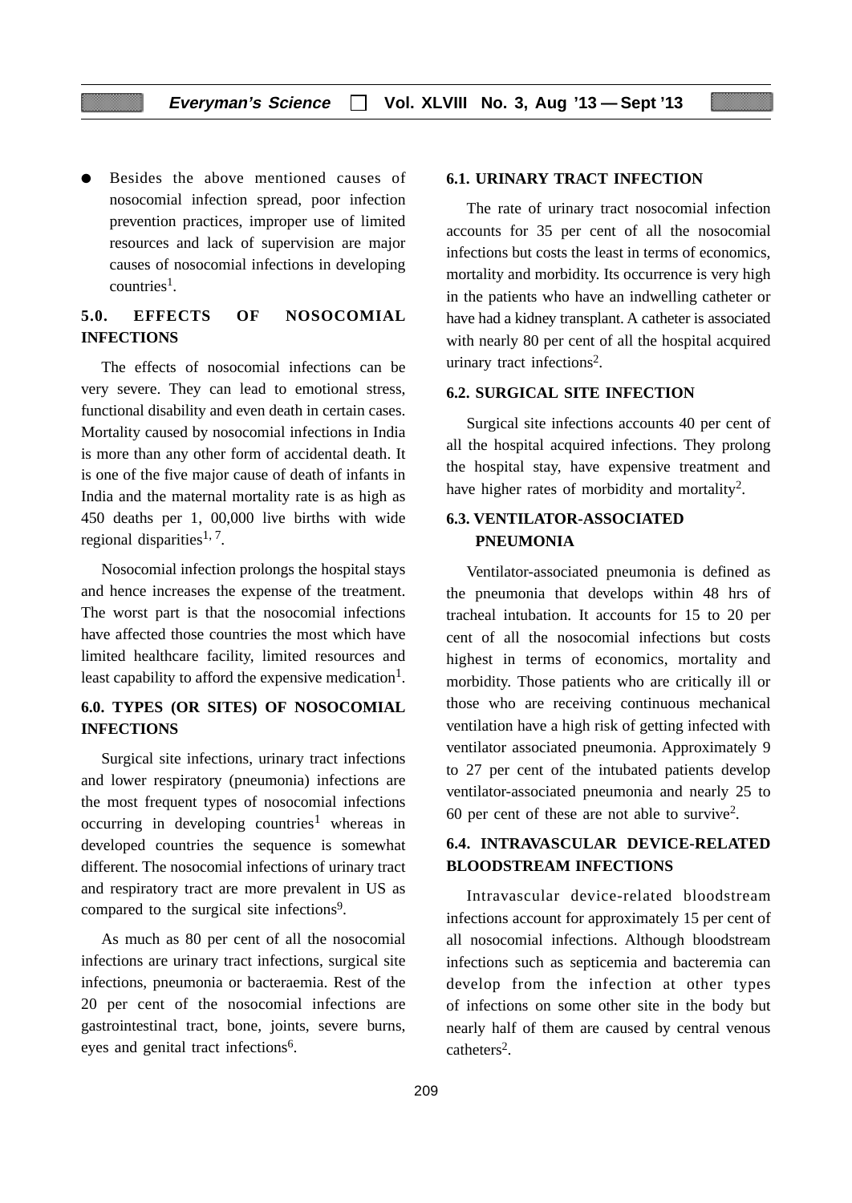- Besides the above mentioned causes of nosocomial infection spread, poor infection prevention practices, improper use of limited resources and lack of supervision are major causes of nosocomial infections in developing countries[1].

## 5.0. EFFECTS OF NOSOCOMIAL INFECTIONS

The effects of nosocomial infections can be very severe. They can lead to emotional stress, functional disability and even death in certain cases. Mortality caused by nosocomial infections in India is more than any other form of accidental death. It is one of the five major cause of death of infants in India and the maternal mortality rate is as high as 450 deaths per 1, 00,000 live births with wide regional disparities[1, 7].

Nosocomial infection prolongs the hospital stays and hence increases the expense of the treatment. The worst part is that the nosocomial infections have affected those countries the most which have limited healthcare facility, limited resources and least capability to afford the expensive medication[1].

## 6.0. TYPES (OR SITES) OF NOSOCOMIAL INFECTIONS

Surgical site infections, urinary tract infections and lower respiratory (pneumonia) infections are the most frequent types of nosocomial infections occurring in developing countries[1] whereas in developed countries the sequence is somewhat different. The nosocomial infections of urinary tract and respiratory tract are more prevalent in US as compared to the surgical site infections[9].

As much as 80 per cent of all the nosocomial infections are urinary tract infections, surgical site infections, pneumonia or bacteraemia. Rest of the 20 per cent of the nosocomial infections are gastrointestinal tract, bone, joints, severe burns, eyes and genital tract infections[6].

### 6.1. URINARY TRACT INFECTION

The rate of urinary tract nosocomial infection accounts for 35 per cent of all the nosocomial infections but costs the least in terms of economics, mortality and morbidity. Its occurrence is very high in the patients who have an indwelling catheter or have had a kidney transplant. A catheter is associated with nearly 80 per cent of all the hospital acquired urinary tract infections[2].

### 6.2. SURGICAL SITE INFECTION

Surgical site infections accounts 40 per cent of all the hospital acquired infections. They prolong the hospital stay, have expensive treatment and have higher rates of morbidity and mortality[2].

### 6.3. VENTILATOR-ASSOCIATED PNEUMONIA

Ventilator-associated pneumonia is defined as the pneumonia that develops within 48 hrs of tracheal intubation. It accounts for 15 to 20 per cent of all the nosocomial infections but costs highest in terms of economics, mortality and morbidity. Those patients who are critically ill or those who are receiving continuous mechanical ventilation have a high risk of getting infected with ventilator associated pneumonia. Approximately 9 to 27 per cent of the intubated patients develop ventilator-associated pneumonia and nearly 25 to 60 per cent of these are not able to survive[2].

### 6.4. INTRAVASCULAR DEVICE-RELATED BLOODSTREAM INFECTIONS

Intravascular device-related bloodstream infections account for approximately 15 per cent of all nosocomial infections. Although bloodstream infections such as septicemia and bacteremia can develop from the infection at other types of infections on some other site in the body but nearly half of them are caused by central venous catheters[2].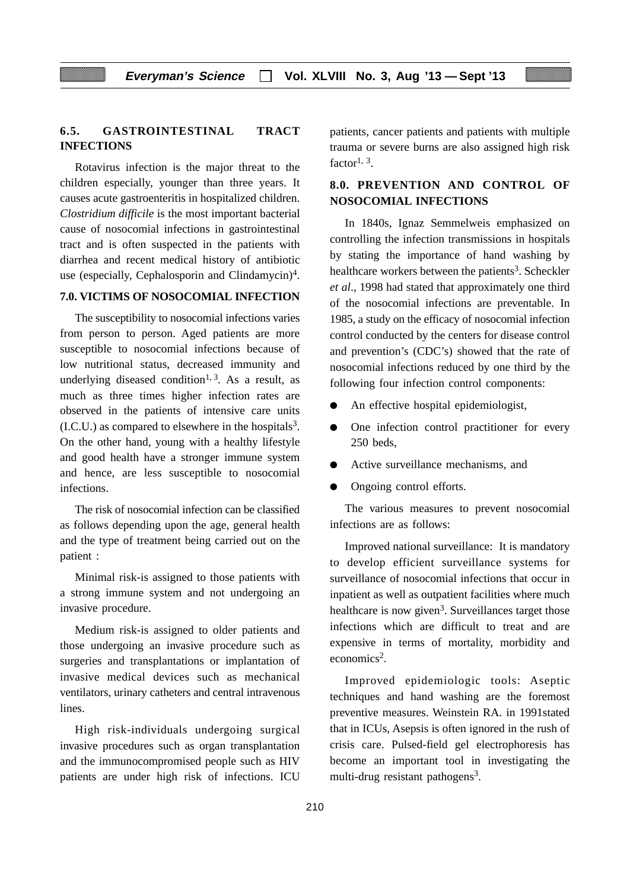### 6.5. GASTROINTESTINAL TRACT INFECTIONS

Rotavirus infection is the major threat to the children especially, younger than three years. It causes acute gastroenteritis in hospitalized children. *Clostridium difficile* is the most important bacterial cause of nosocomial infections in gastrointestinal tract and is often suspected in the patients with diarrhea and recent medical history of antibiotic use (especially, Cephalosporin and Clindamycin)[4].

### 7.0. VICTIMS OF NOSOCOMIAL INFECTION

The susceptibility to nosocomial infections varies from person to person. Aged patients are more susceptible to nosocomial infections because of low nutritional status, decreased immunity and underlying diseased condition[1, 3]. As a result, as much as three times higher infection rates are observed in the patients of intensive care units (I.C.U.) as compared to elsewhere in the hospitals[3]. On the other hand, young with a healthy lifestyle and good health have a stronger immune system and hence, are less susceptible to nosocomial infections.

The risk of nosocomial infection can be classified as follows depending upon the age, general health and the type of treatment being carried out on the patient :

Minimal risk-is assigned to those patients with a strong immune system and not undergoing an invasive procedure.

Medium risk-is assigned to older patients and those undergoing an invasive procedure such as surgeries and transplantations or implantation of invasive medical devices such as mechanical ventilators, urinary catheters and central intravenous lines.

High risk-individuals undergoing surgical invasive procedures such as organ transplantation and the immunocompromised people such as HIV patients are under high risk of infections. ICU patients, cancer patients and patients with multiple trauma or severe burns are also assigned high risk factor[1, 3].

### 8.0. PREVENTION AND CONTROL OF NOSOCOMIAL INFECTIONS

In 1840s, Ignaz Semmelweis emphasized on controlling the infection transmissions in hospitals by stating the importance of hand washing by healthcare workers between the patients[3]. Scheckler *et al.*, 1998 had stated that approximately one third of the nosocomial infections are preventable. In 1985, a study on the efficacy of nosocomial infection control conducted by the centers for disease control and prevention's (CDC's) showed that the rate of nosocomial infections reduced by one third by the following four infection control components:

- An effective hospital epidemiologist,
- One infection control practitioner for every 250 beds,
- Active surveillance mechanisms, and
- Ongoing control efforts.

The various measures to prevent nosocomial infections are as follows:

Improved national surveillance: It is mandatory to develop efficient surveillance systems for surveillance of nosocomial infections that occur in inpatient as well as outpatient facilities where much healthcare is now given[3]. Surveillances target those infections which are difficult to treat and are expensive in terms of mortality, morbidity and economics[2].

Improved epidemiologic tools: Aseptic techniques and hand washing are the foremost preventive measures. Weinstein RA. in 1991stated that in ICUs, Asepsis is often ignored in the rush of crisis care. Pulsed-field gel electrophoresis has become an important tool in investigating the multi-drug resistant pathogens[3].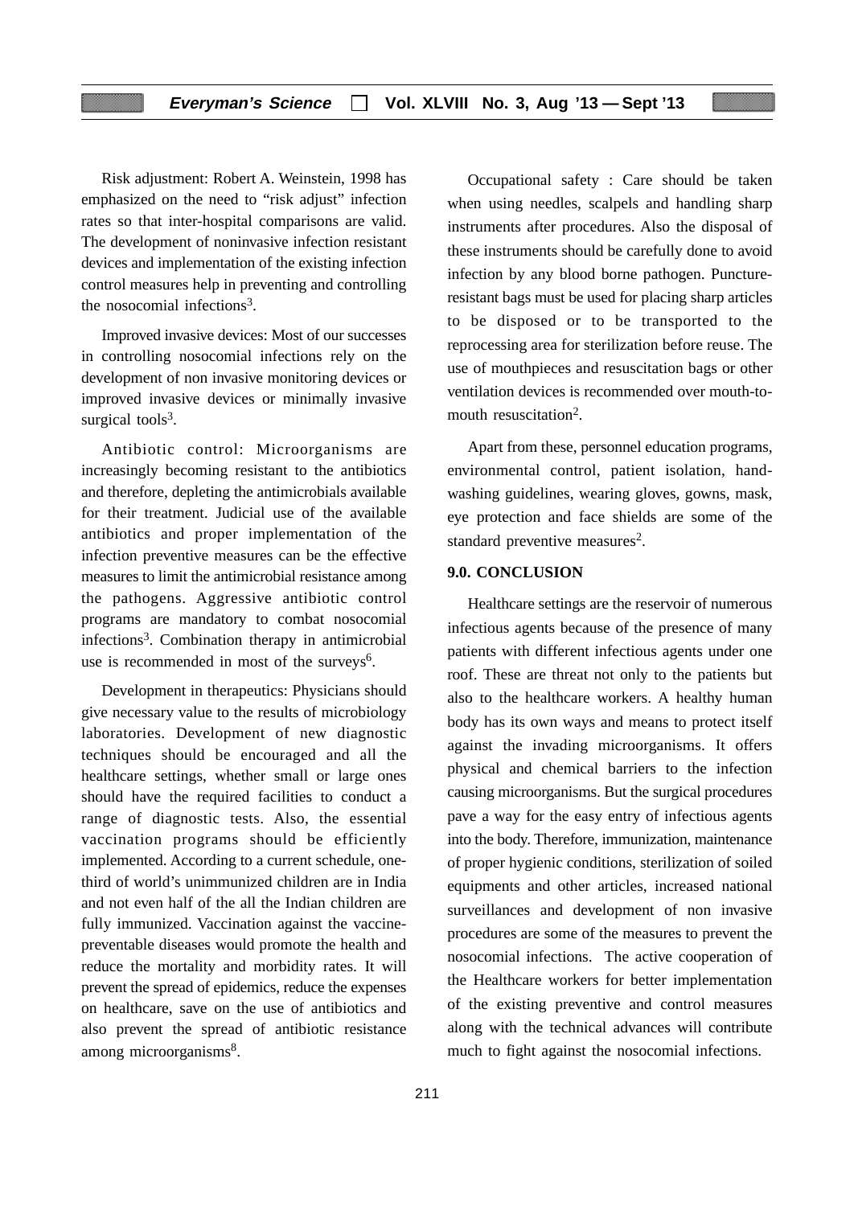Risk adjustment: Robert A. Weinstein, 1998 has emphasized on the need to "risk adjust" infection rates so that inter-hospital comparisons are valid. The development of noninvasive infection resistant devices and implementation of the existing infection control measures help in preventing and controlling the nosocomial infections[3].

Improved invasive devices: Most of our successes in controlling nosocomial infections rely on the development of non invasive monitoring devices or improved invasive devices or minimally invasive surgical tools[3].

Antibiotic control: Microorganisms are increasingly becoming resistant to the antibiotics and therefore, depleting the antimicrobials available for their treatment. Judicial use of the available antibiotics and proper implementation of the infection preventive measures can be the effective measures to limit the antimicrobial resistance among the pathogens. Aggressive antibiotic control programs are mandatory to combat nosocomial infections[3]. Combination therapy in antimicrobial use is recommended in most of the surveys[6].

Development in therapeutics: Physicians should give necessary value to the results of microbiology laboratories. Development of new diagnostic techniques should be encouraged and all the healthcare settings, whether small or large ones should have the required facilities to conduct a range of diagnostic tests. Also, the essential vaccination programs should be efficiently implemented. According to a current schedule, one-third of world's unimmunized children are in India and not even half of the all the Indian children are fully immunized. Vaccination against the vaccine-preventable diseases would promote the health and reduce the mortality and morbidity rates. It will prevent the spread of epidemics, reduce the expenses on healthcare, save on the use of antibiotics and also prevent the spread of antibiotic resistance among microorganisms[8].

Occupational safety : Care should be taken when using needles, scalpels and handling sharp instruments after procedures. Also the disposal of these instruments should be carefully done to avoid infection by any blood borne pathogen. Puncture-resistant bags must be used for placing sharp articles to be disposed or to be transported to the reprocessing area for sterilization before reuse. The use of mouthpieces and resuscitation bags or other ventilation devices is recommended over mouth-to-mouth resuscitation[2].

Apart from these, personnel education programs, environmental control, patient isolation, hand-washing guidelines, wearing gloves, gowns, mask, eye protection and face shields are some of the standard preventive measures[2].

## 9.0. CONCLUSION

Healthcare settings are the reservoir of numerous infectious agents because of the presence of many patients with different infectious agents under one roof. These are threat not only to the patients but also to the healthcare workers. A healthy human body has its own ways and means to protect itself against the invading microorganisms. It offers physical and chemical barriers to the infection causing microorganisms. But the surgical procedures pave a way for the easy entry of infectious agents into the body. Therefore, immunization, maintenance of proper hygienic conditions, sterilization of soiled equipments and other articles, increased national surveillances and development of non invasive procedures are some of the measures to prevent the nosocomial infections. The active cooperation of the Healthcare workers for better implementation of the existing preventive and control measures along with the technical advances will contribute much to fight against the nosocomial infections.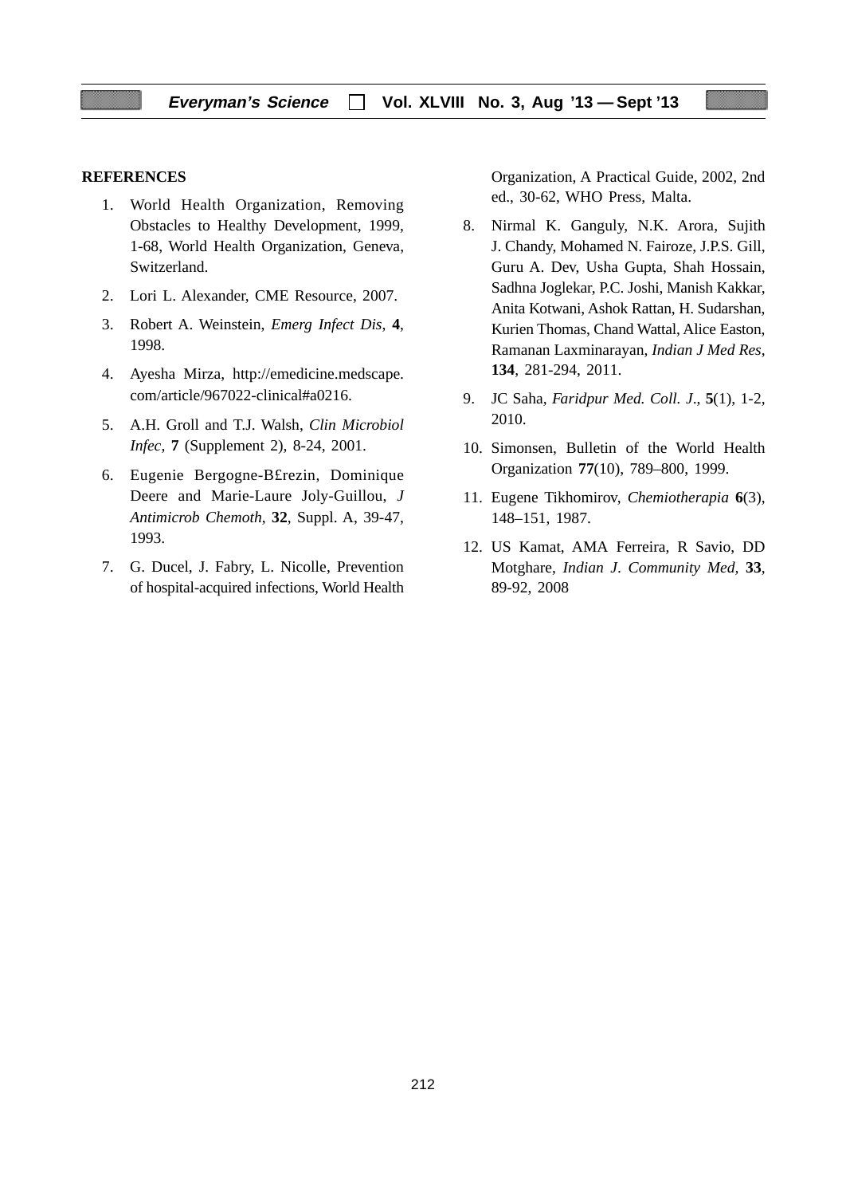**REFERENCES**

1. World Health Organization, Removing Obstacles to Healthy Development, 1999, 1-68, World Health Organization, Geneva, Switzerland.

2. Lori L. Alexander, CME Resource, 2007.

3. Robert A. Weinstein, *Emerg Infect Dis*, **4**, 1998.

4. Ayesha Mirza, http://emedicine.medscape.com/article/967022-clinical#a0216.

5. A.H. Groll and T.J. Walsh, *Clin Microbiol Infec*, **7** (Supplement 2), 8-24, 2001.

6. Eugenie Bergogne-B£rezin, Dominique Deere and Marie-Laure Joly-Guillou, *J Antimicrob Chemoth*, **32**, Suppl. A, 39-47, 1993.

7. G. Ducel, J. Fabry, L. Nicolle, Prevention of hospital-acquired infections, World Health Organization, A Practical Guide, 2002, 2nd ed., 30-62, WHO Press, Malta.

8. Nirmal K. Ganguly, N.K. Arora, Sujith J. Chandy, Mohamed N. Fairoze, J.P.S. Gill, Guru A. Dev, Usha Gupta, Shah Hossain, Sadhna Joglekar, P.C. Joshi, Manish Kakkar, Anita Kotwani, Ashok Rattan, H. Sudarshan, Kurien Thomas, Chand Wattal, Alice Easton, Ramanan Laxminarayan, *Indian J Med Res*, **134**, 281-294, 2011.

9. JC Saha, *Faridpur Med. Coll. J.*, **5**(1), 1-2, 2010.

10. Simonsen, Bulletin of the World Health Organization **77**(10), 789–800, 1999.

11. Eugene Tikhomirov, *Chemiotherapia* **6**(3), 148–151, 1987.

12. US Kamat, AMA Ferreira, R Savio, DD Motghare, *Indian J. Community Med,* **33**, 89-92, 2008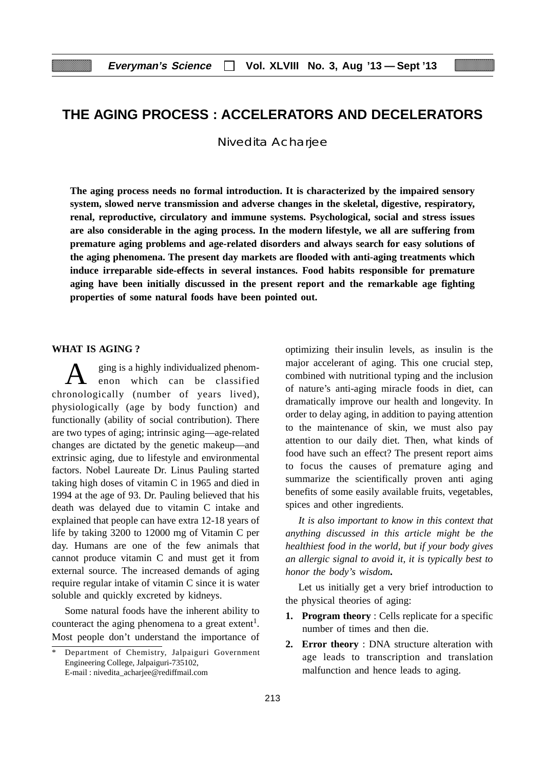# THE AGING PROCESS : ACCELERATORS AND DECELERATORS

Nivedita Acharjee

**The aging process needs no formal introduction. It is characterized by the impaired sensory system, slowed nerve transmission and adverse changes in the skeletal, digestive, respiratory, renal, reproductive, circulatory and immune systems. Psychological, social and stress issues are also considerable in the aging process. In the modern lifestyle, we all are suffering from premature aging problems and age-related disorders and always search for easy solutions of the aging phenomena. The present day markets are flooded with anti-aging treatments which induce irreparable side-effects in several instances. Food habits responsible for premature aging have been initially discussed in the present report and the remarkable age fighting properties of some natural foods have been pointed out.**

## WHAT IS AGING ?

Aging is a highly individualized phenomenon which can be classified chronologically (number of years lived), physiologically (age by body function) and functionally (ability of social contribution). There are two types of aging; intrinsic aging—age-related changes are dictated by the genetic makeup—and extrinsic aging, due to lifestyle and environmental factors. Nobel Laureate Dr. Linus Pauling started taking high doses of vitamin C in 1965 and died in 1994 at the age of 93. Dr. Pauling believed that his death was delayed due to vitamin C intake and explained that people can have extra 12-18 years of life by taking 3200 to 12000 mg of Vitamin C per day. Humans are one of the few animals that cannot produce vitamin C and must get it from external source. The increased demands of aging require regular intake of vitamin C since it is water soluble and quickly excreted by kidneys.

Some natural foods have the inherent ability to counteract the aging phenomena to a great extent[1]. Most people don't understand the importance of optimizing their insulin levels, as insulin is the major accelerant of aging. This one crucial step, combined with nutritional typing and the inclusion of nature's anti-aging miracle foods in diet, can dramatically improve our health and longevity. In order to delay aging, in addition to paying attention to the maintenance of skin, we must also pay attention to our daily diet. Then, what kinds of food have such an effect? The present report aims to focus the causes of premature aging and summarize the scientifically proven anti aging benefits of some easily available fruits, vegetables, spices and other ingredients.

*It is also important to know in this context that anything discussed in this article might be the healthiest food in the world, but if your body gives an allergic signal to avoid it, it is typically best to honor the body's wisdom.*

Let us initially get a very brief introduction to the physical theories of aging:

1. **Program theory** : Cells replicate for a specific number of times and then die.
2. **Error theory** : DNA structure alteration with age leads to transcription and translation malfunction and hence leads to aging.

\* Department of Chemistry, Jalpaiguri Government Engineering College, Jalpaiguri-735102, E-mail : nivedita_acharjee@rediffmail.com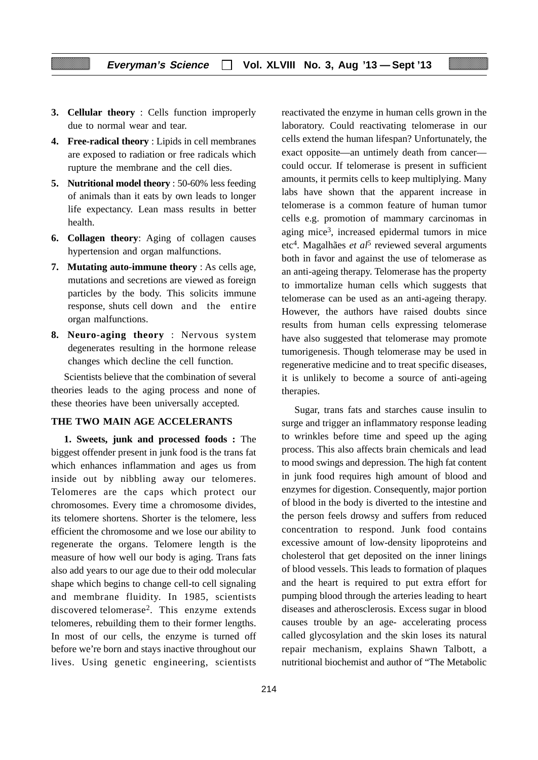3. **Cellular theory** : Cells function improperly due to normal wear and tear.
4. **Free-radical theory** : Lipids in cell membranes are exposed to radiation or free radicals which rupture the membrane and the cell dies.
5. **Nutritional model theory** : 50-60% less feeding of animals than it eats by own leads to longer life expectancy. Lean mass results in better health.
6. **Collagen theory**: Aging of collagen causes hypertension and organ malfunctions.
7. **Mutating auto-immune theory** : As cells age, mutations and secretions are viewed as foreign particles by the body. This solicits immune response, shuts cell down and the entire organ malfunctions.
8. **Neuro-aging theory** : Nervous system degenerates resulting in the hormone release changes which decline the cell function.

Scientists believe that the combination of several theories leads to the aging process and none of these theories have been universally accepted.

## THE TWO MAIN AGE ACCELERANTS

**1. Sweets, junk and processed foods :** The biggest offender present in junk food is the trans fat which enhances inflammation and ages us from inside out by nibbling away our telomeres. Telomeres are the caps which protect our chromosomes. Every time a chromosome divides, its telomere shortens. Shorter is the telomere, less efficient the chromosome and we lose our ability to regenerate the organs. Telomere length is the measure of how well our body is aging. Trans fats also add years to our age due to their odd molecular shape which begins to change cell-to cell signaling and membrane fluidity. In 1985, scientists discovered telomerase[2]. This enzyme extends telomeres, rebuilding them to their former lengths. In most of our cells, the enzyme is turned off before we're born and stays inactive throughout our lives. Using genetic engineering, scientists reactivated the enzyme in human cells grown in the laboratory. Could reactivating telomerase in our cells extend the human lifespan? Unfortunately, the exact opposite—an untimely death from cancer—could occur. If telomerase is present in sufficient amounts, it permits cells to keep multiplying. Many labs have shown that the apparent increase in telomerase is a common feature of human tumor cells e.g. promotion of mammary carcinomas in aging mice[3], increased epidermal tumors in mice etc[4]. Magalhães *et al*[5] reviewed several arguments both in favor and against the use of telomerase as an anti-ageing therapy. Telomerase has the property to immortalize human cells which suggests that telomerase can be used as an anti-ageing therapy. However, the authors have raised doubts since results from human cells expressing telomerase have also suggested that telomerase may promote tumorigenesis. Though telomerase may be used in regenerative medicine and to treat specific diseases, it is unlikely to become a source of anti-ageing therapies.

Sugar, trans fats and starches cause insulin to surge and trigger an inflammatory response leading to wrinkles before time and speed up the aging process. This also affects brain chemicals and lead to mood swings and depression. The high fat content in junk food requires high amount of blood and enzymes for digestion. Consequently, major portion of blood in the body is diverted to the intestine and the person feels drowsy and suffers from reduced concentration to respond. Junk food contains excessive amount of low-density lipoproteins and cholesterol that get deposited on the inner linings of blood vessels. This leads to formation of plaques and the heart is required to put extra effort for pumping blood through the arteries leading to heart diseases and atherosclerosis. Excess sugar in blood causes trouble by an age- accelerating process called glycosylation and the skin loses its natural repair mechanism, explains Shawn Talbott, a nutritional biochemist and author of "The Metabolic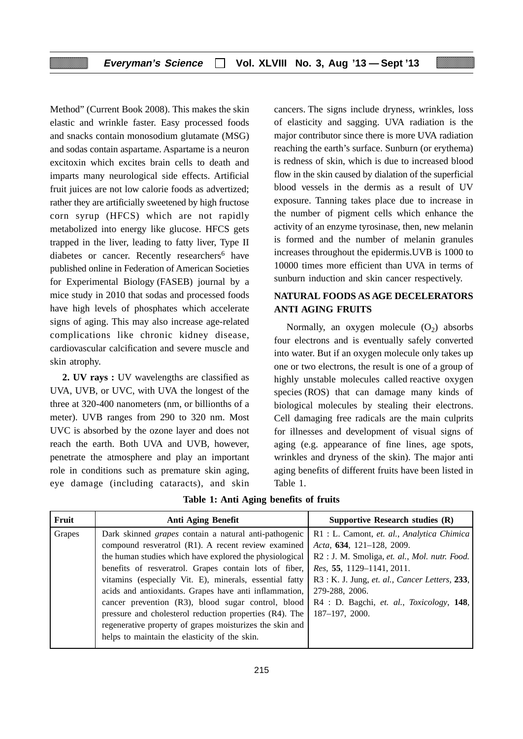Method" (Current Book 2008). This makes the skin elastic and wrinkle faster. Easy processed foods and snacks contain monosodium glutamate (MSG) and sodas contain aspartame. Aspartame is a neuron excitoxin which excites brain cells to death and imparts many neurological side effects. Artificial fruit juices are not low calorie foods as advertized; rather they are artificially sweetened by high fructose corn syrup (HFCS) which are not rapidly metabolized into energy like glucose. HFCS gets trapped in the liver, leading to fatty liver, Type II diabetes or cancer. Recently researchers[6] have published online in Federation of American Societies for Experimental Biology (FASEB) journal by a mice study in 2010 that sodas and processed foods have high levels of phosphates which accelerate signs of aging. This may also increase age-related complications like chronic kidney disease, cardiovascular calcification and severe muscle and skin atrophy.

**2. UV rays :** UV wavelengths are classified as UVA, UVB, or UVC, with UVA the longest of the three at 320-400 nanometers (nm, or billionths of a meter). UVB ranges from 290 to 320 nm. Most UVC is absorbed by the ozone layer and does not reach the earth. Both UVA and UVB, however, penetrate the atmosphere and play an important role in conditions such as premature skin aging, eye damage (including cataracts), and skin cancers. The signs include dryness, wrinkles, loss of elasticity and sagging. UVA radiation is the major contributor since there is more UVA radiation reaching the earth's surface. Sunburn (or erythema) is redness of skin, which is due to increased blood flow in the skin caused by dialation of the superficial blood vessels in the dermis as a result of UV exposure. Tanning takes place due to increase in the number of pigment cells which enhance the activity of an enzyme tyrosinase, then, new melanin is formed and the number of melanin granules increases throughout the epidermis.UVB is 1000 to 10000 times more efficient than UVA in terms of sunburn induction and skin cancer respectively.

## NATURAL FOODS AS AGE DECELERATORS ANTI AGING FRUITS

Normally, an oxygen molecule ($O_2$) absorbs four electrons and is eventually safely converted into water. But if an oxygen molecule only takes up one or two electrons, the result is one of a group of highly unstable molecules called reactive oxygen species (ROS) that can damage many kinds of biological molecules by stealing their electrons. Cell damaging free radicals are the main culprits for illnesses and development of visual signs of aging (e.g. appearance of fine lines, age spots, wrinkles and dryness of the skin). The major anti aging benefits of different fruits have been listed in Table 1.

**Table 1: Anti Aging benefits of fruits**

| Fruit | Anti Aging Benefit | Supportive Research studies (R) |
|---|---|---|
| Grapes | Dark skinned *grapes* contain a natural anti-pathogenic compound resveratrol (R1). A recent review examined the human studies which have explored the physiological benefits of resveratrol. Grapes contain lots of fiber, vitamins (especially Vit. E), minerals, essential fatty acids and antioxidants. Grapes have anti inflammation, cancer prevention (R3), blood sugar control, blood pressure and cholesterol reduction properties (R4). The regenerative property of grapes moisturizes the skin and helps to maintain the elasticity of the skin. | R1 : L. Camont, *et. al.*, *Analytica Chimica Acta*, **634**, 121–128, 2009. R2 : J. M. Smoliga, *et. al.*, *Mol. nutr. Food. Res*, **55**, 1129–1141, 2011. R3 : K. J. Jung, *et. al.*, *Cancer Letters*, **233**, 279-288, 2006. R4 : D. Bagchi, *et. al.*, *Toxicology*, **148**, 187–197, 2000. |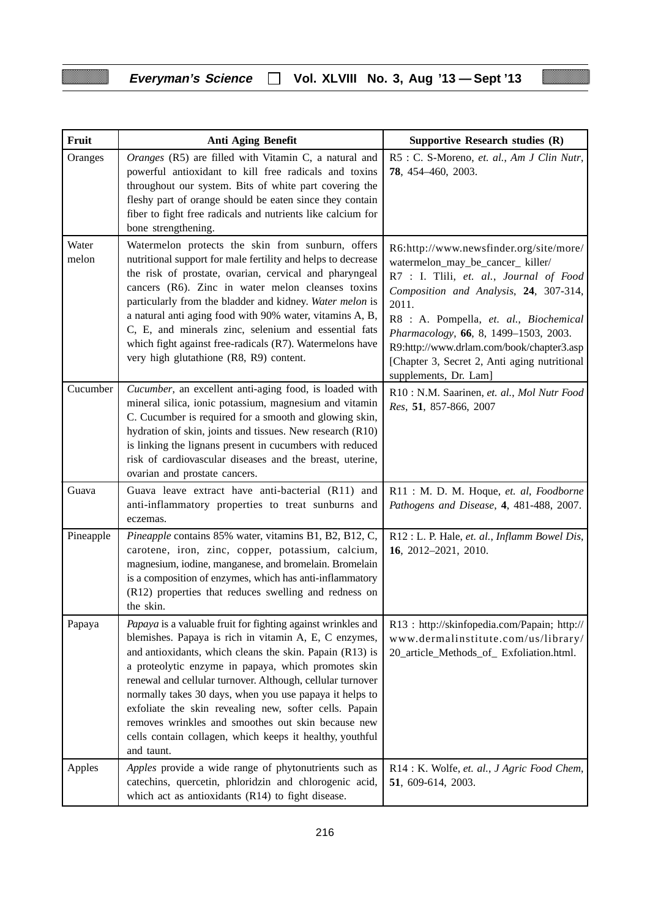| Fruit | Anti Aging Benefit | Supportive Research studies (R) |
|---|---|---|
| Oranges | *Oranges* (R5) are filled with Vitamin C, a natural and powerful antioxidant to kill free radicals and toxins throughout our system. Bits of white part covering the fleshy part of orange should be eaten since they contain fiber to fight free radicals and nutrients like calcium for bone strengthening. | R5 : C. S-Moreno, *et. al.*, *Am J Clin Nutr*, **78**, 454–460, 2003. |
| Water melon | Watermelon protects the skin from sunburn, offers nutritional support for male fertility and helps to decrease the risk of prostate, ovarian, cervical and pharyngeal cancers (R6). Zinc in water melon cleanses toxins particularly from the bladder and kidney. *Water melon* is a natural anti aging food with 90% water, vitamins A, B, C, E, and minerals zinc, selenium and essential fats which fight against free-radicals (R7). Watermelons have very high glutathione (R8, R9) content. | R6:http://www.newsfinder.org/site/more/watermelon_may_be_cancer_ killer/<br>R7 : I. Tlili, *et. al.*, *Journal of Food Composition and Analysis*, **24**, 307-314, 2011.<br>R8 : A. Pompella, *et. al.*, *Biochemical Pharmacology*, **66**, 8, 1499–1503, 2003.<br>R9:http://www.drlam.com/book/chapter3.asp [Chapter 3, Secret 2, Anti aging nutritional supplements, Dr. Lam] |
| Cucumber | *Cucumber*, an excellent anti-aging food, is loaded with mineral silica, ionic potassium, magnesium and vitamin C. Cucumber is required for a smooth and glowing skin, hydration of skin, joints and tissues. New research (R10) is linking the lignans present in cucumbers with reduced risk of cardiovascular diseases and the breast, uterine, ovarian and prostate cancers. | R10 : N.M. Saarinen, *et. al.*, *Mol Nutr Food Res*, **51**, 857-866, 2007 |
| Guava | Guava leave extract have anti-bacterial (R11) and anti-inflammatory properties to treat sunburns and eczemas. | R11 : M. D. M. Hoque, *et. al*, *Foodborne Pathogens and Disease*, **4**, 481-488, 2007. |
| Pineapple | *Pineapple* contains 85% water, vitamins B1, B2, B12, C, carotene, iron, zinc, copper, potassium, calcium, magnesium, iodine, manganese, and bromelain. Bromelain is a composition of enzymes, which has anti-inflammatory (R12) properties that reduces swelling and redness on the skin. | R12 : L. P. Hale, *et. al.*, *Inflamm Bowel Dis*, **16**, 2012–2021, 2010. |
| Papaya | *Papaya* is a valuable fruit for fighting against wrinkles and blemishes. Papaya is rich in vitamin A, E, C enzymes, and antioxidants, which cleans the skin. Papain (R13) is a proteolytic enzyme in papaya, which promotes skin renewal and cellular turnover. Although, cellular turnover normally takes 30 days, when you use papaya it helps to exfoliate the skin revealing new, softer cells. Papain removes wrinkles and smoothes out skin because new cells contain collagen, which keeps it healthy, youthful and taunt. | R13 : http://skinfopedia.com/Papain; http://www.dermalinstitute.com/us/library/20_article_Methods_of_ Exfoliation.html. |
| Apples | *Apples* provide a wide range of phytonutrients such as catechins, quercetin, phloridzin and chlorogenic acid, which act as antioxidants (R14) to fight disease. | R14 : K. Wolfe, *et. al.*, *J Agric Food Chem*, **51**, 609-614, 2003. |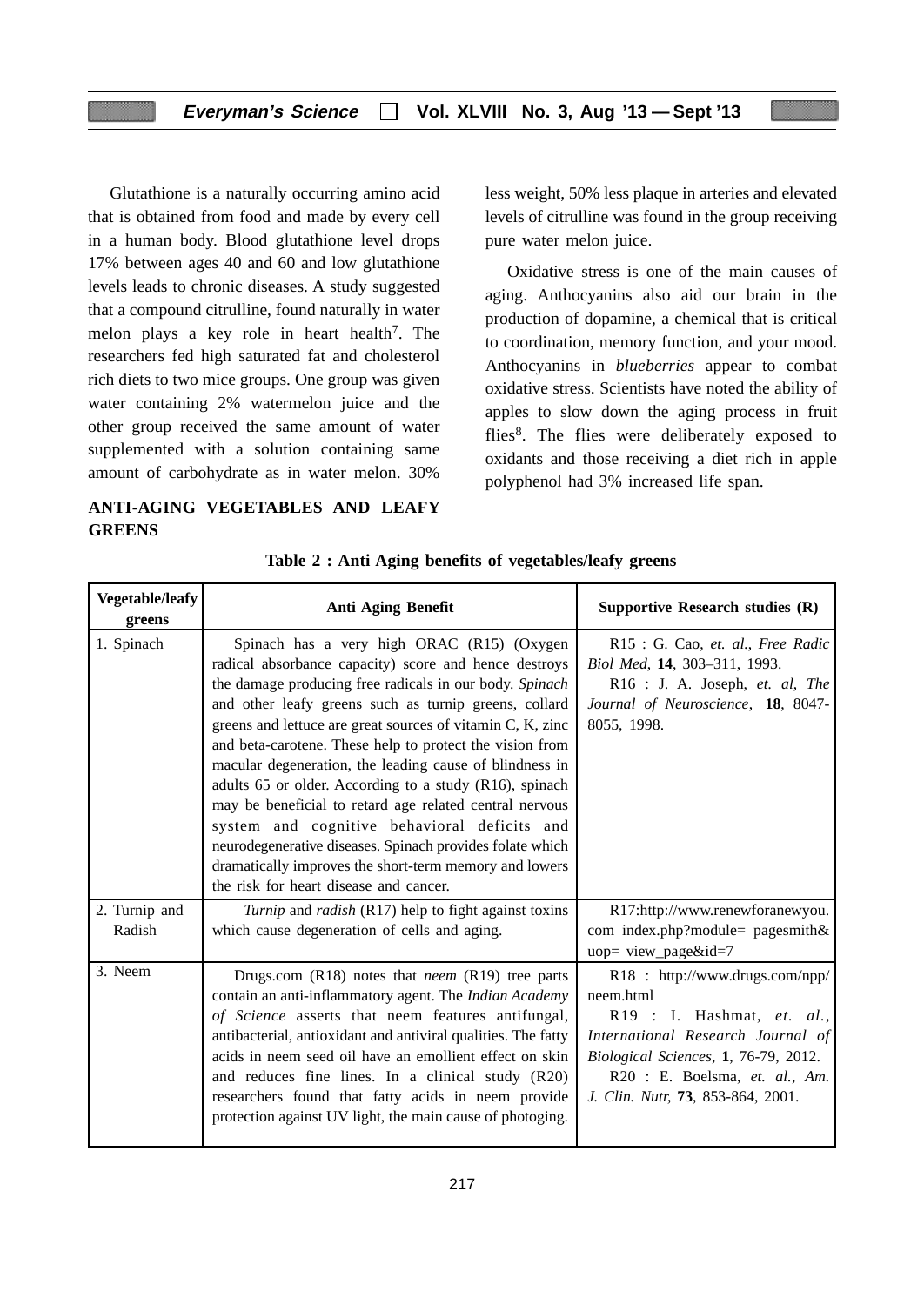Glutathione is a naturally occurring amino acid that is obtained from food and made by every cell in a human body. Blood glutathione level drops 17% between ages 40 and 60 and low glutathione levels leads to chronic diseases. A study suggested that a compound citrulline, found naturally in water melon plays a key role in heart health[7]. The researchers fed high saturated fat and cholesterol rich diets to two mice groups. One group was given water containing 2% watermelon juice and the other group received the same amount of water supplemented with a solution containing same amount of carbohydrate as in water melon. 30% less weight, 50% less plaque in arteries and elevated levels of citrulline was found in the group receiving pure water melon juice.

Oxidative stress is one of the main causes of aging. Anthocyanins also aid our brain in the production of dopamine, a chemical that is critical to coordination, memory function, and your mood. Anthocyanins in *blueberries* appear to combat oxidative stress. Scientists have noted the ability of apples to slow down the aging process in fruit flies[8]. The flies were deliberately exposed to oxidants and those receiving a diet rich in apple polyphenol had 3% increased life span.

## ANTI-AGING VEGETABLES AND LEAFY GREENS

**Table 2 : Anti Aging benefits of vegetables/leafy greens**

| Vegetable/leafy greens | Anti Aging Benefit | Supportive Research studies (R) |
|---|---|---|
| 1. Spinach | Spinach has a very high ORAC (R15) (Oxygen radical absorbance capacity) score and hence destroys the damage producing free radicals in our body. *Spinach* and other leafy greens such as turnip greens, collard greens and lettuce are great sources of vitamin C, K, zinc and beta-carotene. These help to protect the vision from macular degeneration, the leading cause of blindness in adults 65 or older. According to a study (R16), spinach may be beneficial to retard age related central nervous system and cognitive behavioral deficits and neurodegenerative diseases. Spinach provides folate which dramatically improves the short-term memory and lowers the risk for heart disease and cancer. | R15 : G. Cao, *et. al., Free Radic Biol Med*, **14**, 303–311, 1993. R16 : J. A. Joseph, *et. al, The Journal of Neuroscience*, **18**, 8047-8055, 1998. |
| 2. Turnip and Radish | *Turnip* and *radish* (R17) help to fight against toxins which cause degeneration of cells and aging. | R17:http://www.renewforanewyou.com index.php?module= pagesmith&uop= view_page&id=7 |
| 3. Neem | Drugs.com (R18) notes that *neem* (R19) tree parts contain an anti-inflammatory agent. The *Indian Academy of Science* asserts that neem features antifungal, antibacterial, antioxidant and antiviral qualities. The fatty acids in neem seed oil have an emollient effect on skin and reduces fine lines. In a clinical study (R20) researchers found that fatty acids in neem provide protection against UV light, the main cause of photoging. | R18 : http://www.drugs.com/npp/neem.html R19 : I. Hashmat, *et. al., International Research Journal of Biological Sciences*, **1**, 76-79, 2012. R20 : E. Boelsma, *et. al., Am. J. Clin. Nutr,* **73**, 853-864, 2001. |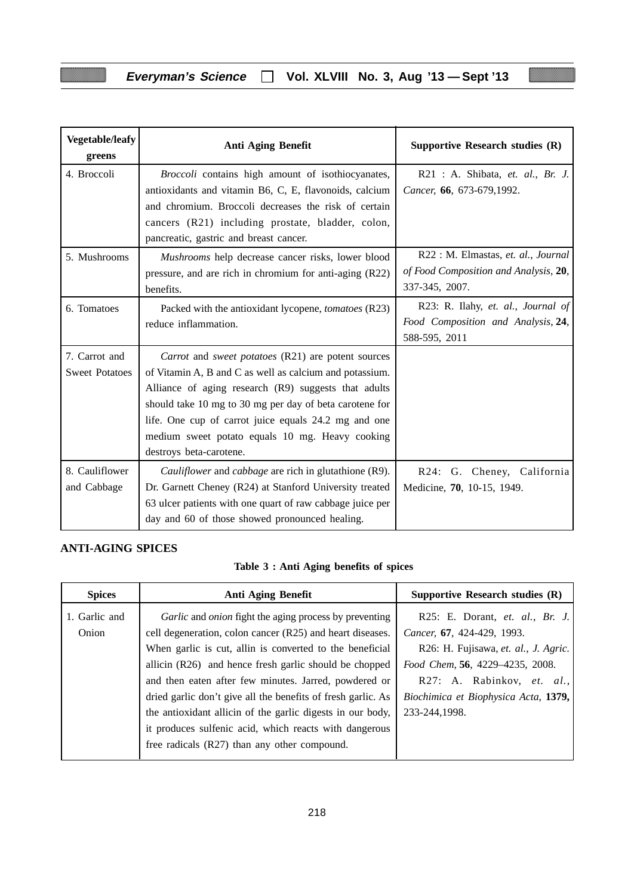| Vegetable/leafy greens | Anti Aging Benefit | Supportive Research studies (R) |
|---|---|---|
| 4. Broccoli | *Broccoli* contains high amount of isothiocyanates, antioxidants and vitamin B6, C, E, flavonoids, calcium and chromium. Broccoli decreases the risk of certain cancers (R21) including prostate, bladder, colon, pancreatic, gastric and breast cancer. | R21 : A. Shibata, *et. al., Br. J. Cancer,* **66**, 673-679,1992. |
| 5. Mushrooms | *Mushrooms* help decrease cancer risks, lower blood pressure, and are rich in chromium for anti-aging (R22) benefits. | R22 : M. Elmastas, *et. al., Journal of Food Composition and Analysis*, **20**, 337-345, 2007. |
| 6. Tomatoes | Packed with the antioxidant lycopene, *tomatoes* (R23) reduce inflammation. | R23: R. Ilahy, *et. al., Journal of Food Composition and Analysis*, **24**, 588-595, 2011 |
| 7. Carrot and Sweet Potatoes | *Carrot* and *sweet potatoes* (R21) are potent sources of Vitamin A, B and C as well as calcium and potassium. Alliance of aging research (R9) suggests that adults should take 10 mg to 30 mg per day of beta carotene for life. One cup of carrot juice equals 24.2 mg and one medium sweet potato equals 10 mg. Heavy cooking destroys beta-carotene. | |
| 8. Cauliflower and Cabbage | *Cauliflower* and *cabbage* are rich in glutathione (R9). Dr. Garnett Cheney (R24) at Stanford University treated 63 ulcer patients with one quart of raw cabbage juice per day and 60 of those showed pronounced healing. | R24: G. Cheney, California Medicine, **70**, 10-15, 1949. |

**ANTI-AGING SPICES**

**Table 3 : Anti Aging benefits of spices**

| Spices | Anti Aging Benefit | Supportive Research studies (R) |
|---|---|---|
| 1. Garlic and Onion | *Garlic* and *onion* fight the aging process by preventing cell degeneration, colon cancer (R25) and heart diseases. When garlic is cut, allin is converted to the beneficial allicin (R26) and hence fresh garlic should be chopped and then eaten after few minutes. Jarred, powdered or dried garlic don't give all the benefits of fresh garlic. As the antioxidant allicin of the garlic digests in our body, it produces sulfenic acid, which reacts with dangerous free radicals (R27) than any other compound. | R25: E. Dorant, *et. al., Br. J. Cancer,* **67**, 424-429, 1993. R26: H. Fujisawa, *et. al., J. Agric. Food Chem,* **56**, 4229–4235, 2008. R27: A. Rabinkov, *et. al., Biochimica et Biophysica Acta,* **1379,** 233-244,1998. |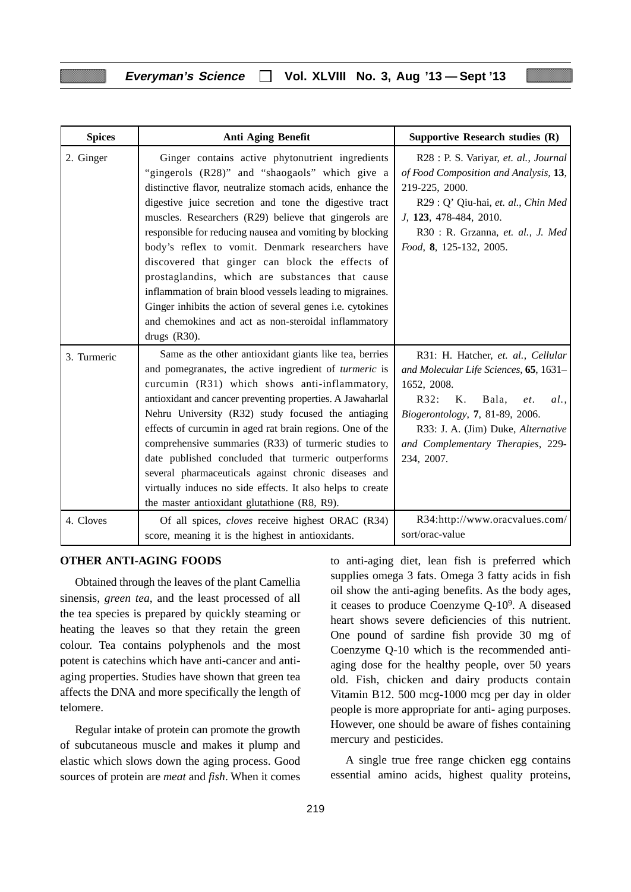| Spices | Anti Aging Benefit | Supportive Research studies (R) |
|---|---|---|
| 2. Ginger | Ginger contains active phytonutrient ingredients "gingerols (R28)" and "shaogaols" which give a distinctive flavor, neutralize stomach acids, enhance the digestive juice secretion and tone the digestive tract muscles. Researchers (R29) believe that gingerols are responsible for reducing nausea and vomiting by blocking body's reflex to vomit. Denmark researchers have discovered that ginger can block the effects of prostaglandins, which are substances that cause inflammation of brain blood vessels leading to migraines. Ginger inhibits the action of several genes i.e. cytokines and chemokines and act as non-steroidal inflammatory drugs (R30). | R28 : P. S. Variyar, *et. al.*, *Journal of Food Composition and Analysis*, **13**, 219-225, 2000. R29 : Q' Qiu-hai, *et. al.*, *Chin Med J*, **123**, 478-484, 2010. R30 : R. Grzanna, *et. al.*, *J. Med Food*, **8**, 125-132, 2005. |
| 3. Turmeric | Same as the other antioxidant giants like tea, berries and pomegranates, the active ingredient of *turmeric* is curcumin (R31) which shows anti-inflammatory, antioxidant and cancer preventing properties. A Jawaharlal Nehru University (R32) study focused the antiaging effects of curcumin in aged rat brain regions. One of the comprehensive summaries (R33) of turmeric studies to date published concluded that turmeric outperforms several pharmaceuticals against chronic diseases and virtually induces no side effects. It also helps to create the master antioxidant glutathione (R8, R9). | R31: H. Hatcher, *et. al.*, *Cellular and Molecular Life Sciences*, **65**, 1631–1652, 2008. R32: K. Bala, *et. al.*, *Biogerontology*, **7**, 81-89, 2006. R33: J. A. (Jim) Duke, *Alternative and Complementary Therapies*, 229-234, 2007. |
| 4. Cloves | Of all spices, *cloves* receive highest ORAC (R34) score, meaning it is the highest in antioxidants. | R34:http://www.oracvalues.com/sort/orac-value |

## OTHER ANTI-AGING FOODS

Obtained through the leaves of the plant Camellia sinensis, *green tea*, and the least processed of all the tea species is prepared by quickly steaming or heating the leaves so that they retain the green colour. Tea contains polyphenols and the most potent is catechins which have anti-cancer and anti-aging properties. Studies have shown that green tea affects the DNA and more specifically the length of telomere.

Regular intake of protein can promote the growth of subcutaneous muscle and makes it plump and elastic which slows down the aging process. Good sources of protein are *meat* and *fish*. When it comes to anti-aging diet, lean fish is preferred which supplies omega 3 fats. Omega 3 fatty acids in fish oil show the anti-aging benefits. As the body ages, it ceases to produce Coenzyme Q-10[9]. A diseased heart shows severe deficiencies of this nutrient. One pound of sardine fish provide 30 mg of Coenzyme Q-10 which is the recommended anti-aging dose for the healthy people, over 50 years old. Fish, chicken and dairy products contain Vitamin B12. 500 mcg-1000 mcg per day in older people is more appropriate for anti- aging purposes. However, one should be aware of fishes containing mercury and pesticides.

A single true free range chicken egg contains essential amino acids, highest quality proteins,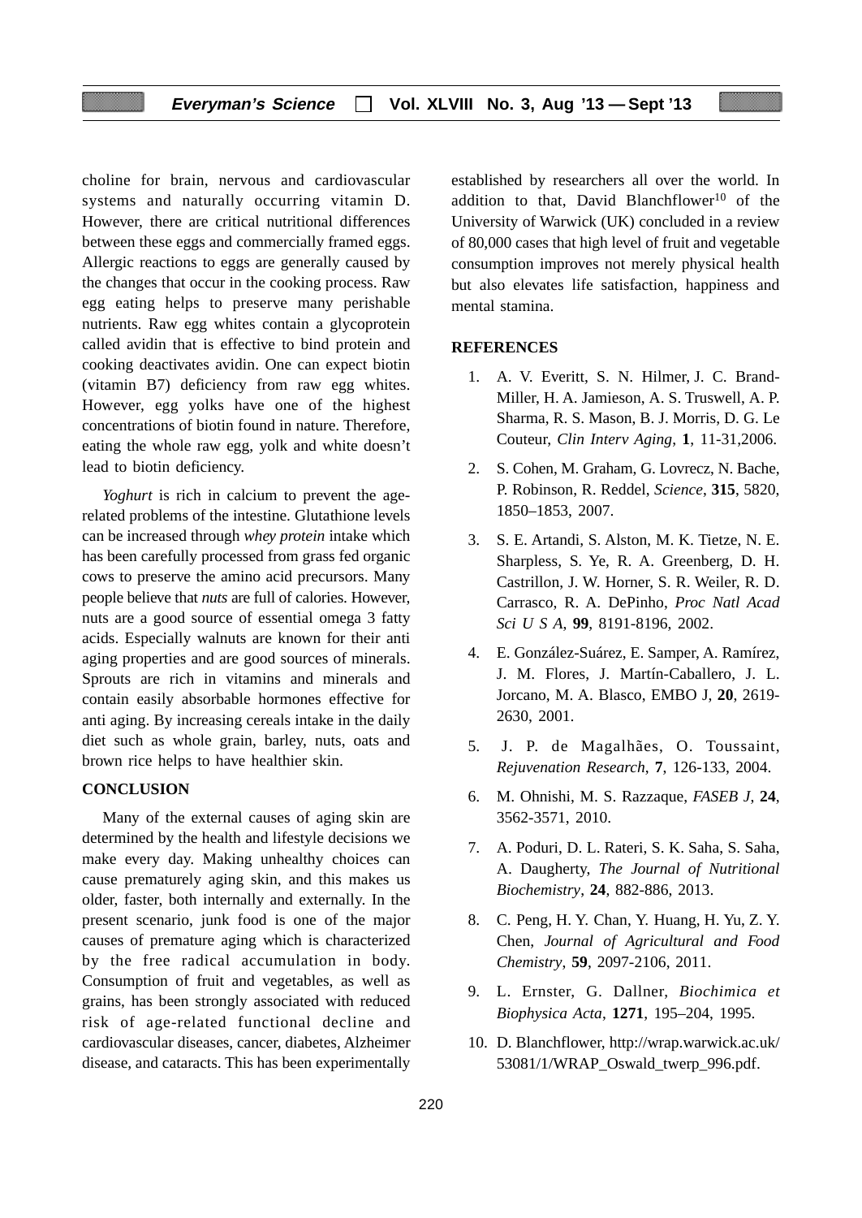choline for brain, nervous and cardiovascular systems and naturally occurring vitamin D. However, there are critical nutritional differences between these eggs and commercially framed eggs. Allergic reactions to eggs are generally caused by the changes that occur in the cooking process. Raw egg eating helps to preserve many perishable nutrients. Raw egg whites contain a glycoprotein called avidin that is effective to bind protein and cooking deactivates avidin. One can expect biotin (vitamin B7) deficiency from raw egg whites. However, egg yolks have one of the highest concentrations of biotin found in nature. Therefore, eating the whole raw egg, yolk and white doesn't lead to biotin deficiency.

*Yoghurt* is rich in calcium to prevent the age-related problems of the intestine. Glutathione levels can be increased through *whey protein* intake which has been carefully processed from grass fed organic cows to preserve the amino acid precursors. Many people believe that *nuts* are full of calories. However, nuts are a good source of essential omega 3 fatty acids. Especially walnuts are known for their anti aging properties and are good sources of minerals. Sprouts are rich in vitamins and minerals and contain easily absorbable hormones effective for anti aging. By increasing cereals intake in the daily diet such as whole grain, barley, nuts, oats and brown rice helps to have healthier skin.

## CONCLUSION

Many of the external causes of aging skin are determined by the health and lifestyle decisions we make every day. Making unhealthy choices can cause prematurely aging skin, and this makes us older, faster, both internally and externally. In the present scenario, junk food is one of the major causes of premature aging which is characterized by the free radical accumulation in body. Consumption of fruit and vegetables, as well as grains, has been strongly associated with reduced risk of age-related functional decline and cardiovascular diseases, cancer, diabetes, Alzheimer disease, and cataracts. This has been experimentally established by researchers all over the world. In addition to that, David Blanchflower[10] of the University of Warwick (UK) concluded in a review of 80,000 cases that high level of fruit and vegetable consumption improves not merely physical health but also elevates life satisfaction, happiness and mental stamina.

## REFERENCES

1. A. V. Everitt, S. N. Hilmer, J. C. Brand-Miller, H. A. Jamieson, A. S. Truswell, A. P. Sharma, R. S. Mason, B. J. Morris, D. G. Le Couteur, *Clin Interv Aging*, **1**, 11-31,2006.
2. S. Cohen, M. Graham, G. Lovrecz, N. Bache, P. Robinson, R. Reddel, *Science*, **315**, 5820, 1850–1853, 2007.
3. S. E. Artandi, S. Alston, M. K. Tietze, N. E. Sharpless, S. Ye, R. A. Greenberg, D. H. Castrillon, J. W. Horner, S. R. Weiler, R. D. Carrasco, R. A. DePinho, *Proc Natl Acad Sci U S A*, **99**, 8191-8196, 2002.
4. E. González-Suárez, E. Samper, A. Ramírez, J. M. Flores, J. Martín-Caballero, J. L. Jorcano, M. A. Blasco, EMBO J, **20**, 2619-2630, 2001.
5. J. P. de Magalhães, O. Toussaint, *Rejuvenation Research*, **7**, 126-133, 2004.
6. M. Ohnishi, M. S. Razzaque, *FASEB J*, **24**, 3562-3571, 2010.
7. A. Poduri, D. L. Rateri, S. K. Saha, S. Saha, A. Daugherty, *The Journal of Nutritional Biochemistry*, **24**, 882-886, 2013.
8. C. Peng, H. Y. Chan, Y. Huang, H. Yu, Z. Y. Chen, *Journal of Agricultural and Food Chemistry*, **59**, 2097-2106, 2011.
9. L. Ernster, G. Dallner, *Biochimica et Biophysica Acta*, **1271**, 195–204, 1995.
10. D. Blanchflower, http://wrap.warwick.ac.uk/53081/1/WRAP_Oswald_twerp_996.pdf.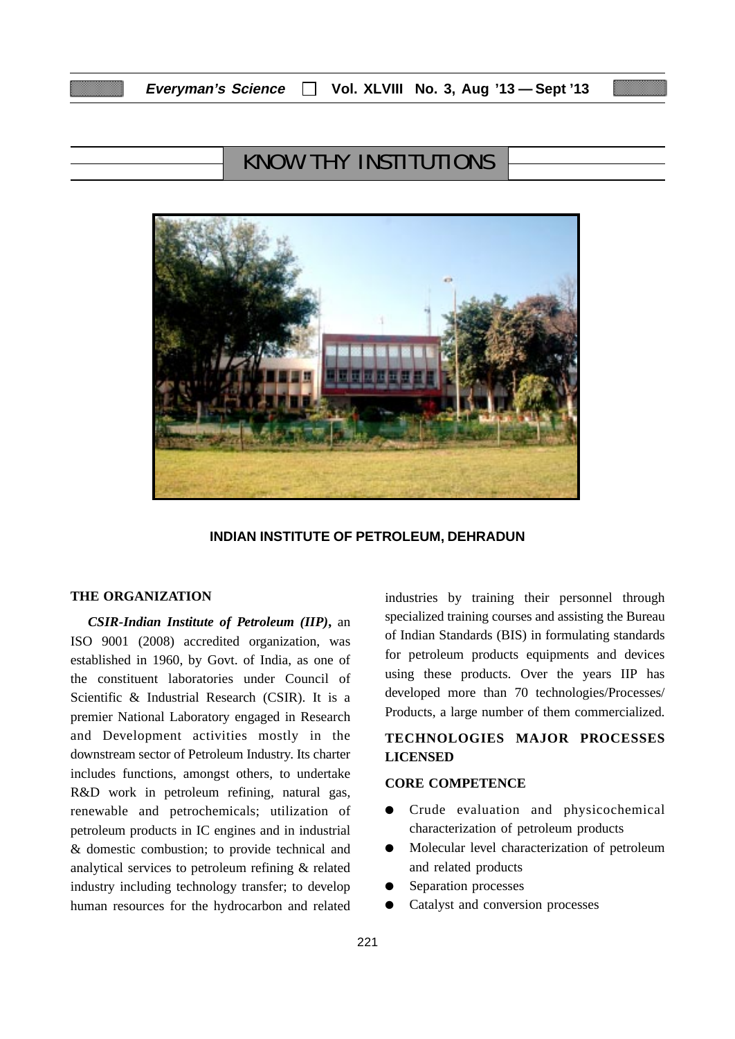## KNOW THY INSTITUTIONS

INDIAN INSTITUTE OF PETROLEUM, DEHRADUN

### THE ORGANIZATION

***CSIR-Indian Institute of Petroleum (IIP)*,** an ISO 9001 (2008) accredited organization, was established in 1960, by Govt. of India, as one of the constituent laboratories under Council of Scientific & Industrial Research (CSIR). It is a premier National Laboratory engaged in Research and Development activities mostly in the downstream sector of Petroleum Industry. Its charter includes functions, amongst others, to undertake R&D work in petroleum refining, natural gas, renewable and petrochemicals; utilization of petroleum products in IC engines and in industrial & domestic combustion; to provide technical and analytical services to petroleum refining & related industry including technology transfer; to develop human resources for the hydrocarbon and related industries by training their personnel through specialized training courses and assisting the Bureau of Indian Standards (BIS) in formulating standards for petroleum products equipments and devices using these products. Over the years IIP has developed more than 70 technologies/Processes/ Products, a large number of them commercialized.

### TECHNOLOGIES MAJOR PROCESSES LICENSED

### CORE COMPETENCE

- Crude evaluation and physicochemical characterization of petroleum products
- Molecular level characterization of petroleum and related products
- Separation processes
- Catalyst and conversion processes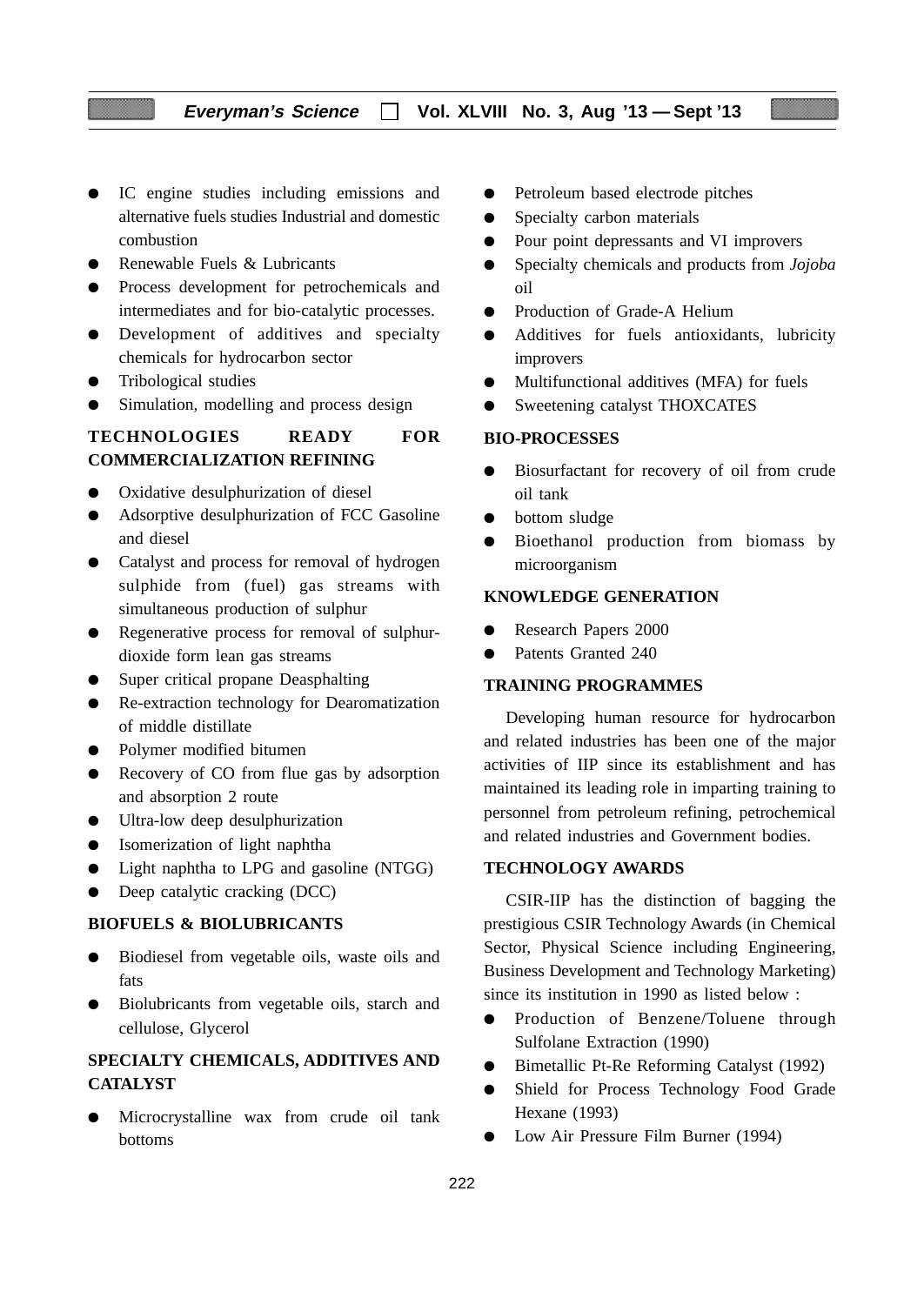- IC engine studies including emissions and alternative fuels studies Industrial and domestic combustion
- Renewable Fuels & Lubricants
- Process development for petrochemicals and intermediates and for bio-catalytic processes.
- Development of additives and specialty chemicals for hydrocarbon sector
- Tribological studies
- Simulation, modelling and process design

**TECHNOLOGIES READY FOR COMMERCIALIZATION REFINING**

- Oxidative desulphurization of diesel
- Adsorptive desulphurization of FCC Gasoline and diesel
- Catalyst and process for removal of hydrogen sulphide from (fuel) gas streams with simultaneous production of sulphur
- Regenerative process for removal of sulphur-dioxide form lean gas streams
- Super critical propane Deasphalting
- Re-extraction technology for Dearomatization of middle distillate
- Polymer modified bitumen
- Recovery of CO from flue gas by adsorption and absorption 2 route
- Ultra-low deep desulphurization
- Isomerization of light naphtha
- Light naphtha to LPG and gasoline (NTGG)
- Deep catalytic cracking (DCC)

**BIOFUELS & BIOLUBRICANTS**

- Biodiesel from vegetable oils, waste oils and fats
- Biolubricants from vegetable oils, starch and cellulose, Glycerol

**SPECIALTY CHEMICALS, ADDITIVES AND CATALYST**

- Microcrystalline wax from crude oil tank bottoms
- Petroleum based electrode pitches
- Specialty carbon materials
- Pour point depressants and VI improvers
- Specialty chemicals and products from *Jojoba* oil
- Production of Grade-A Helium
- Additives for fuels antioxidants, lubricity improvers
- Multifunctional additives (MFA) for fuels
- Sweetening catalyst THOXCATES

**BIO-PROCESSES**

- Biosurfactant for recovery of oil from crude oil tank
- bottom sludge
- Bioethanol production from biomass by microorganism

**KNOWLEDGE GENERATION**

- Research Papers 2000
- Patents Granted 240

**TRAINING PROGRAMMES**

Developing human resource for hydrocarbon and related industries has been one of the major activities of IIP since its establishment and has maintained its leading role in imparting training to personnel from petroleum refining, petrochemical and related industries and Government bodies.

**TECHNOLOGY AWARDS**

CSIR-IIP has the distinction of bagging the prestigious CSIR Technology Awards (in Chemical Sector, Physical Science including Engineering, Business Development and Technology Marketing) since its institution in 1990 as listed below :

- Production of Benzene/Toluene through Sulfolane Extraction (1990)
- Bimetallic Pt-Re Reforming Catalyst (1992)
- Shield for Process Technology Food Grade Hexane (1993)
- Low Air Pressure Film Burner (1994)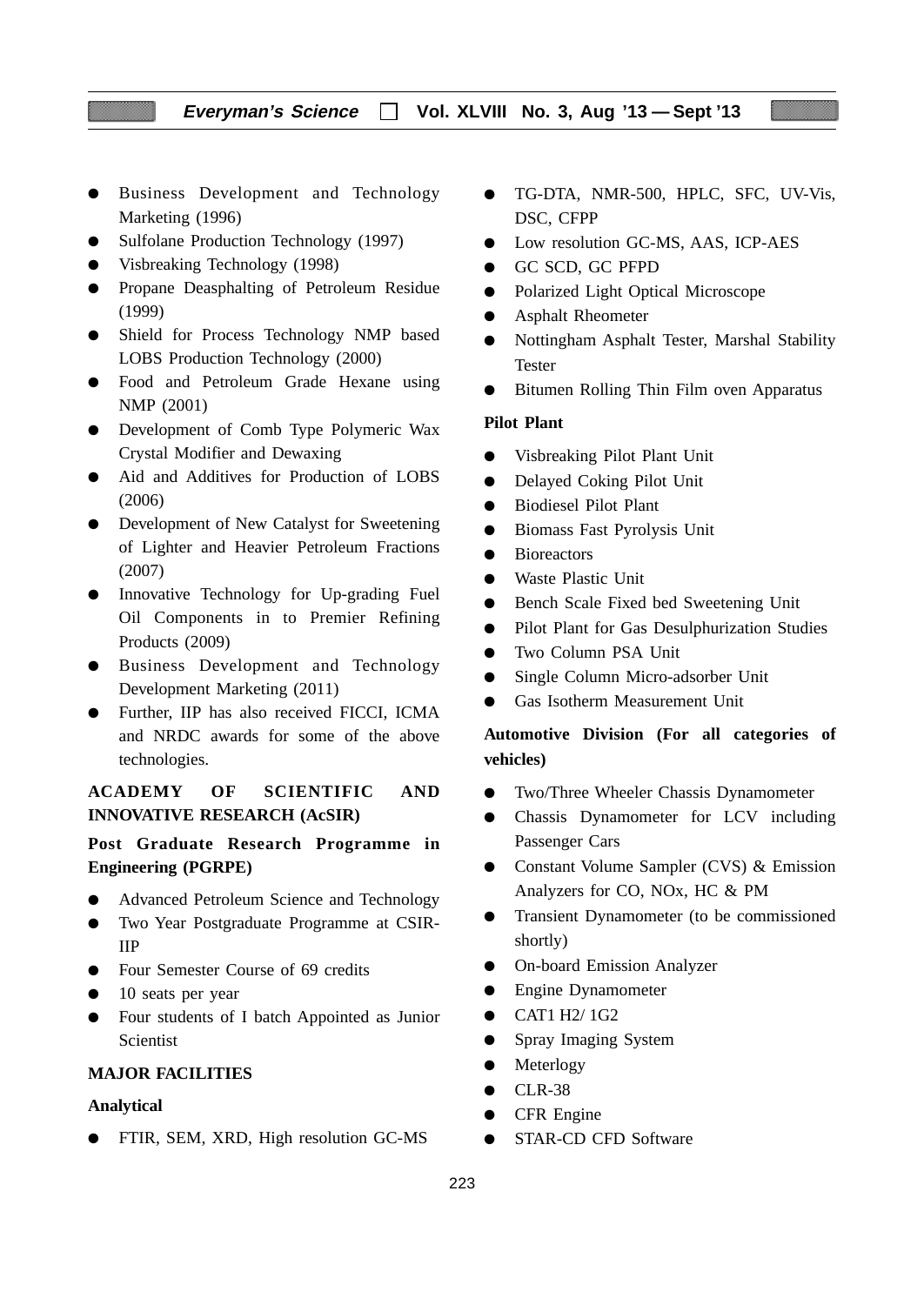- Business Development and Technology Marketing (1996)
- Sulfolane Production Technology (1997)
- Visbreaking Technology (1998)
- Propane Deasphalting of Petroleum Residue (1999)
- Shield for Process Technology NMP based LOBS Production Technology (2000)
- Food and Petroleum Grade Hexane using NMP (2001)
- Development of Comb Type Polymeric Wax Crystal Modifier and Dewaxing
- Aid and Additives for Production of LOBS (2006)
- Development of New Catalyst for Sweetening of Lighter and Heavier Petroleum Fractions (2007)
- Innovative Technology for Up-grading Fuel Oil Components in to Premier Refining Products (2009)
- Business Development and Technology Development Marketing (2011)
- Further, IIP has also received FICCI, ICMA and NRDC awards for some of the above technologies.

## ACADEMY OF SCIENTIFIC AND INNOVATIVE RESEARCH (AcSIR)

### Post Graduate Research Programme in Engineering (PGRPE)

- Advanced Petroleum Science and Technology
- Two Year Postgraduate Programme at CSIR-IIP
- Four Semester Course of 69 credits
- 10 seats per year
- Four students of I batch Appointed as Junior Scientist

## MAJOR FACILITIES

### Analytical

- FTIR, SEM, XRD, High resolution GC-MS
- TG-DTA, NMR-500, HPLC, SFC, UV-Vis, DSC, CFPP
- Low resolution GC-MS, AAS, ICP-AES
- GC SCD, GC PFPD
- Polarized Light Optical Microscope
- Asphalt Rheometer
- Nottingham Asphalt Tester, Marshal Stability Tester
- Bitumen Rolling Thin Film oven Apparatus

### Pilot Plant

- Visbreaking Pilot Plant Unit
- Delayed Coking Pilot Unit
- Biodiesel Pilot Plant
- Biomass Fast Pyrolysis Unit
- Bioreactors
- Waste Plastic Unit
- Bench Scale Fixed bed Sweetening Unit
- Pilot Plant for Gas Desulphurization Studies
- Two Column PSA Unit
- Single Column Micro-adsorber Unit
- Gas Isotherm Measurement Unit

### Automotive Division (For all categories of vehicles)

- Two/Three Wheeler Chassis Dynamometer
- Chassis Dynamometer for LCV including Passenger Cars
- Constant Volume Sampler (CVS) & Emission Analyzers for CO, NOx, HC & PM
- Transient Dynamometer (to be commissioned shortly)
- On-board Emission Analyzer
- Engine Dynamometer
- CAT1 H2/ 1G2
- Spray Imaging System
- Meterlogy
- CLR-38
- CFR Engine
- STAR-CD CFD Software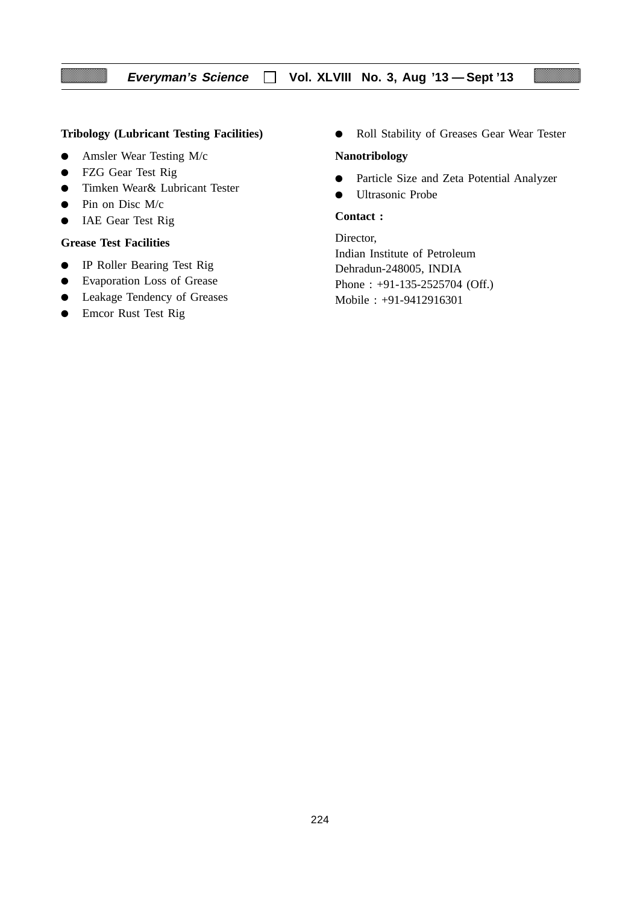**Tribology (Lubricant Testing Facilities)**

- Amsler Wear Testing M/c
- FZG Gear Test Rig
- Timken Wear& Lubricant Tester
- Pin on Disc M/c
- IAE Gear Test Rig

**Grease Test Facilities**

- IP Roller Bearing Test Rig
- Evaporation Loss of Grease
- Leakage Tendency of Greases
- Emcor Rust Test Rig
- Roll Stability of Greases Gear Wear Tester

**Nanotribology**

- Particle Size and Zeta Potential Analyzer
- Ultrasonic Probe

**Contact :**

Director,  
Indian Institute of Petroleum  
Dehradun-248005, INDIA  
Phone : +91-135-2525704 (Off.)  
Mobile : +91-9412916301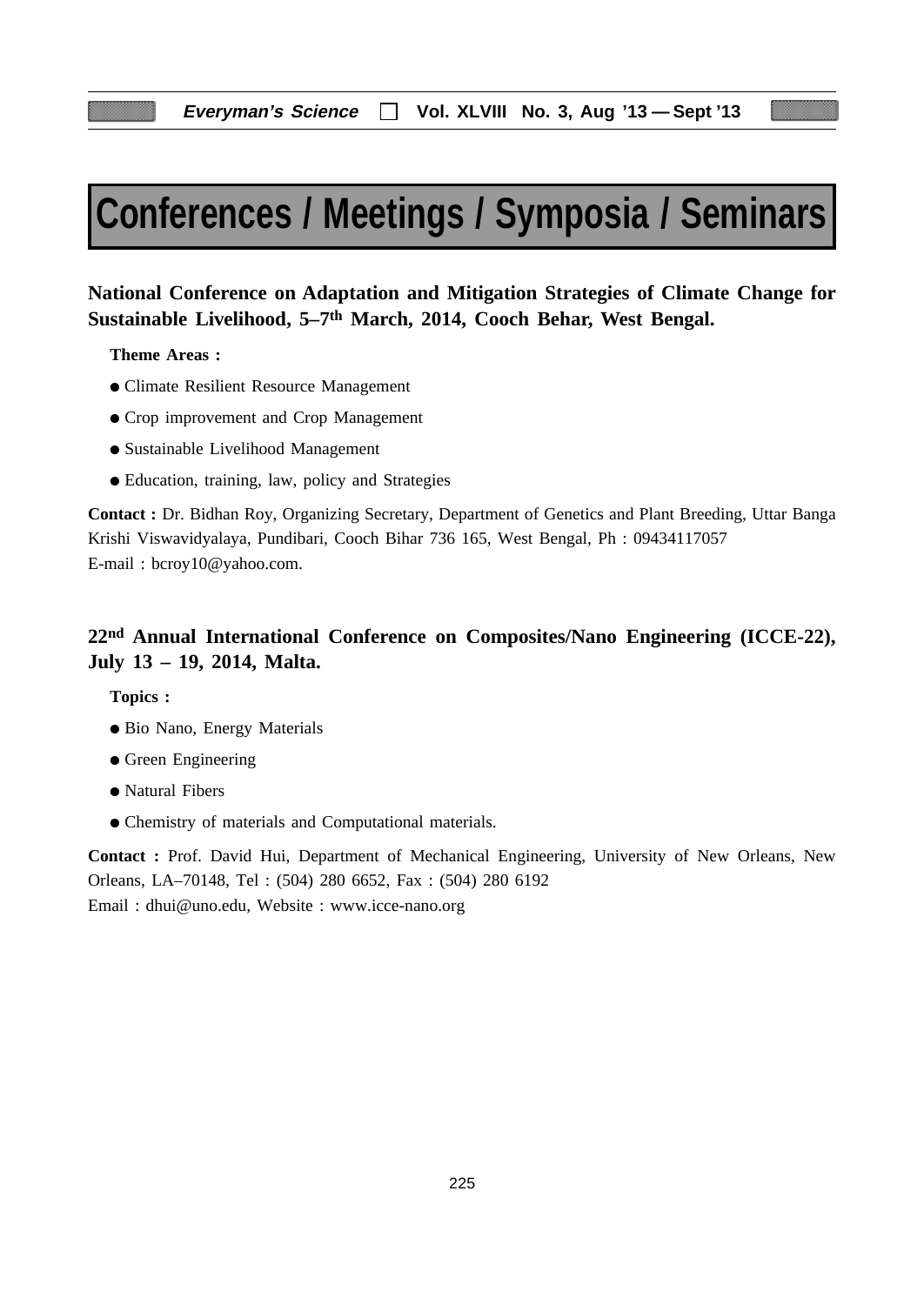# Conferences / Meetings / Symposia / Seminars

**National Conference on Adaptation and Mitigation Strategies of Climate Change for Sustainable Livelihood, 5–7th March, 2014, Cooch Behar, West Bengal.**

**Theme Areas :**

- Climate Resilient Resource Management
- Crop improvement and Crop Management
- Sustainable Livelihood Management
- Education, training, law, policy and Strategies

**Contact :** Dr. Bidhan Roy, Organizing Secretary, Department of Genetics and Plant Breeding, Uttar Banga Krishi Viswavidyalaya, Pundibari, Cooch Bihar 736 165, West Bengal, Ph : 09434117057
E-mail : bcroy10@yahoo.com.

**22nd Annual International Conference on Composites/Nano Engineering (ICCE-22), July 13 – 19, 2014, Malta.**

**Topics :**

- Bio Nano, Energy Materials
- Green Engineering
- Natural Fibers
- Chemistry of materials and Computational materials.

**Contact :** Prof. David Hui, Department of Mechanical Engineering, University of New Orleans, New Orleans, LA–70148, Tel : (504) 280 6652, Fax : (504) 280 6192
Email : dhui@uno.edu, Website : www.icce-nano.org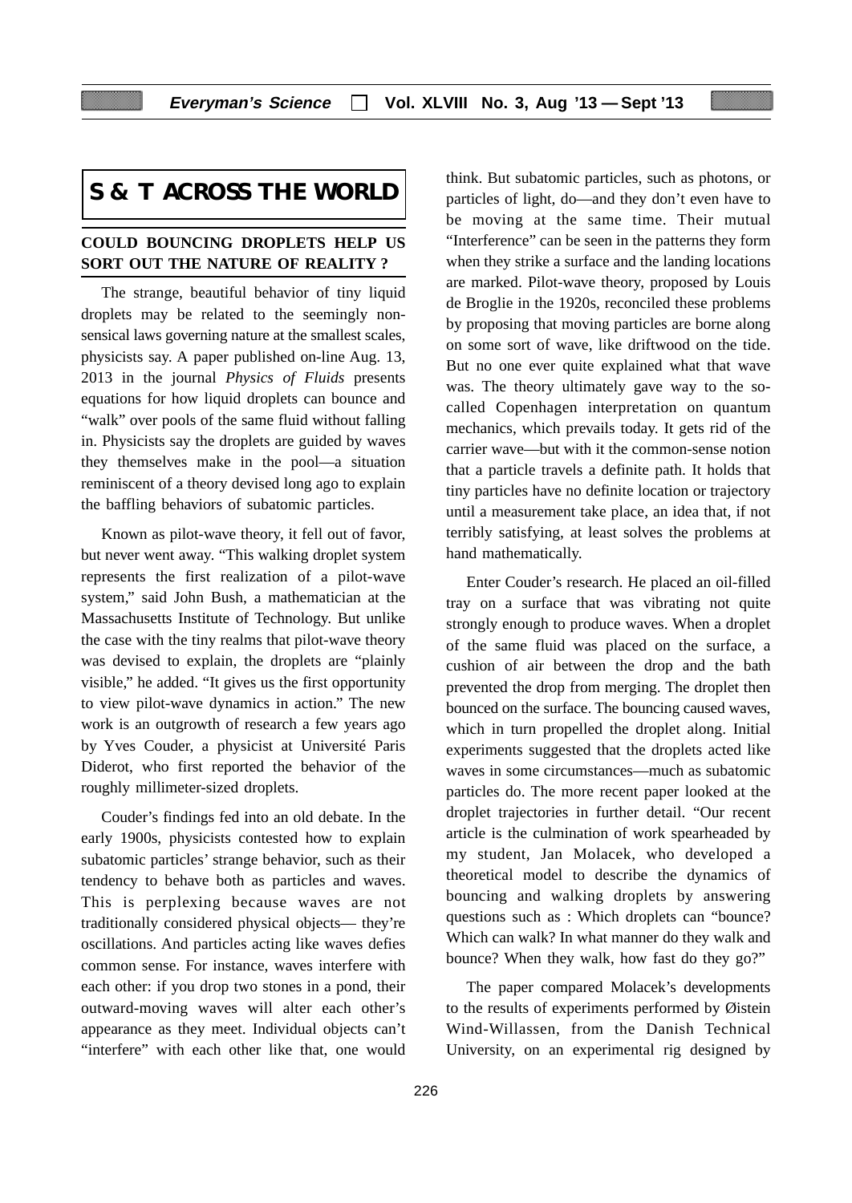# S & T ACROSS THE WORLD

## COULD BOUNCING DROPLETS HELP US SORT OUT THE NATURE OF REALITY ?

The strange, beautiful behavior of tiny liquid droplets may be related to the seemingly non-sensical laws governing nature at the smallest scales, physicists say. A paper published on-line Aug. 13, 2013 in the journal *Physics of Fluids* presents equations for how liquid droplets can bounce and "walk" over pools of the same fluid without falling in. Physicists say the droplets are guided by waves they themselves make in the pool—a situation reminiscent of a theory devised long ago to explain the baffling behaviors of subatomic particles.

Known as pilot-wave theory, it fell out of favor, but never went away. "This walking droplet system represents the first realization of a pilot-wave system," said John Bush, a mathematician at the Massachusetts Institute of Technology. But unlike the case with the tiny realms that pilot-wave theory was devised to explain, the droplets are "plainly visible," he added. "It gives us the first opportunity to view pilot-wave dynamics in action." The new work is an outgrowth of research a few years ago by Yves Couder, a physicist at Université Paris Diderot, who first reported the behavior of the roughly millimeter-sized droplets.

Couder's findings fed into an old debate. In the early 1900s, physicists contested how to explain subatomic particles' strange behavior, such as their tendency to behave both as particles and waves. This is perplexing because waves are not traditionally considered physical objects— they're oscillations. And particles acting like waves defies common sense. For instance, waves interfere with each other: if you drop two stones in a pond, their outward-moving waves will alter each other's appearance as they meet. Individual objects can't "interfere" with each other like that, one would think. But subatomic particles, such as photons, or particles of light, do—and they don't even have to be moving at the same time. Their mutual "Interference" can be seen in the patterns they form when they strike a surface and the landing locations are marked. Pilot-wave theory, proposed by Louis de Broglie in the 1920s, reconciled these problems by proposing that moving particles are borne along on some sort of wave, like driftwood on the tide. But no one ever quite explained what that wave was. The theory ultimately gave way to the so-called Copenhagen interpretation on quantum mechanics, which prevails today. It gets rid of the carrier wave—but with it the common-sense notion that a particle travels a definite path. It holds that tiny particles have no definite location or trajectory until a measurement take place, an idea that, if not terribly satisfying, at least solves the problems at hand mathematically.

Enter Couder's research. He placed an oil-filled tray on a surface that was vibrating not quite strongly enough to produce waves. When a droplet of the same fluid was placed on the surface, a cushion of air between the drop and the bath prevented the drop from merging. The droplet then bounced on the surface. The bouncing caused waves, which in turn propelled the droplet along. Initial experiments suggested that the droplets acted like waves in some circumstances—much as subatomic particles do. The more recent paper looked at the droplet trajectories in further detail. "Our recent article is the culmination of work spearheaded by my student, Jan Molacek, who developed a theoretical model to describe the dynamics of bouncing and walking droplets by answering questions such as : Which droplets can "bounce? Which can walk? In what manner do they walk and bounce? When they walk, how fast do they go?"

The paper compared Molacek's developments to the results of experiments performed by Øistein Wind-Willassen, from the Danish Technical University, on an experimental rig designed by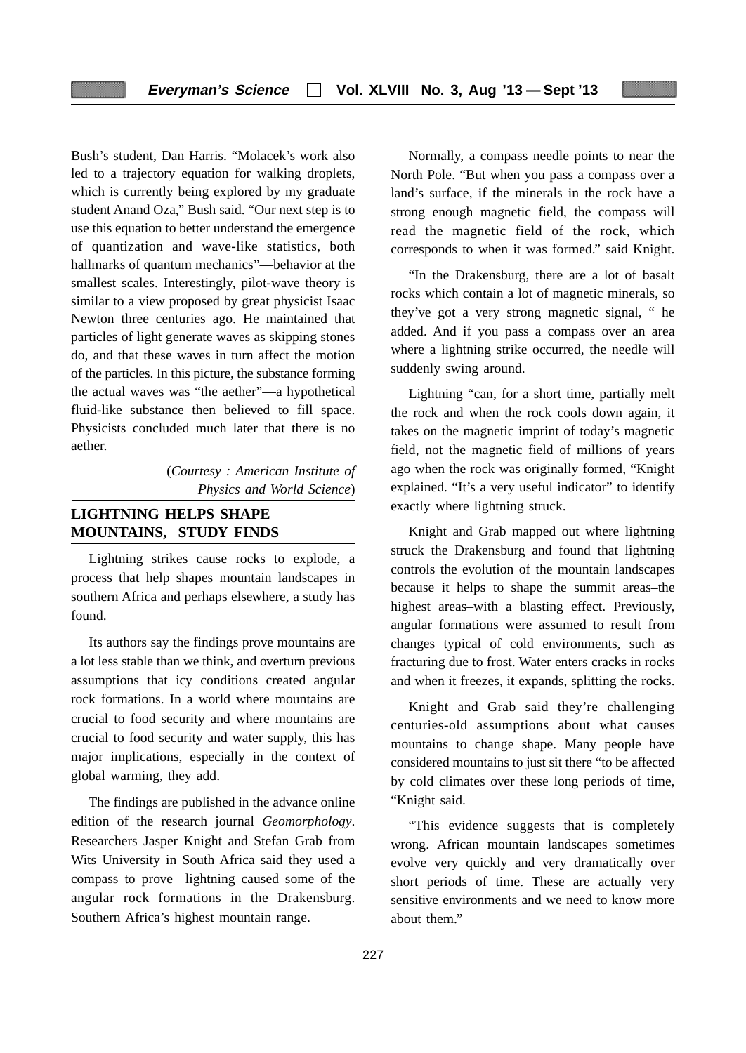Bush's student, Dan Harris. "Molacek's work also led to a trajectory equation for walking droplets, which is currently being explored by my graduate student Anand Oza," Bush said. "Our next step is to use this equation to better understand the emergence of quantization and wave-like statistics, both hallmarks of quantum mechanics"—behavior at the smallest scales. Interestingly, pilot-wave theory is similar to a view proposed by great physicist Isaac Newton three centuries ago. He maintained that particles of light generate waves as skipping stones do, and that these waves in turn affect the motion of the particles. In this picture, the substance forming the actual waves was "the aether"—a hypothetical fluid-like substance then believed to fill space. Physicists concluded much later that there is no aether.

(*Courtesy : American Institute of Physics and World Science*)

## LIGHTNING HELPS SHAPE MOUNTAINS, STUDY FINDS

Lightning strikes cause rocks to explode, a process that help shapes mountain landscapes in southern Africa and perhaps elsewhere, a study has found.

Its authors say the findings prove mountains are a lot less stable than we think, and overturn previous assumptions that icy conditions created angular rock formations. In a world where mountains are crucial to food security and where mountains are crucial to food security and water supply, this has major implications, especially in the context of global warming, they add.

The findings are published in the advance online edition of the research journal *Geomorphology*. Researchers Jasper Knight and Stefan Grab from Wits University in South Africa said they used a compass to prove lightning caused some of the angular rock formations in the Drakensburg. Southern Africa's highest mountain range.

Normally, a compass needle points to near the North Pole. "But when you pass a compass over a land's surface, if the minerals in the rock have a strong enough magnetic field, the compass will read the magnetic field of the rock, which corresponds to when it was formed." said Knight.

"In the Drakensburg, there are a lot of basalt rocks which contain a lot of magnetic minerals, so they've got a very strong magnetic signal, " he added. And if you pass a compass over an area where a lightning strike occurred, the needle will suddenly swing around.

Lightning "can, for a short time, partially melt the rock and when the rock cools down again, it takes on the magnetic imprint of today's magnetic field, not the magnetic field of millions of years ago when the rock was originally formed, "Knight explained. "It's a very useful indicator" to identify exactly where lightning struck.

Knight and Grab mapped out where lightning struck the Drakensburg and found that lightning controls the evolution of the mountain landscapes because it helps to shape the summit areas–the highest areas–with a blasting effect. Previously, angular formations were assumed to result from changes typical of cold environments, such as fracturing due to frost. Water enters cracks in rocks and when it freezes, it expands, splitting the rocks.

Knight and Grab said they're challenging centuries-old assumptions about what causes mountains to change shape. Many people have considered mountains to just sit there "to be affected by cold climates over these long periods of time, "Knight said.

"This evidence suggests that is completely wrong. African mountain landscapes sometimes evolve very quickly and very dramatically over short periods of time. These are actually very sensitive environments and we need to know more about them."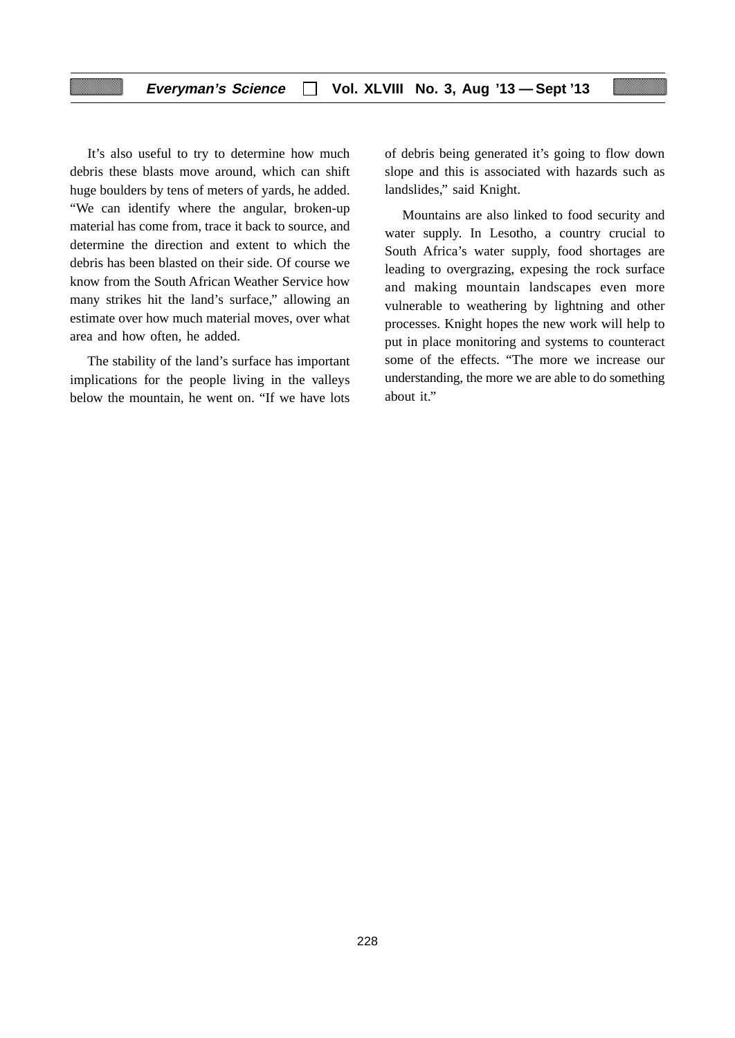It's also useful to try to determine how much debris these blasts move around, which can shift huge boulders by tens of meters of yards, he added. "We can identify where the angular, broken-up material has come from, trace it back to source, and determine the direction and extent to which the debris has been blasted on their side. Of course we know from the South African Weather Service how many strikes hit the land's surface," allowing an estimate over how much material moves, over what area and how often, he added.

The stability of the land's surface has important implications for the people living in the valleys below the mountain, he went on. "If we have lots of debris being generated it's going to flow down slope and this is associated with hazards such as landslides," said Knight.

Mountains are also linked to food security and water supply. In Lesotho, a country crucial to South Africa's water supply, food shortages are leading to overgrazing, expesing the rock surface and making mountain landscapes even more vulnerable to weathering by lightning and other processes. Knight hopes the new work will help to put in place monitoring and systems to counteract some of the effects. "The more we increase our understanding, the more we are able to do something about it."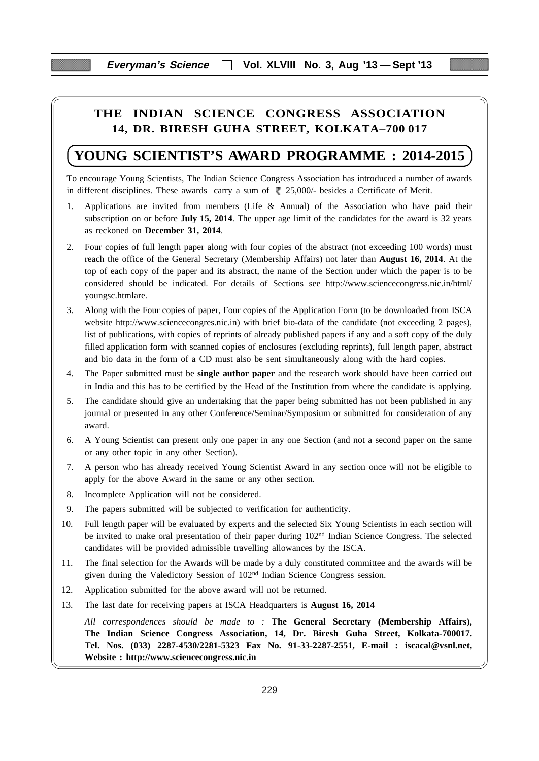# THE INDIAN SCIENCE CONGRESS ASSOCIATION

## 14, DR. BIRESH GUHA STREET, KOLKATA–700 017

## YOUNG SCIENTIST'S AWARD PROGRAMME : 2014-2015

To encourage Young Scientists, The Indian Science Congress Association has introduced a number of awards in different disciplines. These awards carry a sum of ₹ 25,000/- besides a Certificate of Merit.

1. Applications are invited from members (Life & Annual) of the Association who have paid their subscription on or before **July 15, 2014**. The upper age limit of the candidates for the award is 32 years as reckoned on **December 31, 2014**.
2. Four copies of full length paper along with four copies of the abstract (not exceeding 100 words) must reach the office of the General Secretary (Membership Affairs) not later than **August 16, 2014**. At the top of each copy of the paper and its abstract, the name of the Section under which the paper is to be considered should be indicated. For details of Sections see http://www.sciencecongress.nic.in/html/youngsc.htmlare.
3. Along with the Four copies of paper, Four copies of the Application Form (to be downloaded from ISCA website http://www.sciencecongres.nic.in) with brief bio-data of the candidate (not exceeding 2 pages), list of publications, with copies of reprints of already published papers if any and a soft copy of the duly filled application form with scanned copies of enclosures (excluding reprints), full length paper, abstract and bio data in the form of a CD must also be sent simultaneously along with the hard copies.
4. The Paper submitted must be **single author paper** and the research work should have been carried out in India and this has to be certified by the Head of the Institution from where the candidate is applying.
5. The candidate should give an undertaking that the paper being submitted has not been published in any journal or presented in any other Conference/Seminar/Symposium or submitted for consideration of any award.
6. A Young Scientist can present only one paper in any one Section (and not a second paper on the same or any other topic in any other Section).
7. A person who has already received Young Scientist Award in any section once will not be eligible to apply for the above Award in the same or any other section.
8. Incomplete Application will not be considered.
9. The papers submitted will be subjected to verification for authenticity.
10. Full length paper will be evaluated by experts and the selected Six Young Scientists in each section will be invited to make oral presentation of their paper during 102nd Indian Science Congress. The selected candidates will be provided admissible travelling allowances by the ISCA.
11. The final selection for the Awards will be made by a duly constituted committee and the awards will be given during the Valedictory Session of 102nd Indian Science Congress session.
12. Application submitted for the above award will not be returned.
13. The last date for receiving papers at ISCA Headquarters is **August 16, 2014**

*All correspondences should be made to :* **The General Secretary (Membership Affairs), The Indian Science Congress Association, 14, Dr. Biresh Guha Street, Kolkata-700017. Tel. Nos. (033) 2287-4530/2281-5323 Fax No. 91-33-2287-2551, E-mail : iscacal@vsnl.net, Website : http://www.sciencecongress.nic.in**